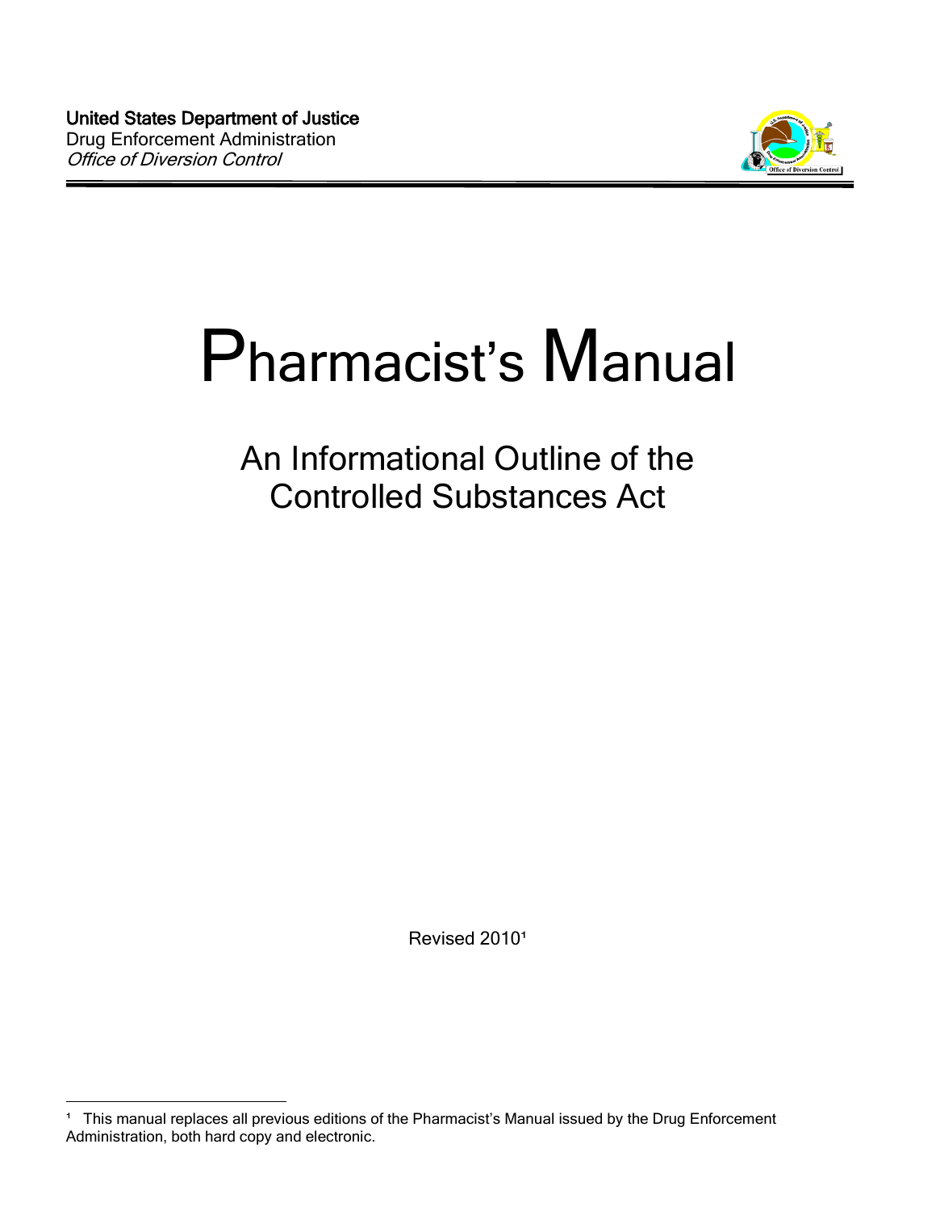**United States Department of Justice**
Drug Enforcement Administration
*Office of Diversion Control*

# Pharmacist's Manual

## An Informational Outline of the Controlled Substances Act

Revised 2010[1]

---

[1] This manual replaces all previous editions of the Pharmacist's Manual issued by the Drug Enforcement Administration, both hard copy and electronic.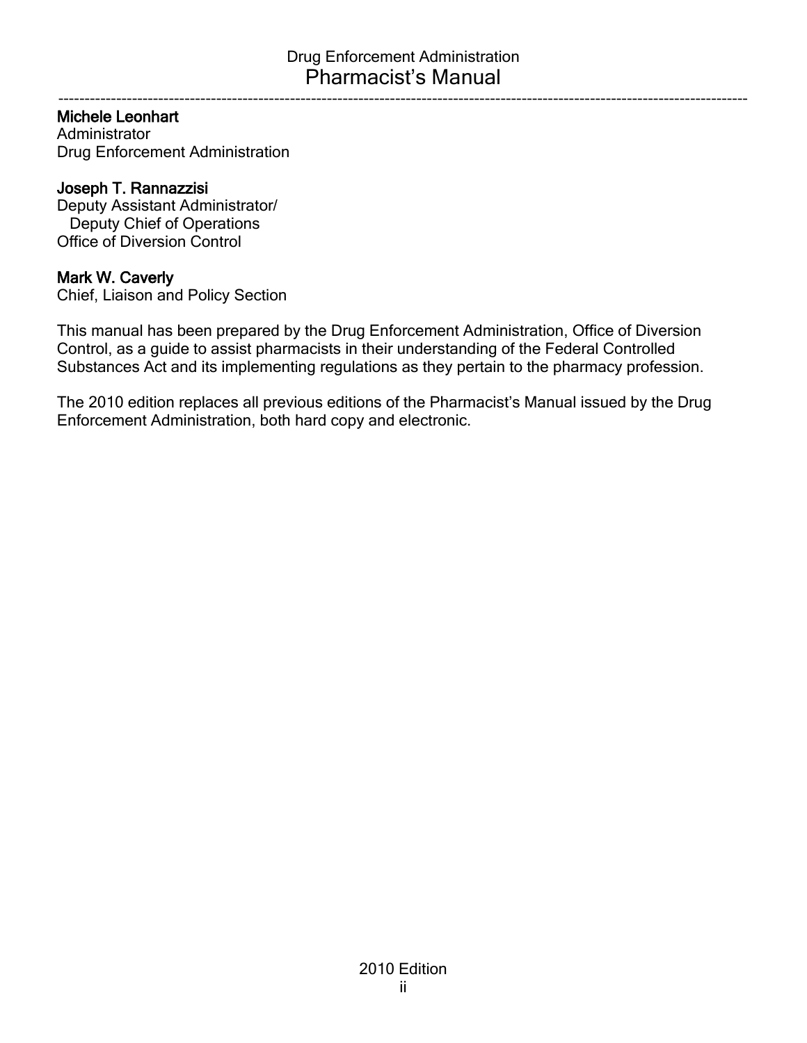**Michele Leonhart**
Administrator
Drug Enforcement Administration

**Joseph T. Rannazzisi**
Deputy Assistant Administrator/
Deputy Chief of Operations
Office of Diversion Control

**Mark W. Caverly**
Chief, Liaison and Policy Section

This manual has been prepared by the Drug Enforcement Administration, Office of Diversion Control, as a guide to assist pharmacists in their understanding of the Federal Controlled Substances Act and its implementing regulations as they pertain to the pharmacy profession.

The 2010 edition replaces all previous editions of the Pharmacist's Manual issued by the Drug Enforcement Administration, both hard copy and electronic.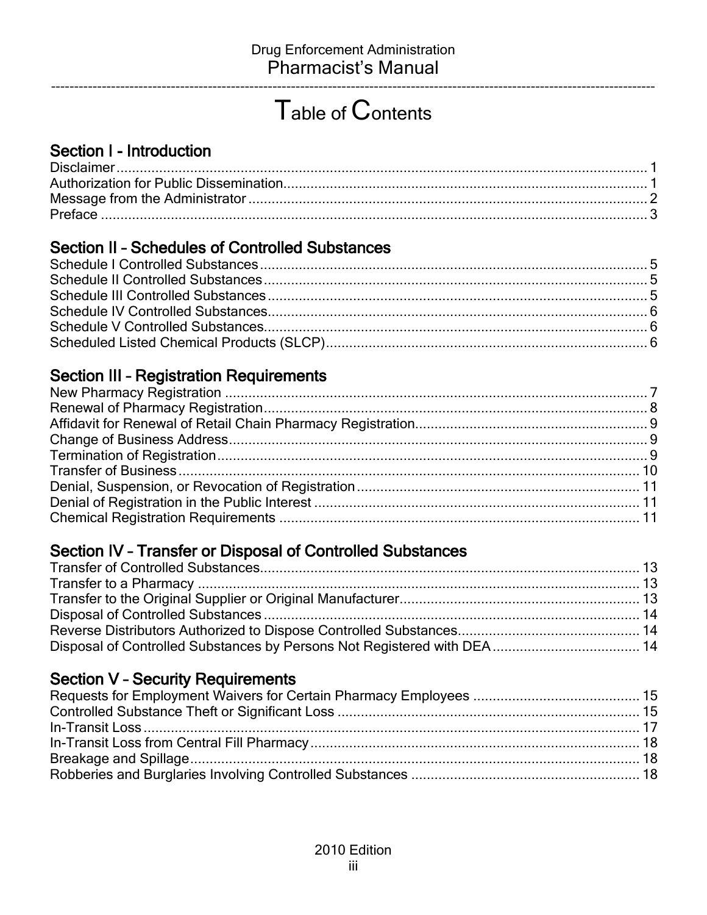# Table of Contents

## Section I - Introduction

| | |
|---|---|
| Disclaimer | 1 |
| Authorization for Public Dissemination | 1 |
| Message from the Administrator | 2 |
| Preface | 3 |

## Section II – Schedules of Controlled Substances

| | |
|---|---|
| Schedule I Controlled Substances | 5 |
| Schedule II Controlled Substances | 5 |
| Schedule III Controlled Substances | 5 |
| Schedule IV Controlled Substances | 6 |
| Schedule V Controlled Substances | 6 |
| Scheduled Listed Chemical Products (SLCP) | 6 |

## Section III – Registration Requirements

| | |
|---|---|
| New Pharmacy Registration | 7 |
| Renewal of Pharmacy Registration | 8 |
| Affidavit for Renewal of Retail Chain Pharmacy Registration | 9 |
| Change of Business Address | 9 |
| Termination of Registration | 9 |
| Transfer of Business | 10 |
| Denial, Suspension, or Revocation of Registration | 11 |
| Denial of Registration in the Public Interest | 11 |
| Chemical Registration Requirements | 11 |

## Section IV – Transfer or Disposal of Controlled Substances

| | |
|---|---|
| Transfer of Controlled Substances | 13 |
| Transfer to a Pharmacy | 13 |
| Transfer to the Original Supplier or Original Manufacturer | 13 |
| Disposal of Controlled Substances | 14 |
| Reverse Distributors Authorized to Dispose Controlled Substances | 14 |
| Disposal of Controlled Substances by Persons Not Registered with DEA | 14 |

## Section V – Security Requirements

| | |
|---|---|
| Requests for Employment Waivers for Certain Pharmacy Employees | 15 |
| Controlled Substance Theft or Significant Loss | 15 |
| In-Transit Loss | 17 |
| In-Transit Loss from Central Fill Pharmacy | 18 |
| Breakage and Spillage | 18 |
| Robberies and Burglaries Involving Controlled Substances | 18 |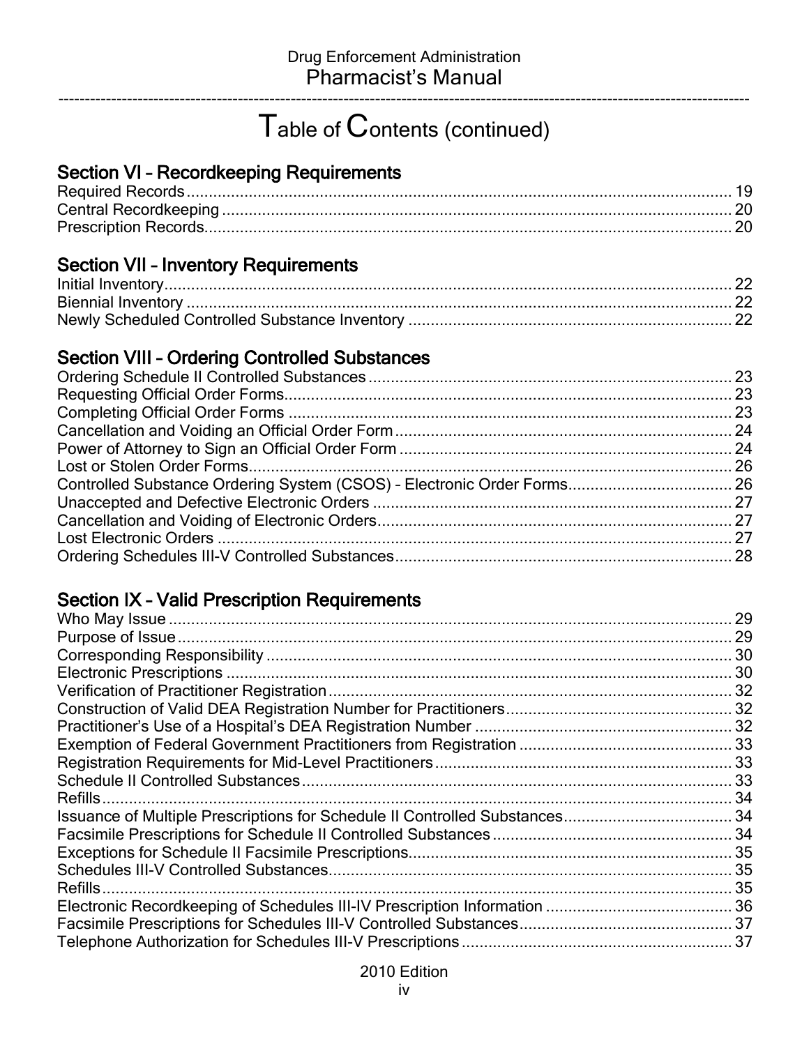# Table of Contents (continued)

## Section VI – Recordkeeping Requirements

Required Records ........................................................................................................... 19
Central Recordkeeping ................................................................................................... 20
Prescription Records....................................................................................................... 20

## Section VII – Inventory Requirements

Initial Inventory................................................................................................................ 22
Biennial Inventory ........................................................................................................... 22
Newly Scheduled Controlled Substance Inventory ........................................................ 22

## Section VIII – Ordering Controlled Substances

Ordering Schedule II Controlled Substances .................................................................. 23
Requesting Official Order Forms..................................................................................... 23
Completing Official Order Forms .................................................................................... 23
Cancellation and Voiding an Official Order Form ........................................................... 24
Power of Attorney to Sign an Official Order Form .......................................................... 24
Lost or Stolen Order Forms............................................................................................. 26
Controlled Substance Ordering System (CSOS) – Electronic Order Forms.................... 26
Unaccepted and Defective Electronic Orders ................................................................ 27
Cancellation and Voiding of Electronic Orders............................................................... 27
Lost Electronic Orders .................................................................................................... 27
Ordering Schedules III-V Controlled Substances............................................................ 28

## Section IX – Valid Prescription Requirements

Who May Issue ............................................................................................................... 29
Purpose of Issue ............................................................................................................. 29
Corresponding Responsibility ........................................................................................ 30
Electronic Prescriptions ................................................................................................. 30
Verification of Practitioner Registration.......................................................................... 32
Construction of Valid DEA Registration Number for Practitioners.................................. 32
Practitioner's Use of a Hospital's DEA Registration Number ......................................... 32
Exemption of Federal Government Practitioners from Registration ............................... 33
Registration Requirements for Mid-Level Practitioners.................................................. 33
Schedule II Controlled Substances ................................................................................ 33
Refills............................................................................................................................... 34
Issuance of Multiple Prescriptions for Schedule II Controlled Substances..................... 34
Facsimile Prescriptions for Schedule II Controlled Substances ..................................... 34
Exceptions for Schedule II Facsimile Prescriptions........................................................ 35
Schedules III-V Controlled Substances........................................................................... 35
Refills............................................................................................................................... 35
Electronic Recordkeeping of Schedules III-IV Prescription Information ......................... 36
Facsimile Prescriptions for Schedules III-V Controlled Substances............................... 37
Telephone Authorization for Schedules III-V Prescriptions ............................................ 37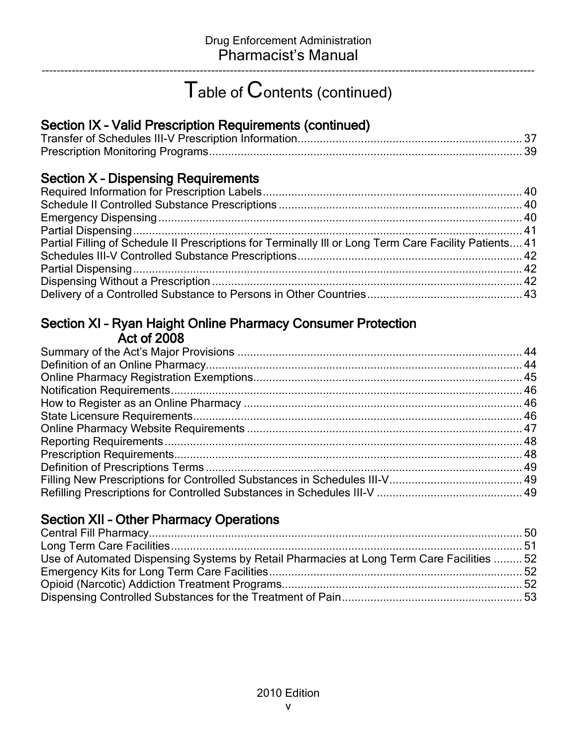# Table of Contents (continued)

## Section IX – Valid Prescription Requirements (continued)

Transfer of Schedules III-V Prescription Information ........ 37
Prescription Monitoring Programs ........ 39

## Section X – Dispensing Requirements

Required Information for Prescription Labels ........ 40
Schedule II Controlled Substance Prescriptions ........ 40
Emergency Dispensing ........ 40
Partial Dispensing ........ 41
Partial Filling of Schedule II Prescriptions for Terminally Ill or Long Term Care Facility Patients ........ 41
Schedules III-V Controlled Substance Prescriptions ........ 42
Partial Dispensing ........ 42
Dispensing Without a Prescription ........ 42
Delivery of a Controlled Substance to Persons in Other Countries ........ 43

## Section XI – Ryan Haight Online Pharmacy Consumer Protection Act of 2008

Summary of the Act's Major Provisions ........ 44
Definition of an Online Pharmacy ........ 44
Online Pharmacy Registration Exemptions ........ 45
Notification Requirements ........ 46
How to Register as an Online Pharmacy ........ 46
State Licensure Requirements ........ 46
Online Pharmacy Website Requirements ........ 47
Reporting Requirements ........ 48
Prescription Requirements ........ 48
Definition of Prescriptions Terms ........ 49
Filling New Prescriptions for Controlled Substances in Schedules III-V ........ 49
Refilling Prescriptions for Controlled Substances in Schedules III-V ........ 49

## Section XII – Other Pharmacy Operations

Central Fill Pharmacy ........ 50
Long Term Care Facilities ........ 51
Use of Automated Dispensing Systems by Retail Pharmacies at Long Term Care Facilities ........ 52
Emergency Kits for Long Term Care Facilities ........ 52
Opioid (Narcotic) Addiction Treatment Programs ........ 52
Dispensing Controlled Substances for the Treatment of Pain ........ 53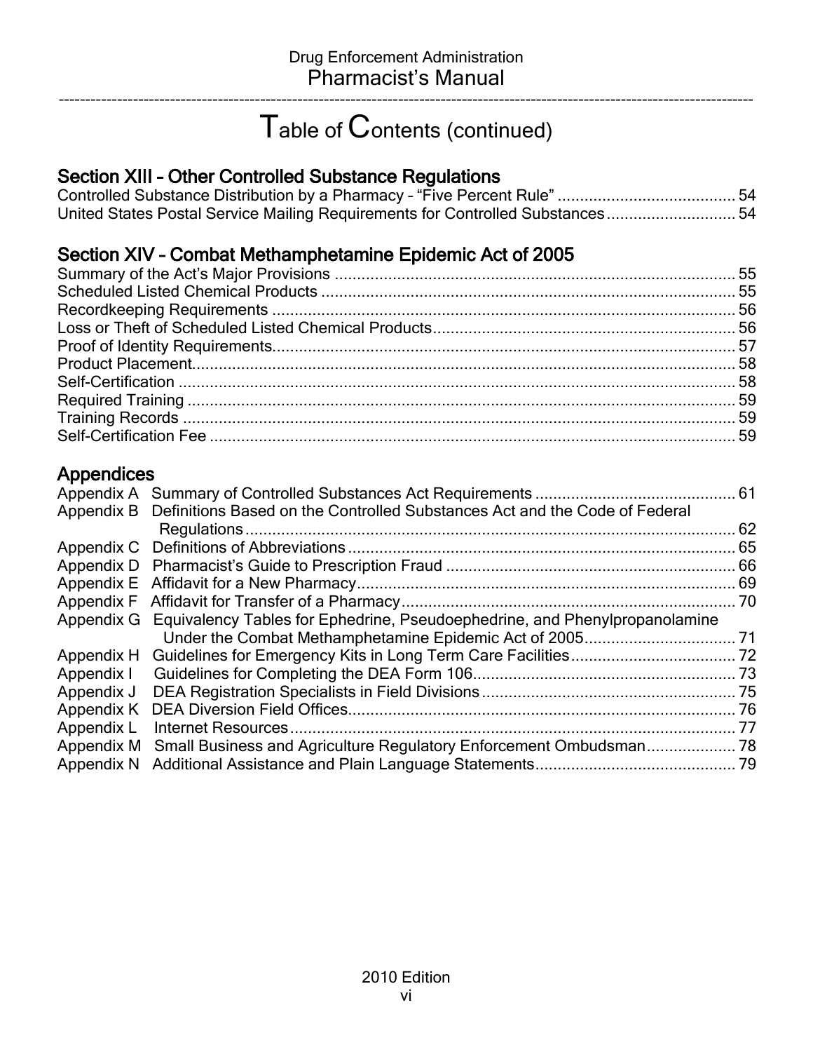# Table of Contents (continued)

## Section XIII – Other Controlled Substance Regulations

Controlled Substance Distribution by a Pharmacy – "Five Percent Rule" ........................................ 54
United States Postal Service Mailing Requirements for Controlled Substances ............................ 54

## Section XIV – Combat Methamphetamine Epidemic Act of 2005

Summary of the Act's Major Provisions ........................................................................................ 55
Scheduled Listed Chemical Products ............................................................................................ 55
Recordkeeping Requirements ....................................................................................................... 56
Loss or Theft of Scheduled Listed Chemical Products.................................................................. 56
Proof of Identity Requirements...................................................................................................... 57
Product Placement......................................................................................................................... 58
Self-Certification ............................................................................................................................ 58
Required Training .......................................................................................................................... 59
Training Records ............................................................................................................................ 59
Self-Certification Fee ..................................................................................................................... 59

## Appendices

Appendix A Summary of Controlled Substances Act Requirements ............................................ 61
Appendix B Definitions Based on the Controlled Substances Act and the Code of Federal Regulations ............................................................................................................. 62
Appendix C Definitions of Abbreviations ...................................................................................... 65
Appendix D Pharmacist's Guide to Prescription Fraud ................................................................ 66
Appendix E Affidavit for a New Pharmacy.................................................................................... 69
Appendix F Affidavit for Transfer of a Pharmacy.......................................................................... 70
Appendix G Equivalency Tables for Ephedrine, Pseudoephedrine, and Phenylpropanolamine Under the Combat Methamphetamine Epidemic Act of 2005.................................. 71
Appendix H Guidelines for Emergency Kits in Long Term Care Facilities.................................... 72
Appendix I Guidelines for Completing the DEA Form 106.......................................................... 73
Appendix J DEA Registration Specialists in Field Divisions ........................................................ 75
Appendix K DEA Diversion Field Offices...................................................................................... 76
Appendix L Internet Resources ................................................................................................... 77
Appendix M Small Business and Agriculture Regulatory Enforcement Ombudsman.................... 78
Appendix N Additional Assistance and Plain Language Statements............................................ 79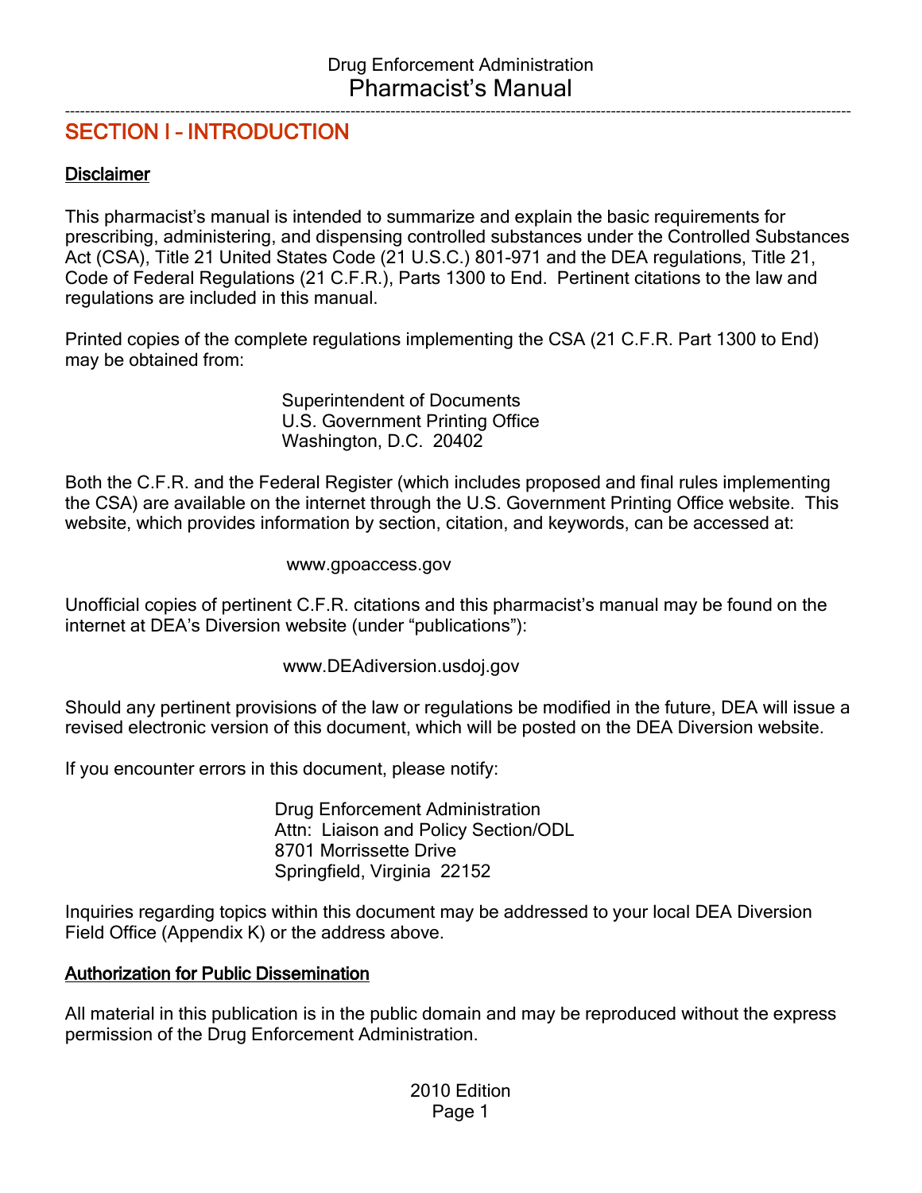## SECTION I – INTRODUCTION

### Disclaimer

This pharmacist's manual is intended to summarize and explain the basic requirements for prescribing, administering, and dispensing controlled substances under the Controlled Substances Act (CSA), Title 21 United States Code (21 U.S.C.) 801-971 and the DEA regulations, Title 21, Code of Federal Regulations (21 C.F.R.), Parts 1300 to End. Pertinent citations to the law and regulations are included in this manual.

Printed copies of the complete regulations implementing the CSA (21 C.F.R. Part 1300 to End) may be obtained from:

Superintendent of Documents
U.S. Government Printing Office
Washington, D.C. 20402

Both the C.F.R. and the Federal Register (which includes proposed and final rules implementing the CSA) are available on the internet through the U.S. Government Printing Office website. This website, which provides information by section, citation, and keywords, can be accessed at:

www.gpoaccess.gov

Unofficial copies of pertinent C.F.R. citations and this pharmacist's manual may be found on the internet at DEA's Diversion website (under "publications"):

www.DEAdiversion.usdoj.gov

Should any pertinent provisions of the law or regulations be modified in the future, DEA will issue a revised electronic version of this document, which will be posted on the DEA Diversion website.

If you encounter errors in this document, please notify:

Drug Enforcement Administration
Attn: Liaison and Policy Section/ODL
8701 Morrissette Drive
Springfield, Virginia 22152

Inquiries regarding topics within this document may be addressed to your local DEA Diversion Field Office (Appendix K) or the address above.

### Authorization for Public Dissemination

All material in this publication is in the public domain and may be reproduced without the express permission of the Drug Enforcement Administration.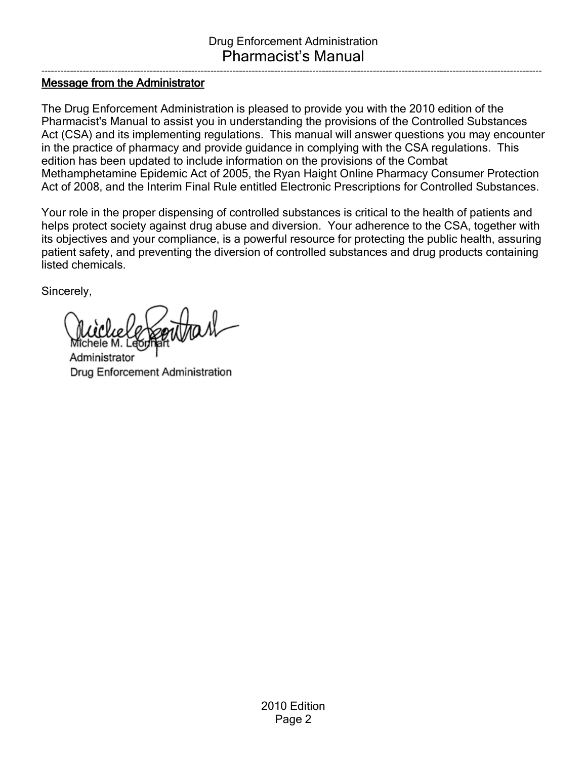## Message from the Administrator

The Drug Enforcement Administration is pleased to provide you with the 2010 edition of the Pharmacist's Manual to assist you in understanding the provisions of the Controlled Substances Act (CSA) and its implementing regulations. This manual will answer questions you may encounter in the practice of pharmacy and provide guidance in complying with the CSA regulations. This edition has been updated to include information on the provisions of the Combat Methamphetamine Epidemic Act of 2005, the Ryan Haight Online Pharmacy Consumer Protection Act of 2008, and the Interim Final Rule entitled Electronic Prescriptions for Controlled Substances.

Your role in the proper dispensing of controlled substances is critical to the health of patients and helps protect society against drug abuse and diversion. Your adherence to the CSA, together with its objectives and your compliance, is a powerful resource for protecting the public health, assuring patient safety, and preventing the diversion of controlled substances and drug products containing listed chemicals.

Sincerely,

Michele M. Leonhart
Administrator
Drug Enforcement Administration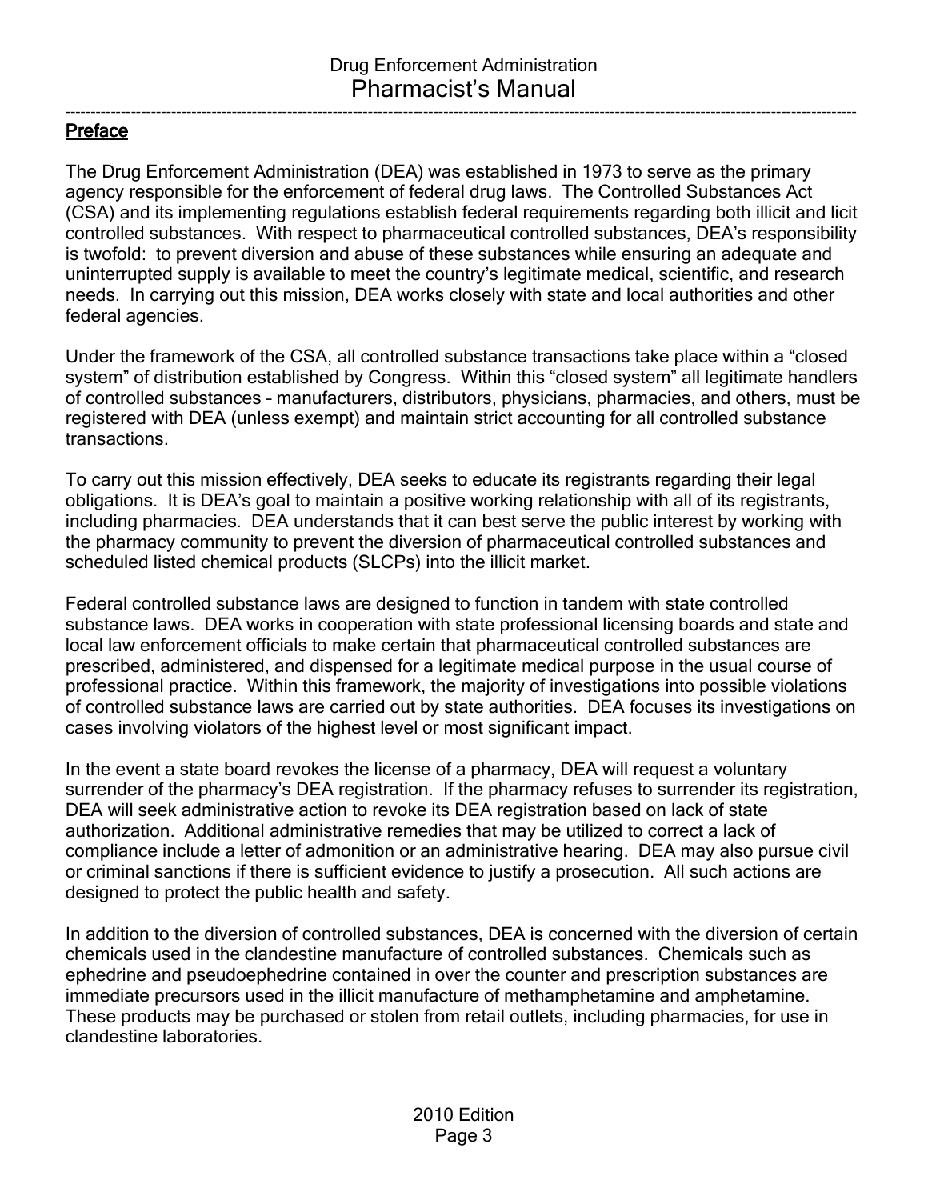## Preface

The Drug Enforcement Administration (DEA) was established in 1973 to serve as the primary agency responsible for the enforcement of federal drug laws. The Controlled Substances Act (CSA) and its implementing regulations establish federal requirements regarding both illicit and licit controlled substances. With respect to pharmaceutical controlled substances, DEA's responsibility is twofold: to prevent diversion and abuse of these substances while ensuring an adequate and uninterrupted supply is available to meet the country's legitimate medical, scientific, and research needs. In carrying out this mission, DEA works closely with state and local authorities and other federal agencies.

Under the framework of the CSA, all controlled substance transactions take place within a "closed system" of distribution established by Congress. Within this "closed system" all legitimate handlers of controlled substances – manufacturers, distributors, physicians, pharmacies, and others, must be registered with DEA (unless exempt) and maintain strict accounting for all controlled substance transactions.

To carry out this mission effectively, DEA seeks to educate its registrants regarding their legal obligations. It is DEA's goal to maintain a positive working relationship with all of its registrants, including pharmacies. DEA understands that it can best serve the public interest by working with the pharmacy community to prevent the diversion of pharmaceutical controlled substances and scheduled listed chemical products (SLCPs) into the illicit market.

Federal controlled substance laws are designed to function in tandem with state controlled substance laws. DEA works in cooperation with state professional licensing boards and state and local law enforcement officials to make certain that pharmaceutical controlled substances are prescribed, administered, and dispensed for a legitimate medical purpose in the usual course of professional practice. Within this framework, the majority of investigations into possible violations of controlled substance laws are carried out by state authorities. DEA focuses its investigations on cases involving violators of the highest level or most significant impact.

In the event a state board revokes the license of a pharmacy, DEA will request a voluntary surrender of the pharmacy's DEA registration. If the pharmacy refuses to surrender its registration, DEA will seek administrative action to revoke its DEA registration based on lack of state authorization. Additional administrative remedies that may be utilized to correct a lack of compliance include a letter of admonition or an administrative hearing. DEA may also pursue civil or criminal sanctions if there is sufficient evidence to justify a prosecution. All such actions are designed to protect the public health and safety.

In addition to the diversion of controlled substances, DEA is concerned with the diversion of certain chemicals used in the clandestine manufacture of controlled substances. Chemicals such as ephedrine and pseudoephedrine contained in over the counter and prescription substances are immediate precursors used in the illicit manufacture of methamphetamine and amphetamine. These products may be purchased or stolen from retail outlets, including pharmacies, for use in clandestine laboratories.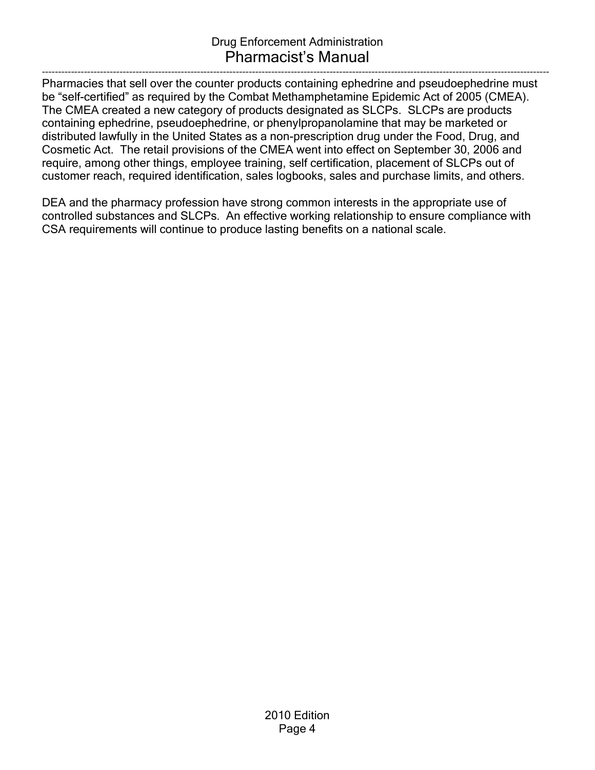Pharmacies that sell over the counter products containing ephedrine and pseudoephedrine must be “self-certified” as required by the Combat Methamphetamine Epidemic Act of 2005 (CMEA). The CMEA created a new category of products designated as SLCPs. SLCPs are products containing ephedrine, pseudoephedrine, or phenylpropanolamine that may be marketed or distributed lawfully in the United States as a non-prescription drug under the Food, Drug, and Cosmetic Act. The retail provisions of the CMEA went into effect on September 30, 2006 and require, among other things, employee training, self certification, placement of SLCPs out of customer reach, required identification, sales logbooks, sales and purchase limits, and others.

DEA and the pharmacy profession have strong common interests in the appropriate use of controlled substances and SLCPs. An effective working relationship to ensure compliance with CSA requirements will continue to produce lasting benefits on a national scale.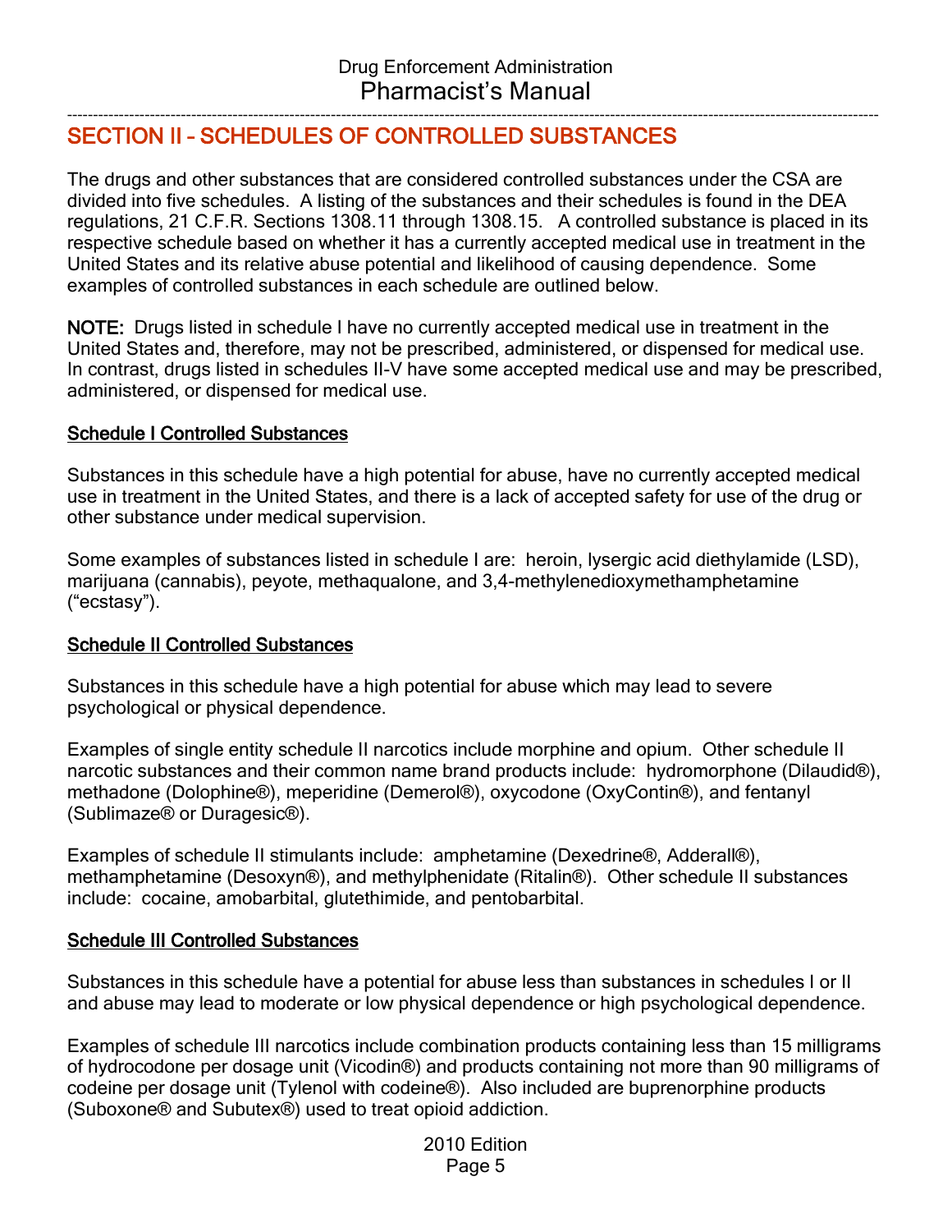## SECTION II – SCHEDULES OF CONTROLLED SUBSTANCES

The drugs and other substances that are considered controlled substances under the CSA are divided into five schedules. A listing of the substances and their schedules is found in the DEA regulations, 21 C.F.R. Sections 1308.11 through 1308.15. A controlled substance is placed in its respective schedule based on whether it has a currently accepted medical use in treatment in the United States and its relative abuse potential and likelihood of causing dependence. Some examples of controlled substances in each schedule are outlined below.

**NOTE:** Drugs listed in schedule I have no currently accepted medical use in treatment in the United States and, therefore, may not be prescribed, administered, or dispensed for medical use. In contrast, drugs listed in schedules II-V have some accepted medical use and may be prescribed, administered, or dispensed for medical use.

### Schedule I Controlled Substances

Substances in this schedule have a high potential for abuse, have no currently accepted medical use in treatment in the United States, and there is a lack of accepted safety for use of the drug or other substance under medical supervision.

Some examples of substances listed in schedule I are: heroin, lysergic acid diethylamide (LSD), marijuana (cannabis), peyote, methaqualone, and 3,4-methylenedioxymethamphetamine ("ecstasy").

### Schedule II Controlled Substances

Substances in this schedule have a high potential for abuse which may lead to severe psychological or physical dependence.

Examples of single entity schedule II narcotics include morphine and opium. Other schedule II narcotic substances and their common name brand products include: hydromorphone (Dilaudid®), methadone (Dolophine®), meperidine (Demerol®), oxycodone (OxyContin®), and fentanyl (Sublimaze® or Duragesic®).

Examples of schedule II stimulants include: amphetamine (Dexedrine®, Adderall®), methamphetamine (Desoxyn®), and methylphenidate (Ritalin®). Other schedule II substances include: cocaine, amobarbital, glutethimide, and pentobarbital.

### Schedule III Controlled Substances

Substances in this schedule have a potential for abuse less than substances in schedules I or II and abuse may lead to moderate or low physical dependence or high psychological dependence.

Examples of schedule III narcotics include combination products containing less than 15 milligrams of hydrocodone per dosage unit (Vicodin®) and products containing not more than 90 milligrams of codeine per dosage unit (Tylenol with codeine®). Also included are buprenorphine products (Suboxone® and Subutex®) used to treat opioid addiction.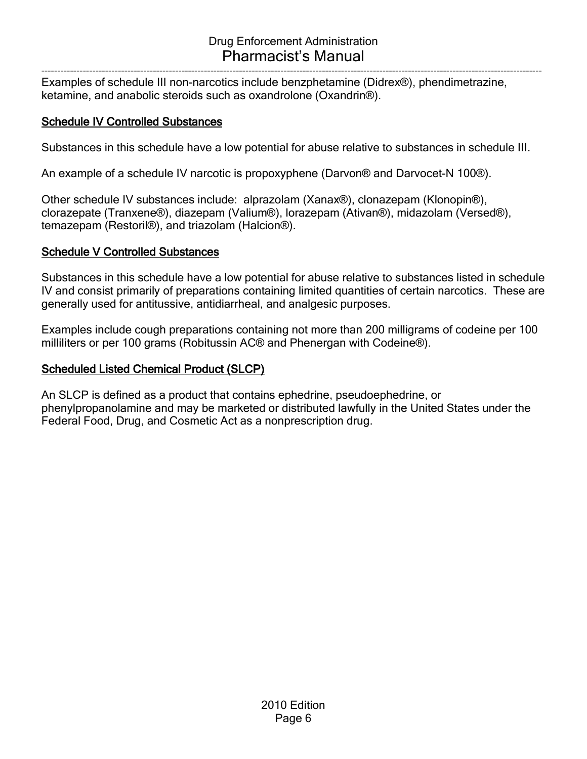Examples of schedule III non-narcotics include benzphetamine (Didrex®), phendimetrazine, ketamine, and anabolic steroids such as oxandrolone (Oxandrin®).

## Schedule IV Controlled Substances

Substances in this schedule have a low potential for abuse relative to substances in schedule III.

An example of a schedule IV narcotic is propoxyphene (Darvon® and Darvocet-N 100®).

Other schedule IV substances include: alprazolam (Xanax®), clonazepam (Klonopin®), clorazepate (Tranxene®), diazepam (Valium®), lorazepam (Ativan®), midazolam (Versed®), temazepam (Restoril®), and triazolam (Halcion®).

## Schedule V Controlled Substances

Substances in this schedule have a low potential for abuse relative to substances listed in schedule IV and consist primarily of preparations containing limited quantities of certain narcotics. These are generally used for antitussive, antidiarrheal, and analgesic purposes.

Examples include cough preparations containing not more than 200 milligrams of codeine per 100 milliliters or per 100 grams (Robitussin AC® and Phenergan with Codeine®).

## Scheduled Listed Chemical Product (SLCP)

An SLCP is defined as a product that contains ephedrine, pseudoephedrine, or phenylpropanolamine and may be marketed or distributed lawfully in the United States under the Federal Food, Drug, and Cosmetic Act as a nonprescription drug.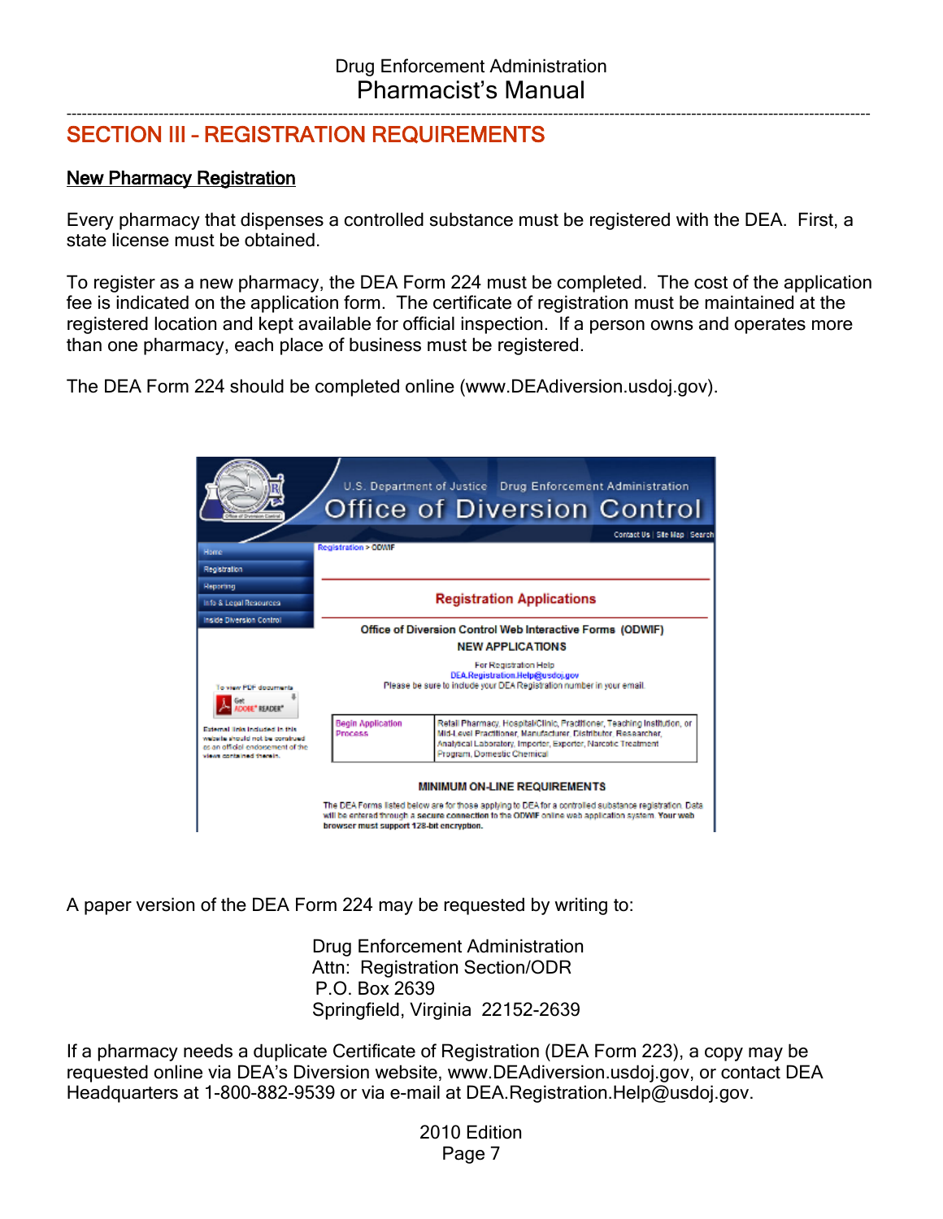# SECTION III – REGISTRATION REQUIREMENTS

## New Pharmacy Registration

Every pharmacy that dispenses a controlled substance must be registered with the DEA. First, a state license must be obtained.

To register as a new pharmacy, the DEA Form 224 must be completed. The cost of the application fee is indicated on the application form. The certificate of registration must be maintained at the registered location and kept available for official inspection. If a person owns and operates more than one pharmacy, each place of business must be registered.

The DEA Form 224 should be completed online (www.DEAdiversion.usdoj.gov).

A paper version of the DEA Form 224 may be requested by writing to:

Drug Enforcement Administration
Attn: Registration Section/ODR
P.O. Box 2639
Springfield, Virginia 22152-2639

If a pharmacy needs a duplicate Certificate of Registration (DEA Form 223), a copy may be requested online via DEA's Diversion website, www.DEAdiversion.usdoj.gov, or contact DEA Headquarters at 1-800-882-9539 or via e-mail at DEA.Registration.Help@usdoj.gov.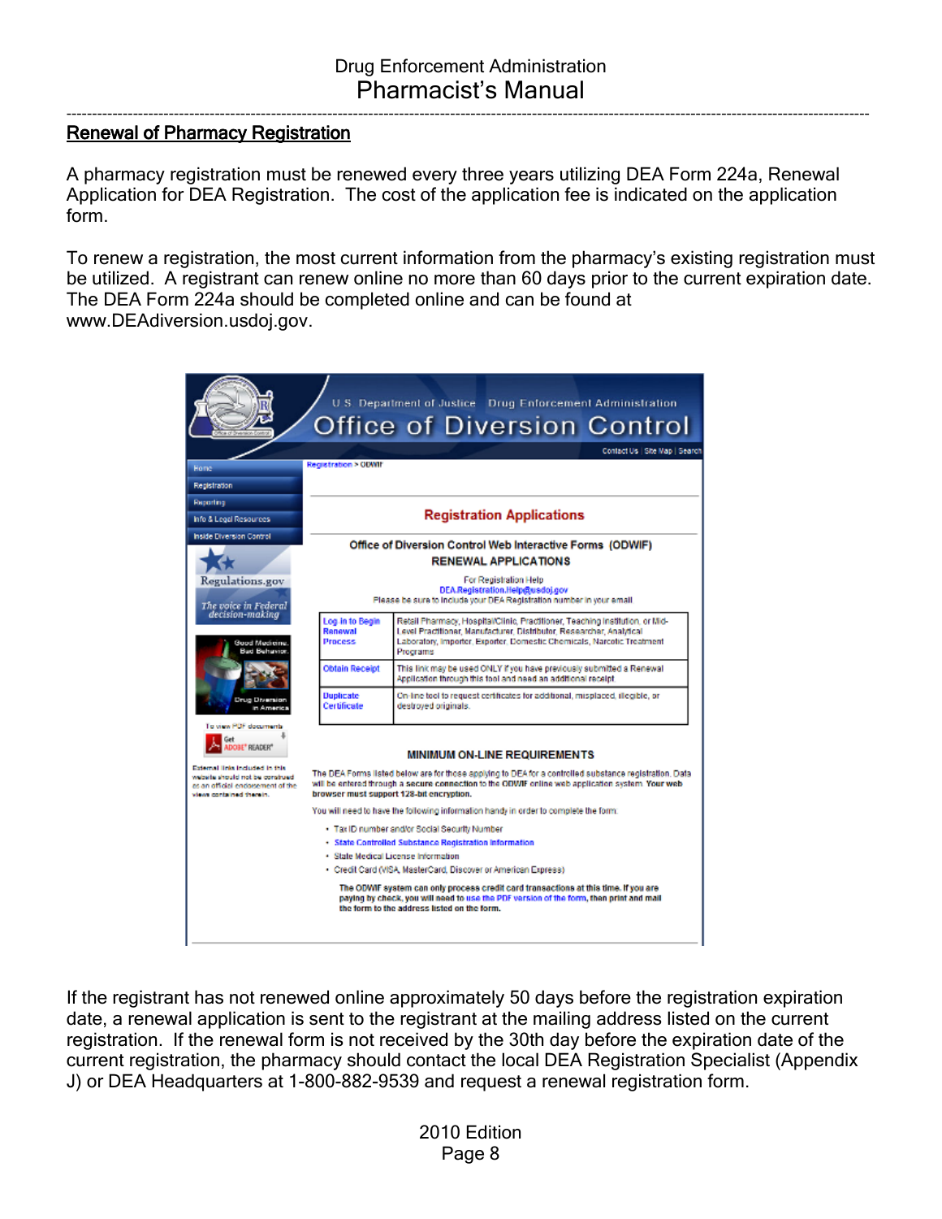## Renewal of Pharmacy Registration

A pharmacy registration must be renewed every three years utilizing DEA Form 224a, Renewal Application for DEA Registration. The cost of the application fee is indicated on the application form.

To renew a registration, the most current information from the pharmacy's existing registration must be utilized. A registrant can renew online no more than 60 days prior to the current expiration date. The DEA Form 224a should be completed online and can be found at www.DEAdiversion.usdoj.gov.

If the registrant has not renewed online approximately 50 days before the registration expiration date, a renewal application is sent to the registrant at the mailing address listed on the current registration. If the renewal form is not received by the 30th day before the expiration date of the current registration, the pharmacy should contact the local DEA Registration Specialist (Appendix J) or DEA Headquarters at 1-800-882-9539 and request a renewal registration form.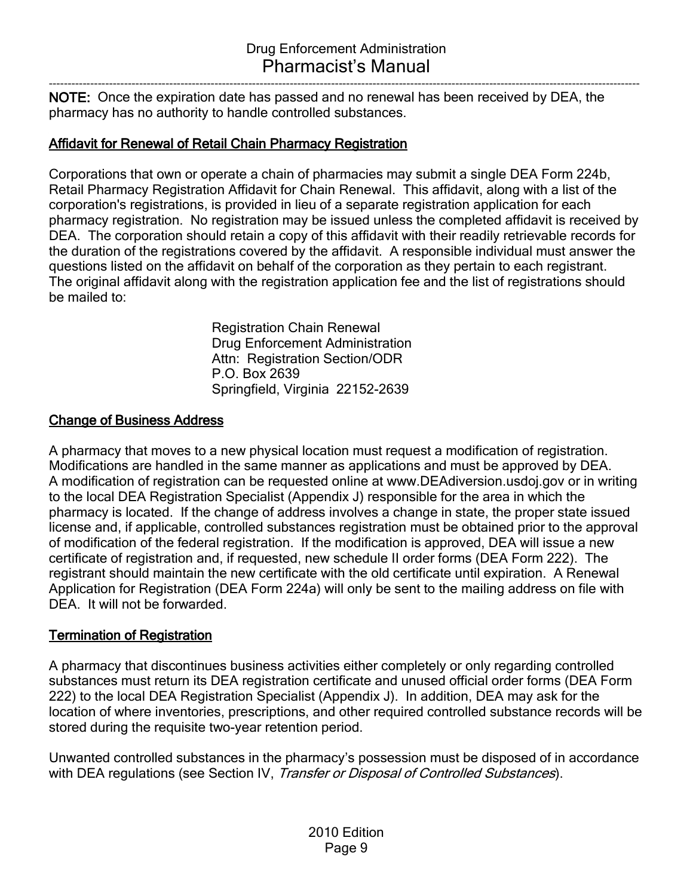**NOTE:** Once the expiration date has passed and no renewal has been received by DEA, the pharmacy has no authority to handle controlled substances.

## Affidavit for Renewal of Retail Chain Pharmacy Registration

Corporations that own or operate a chain of pharmacies may submit a single DEA Form 224b, Retail Pharmacy Registration Affidavit for Chain Renewal. This affidavit, along with a list of the corporation's registrations, is provided in lieu of a separate registration application for each pharmacy registration. No registration may be issued unless the completed affidavit is received by DEA. The corporation should retain a copy of this affidavit with their readily retrievable records for the duration of the registrations covered by the affidavit. A responsible individual must answer the questions listed on the affidavit on behalf of the corporation as they pertain to each registrant. The original affidavit along with the registration application fee and the list of registrations should be mailed to:

Registration Chain Renewal
Drug Enforcement Administration
Attn: Registration Section/ODR
P.O. Box 2639
Springfield, Virginia 22152-2639

## Change of Business Address

A pharmacy that moves to a new physical location must request a modification of registration. Modifications are handled in the same manner as applications and must be approved by DEA. A modification of registration can be requested online at www.DEAdiversion.usdoj.gov or in writing to the local DEA Registration Specialist (Appendix J) responsible for the area in which the pharmacy is located. If the change of address involves a change in state, the proper state issued license and, if applicable, controlled substances registration must be obtained prior to the approval of modification of the federal registration. If the modification is approved, DEA will issue a new certificate of registration and, if requested, new schedule II order forms (DEA Form 222). The registrant should maintain the new certificate with the old certificate until expiration. A Renewal Application for Registration (DEA Form 224a) will only be sent to the mailing address on file with DEA. It will not be forwarded.

## Termination of Registration

A pharmacy that discontinues business activities either completely or only regarding controlled substances must return its DEA registration certificate and unused official order forms (DEA Form 222) to the local DEA Registration Specialist (Appendix J). In addition, DEA may ask for the location of where inventories, prescriptions, and other required controlled substance records will be stored during the requisite two-year retention period.

Unwanted controlled substances in the pharmacy's possession must be disposed of in accordance with DEA regulations (see Section IV, *Transfer or Disposal of Controlled Substances*).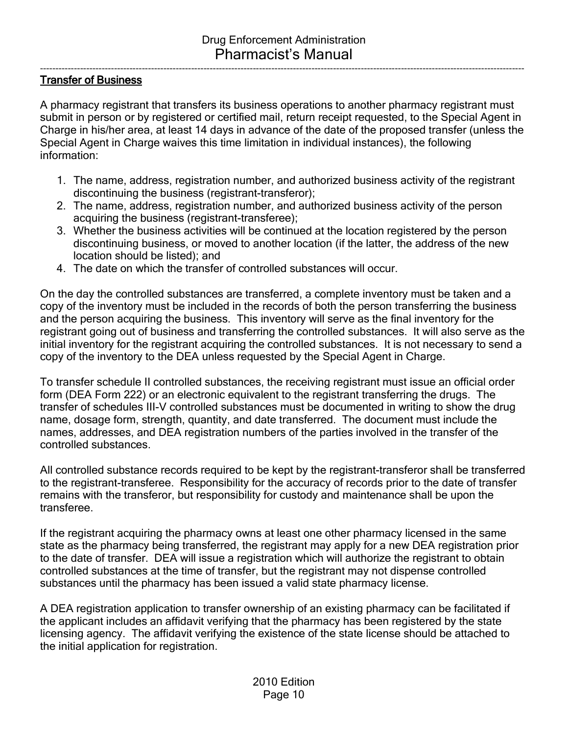## Transfer of Business

A pharmacy registrant that transfers its business operations to another pharmacy registrant must submit in person or by registered or certified mail, return receipt requested, to the Special Agent in Charge in his/her area, at least 14 days in advance of the date of the proposed transfer (unless the Special Agent in Charge waives this time limitation in individual instances), the following information:

1. The name, address, registration number, and authorized business activity of the registrant discontinuing the business (registrant-transferor);
2. The name, address, registration number, and authorized business activity of the person acquiring the business (registrant-transferee);
3. Whether the business activities will be continued at the location registered by the person discontinuing business, or moved to another location (if the latter, the address of the new location should be listed); and
4. The date on which the transfer of controlled substances will occur.

On the day the controlled substances are transferred, a complete inventory must be taken and a copy of the inventory must be included in the records of both the person transferring the business and the person acquiring the business. This inventory will serve as the final inventory for the registrant going out of business and transferring the controlled substances. It will also serve as the initial inventory for the registrant acquiring the controlled substances. It is not necessary to send a copy of the inventory to the DEA unless requested by the Special Agent in Charge.

To transfer schedule II controlled substances, the receiving registrant must issue an official order form (DEA Form 222) or an electronic equivalent to the registrant transferring the drugs. The transfer of schedules III-V controlled substances must be documented in writing to show the drug name, dosage form, strength, quantity, and date transferred. The document must include the names, addresses, and DEA registration numbers of the parties involved in the transfer of the controlled substances.

All controlled substance records required to be kept by the registrant-transferor shall be transferred to the registrant-transferee. Responsibility for the accuracy of records prior to the date of transfer remains with the transferor, but responsibility for custody and maintenance shall be upon the transferee.

If the registrant acquiring the pharmacy owns at least one other pharmacy licensed in the same state as the pharmacy being transferred, the registrant may apply for a new DEA registration prior to the date of transfer. DEA will issue a registration which will authorize the registrant to obtain controlled substances at the time of transfer, but the registrant may not dispense controlled substances until the pharmacy has been issued a valid state pharmacy license.

A DEA registration application to transfer ownership of an existing pharmacy can be facilitated if the applicant includes an affidavit verifying that the pharmacy has been registered by the state licensing agency. The affidavit verifying the existence of the state license should be attached to the initial application for registration.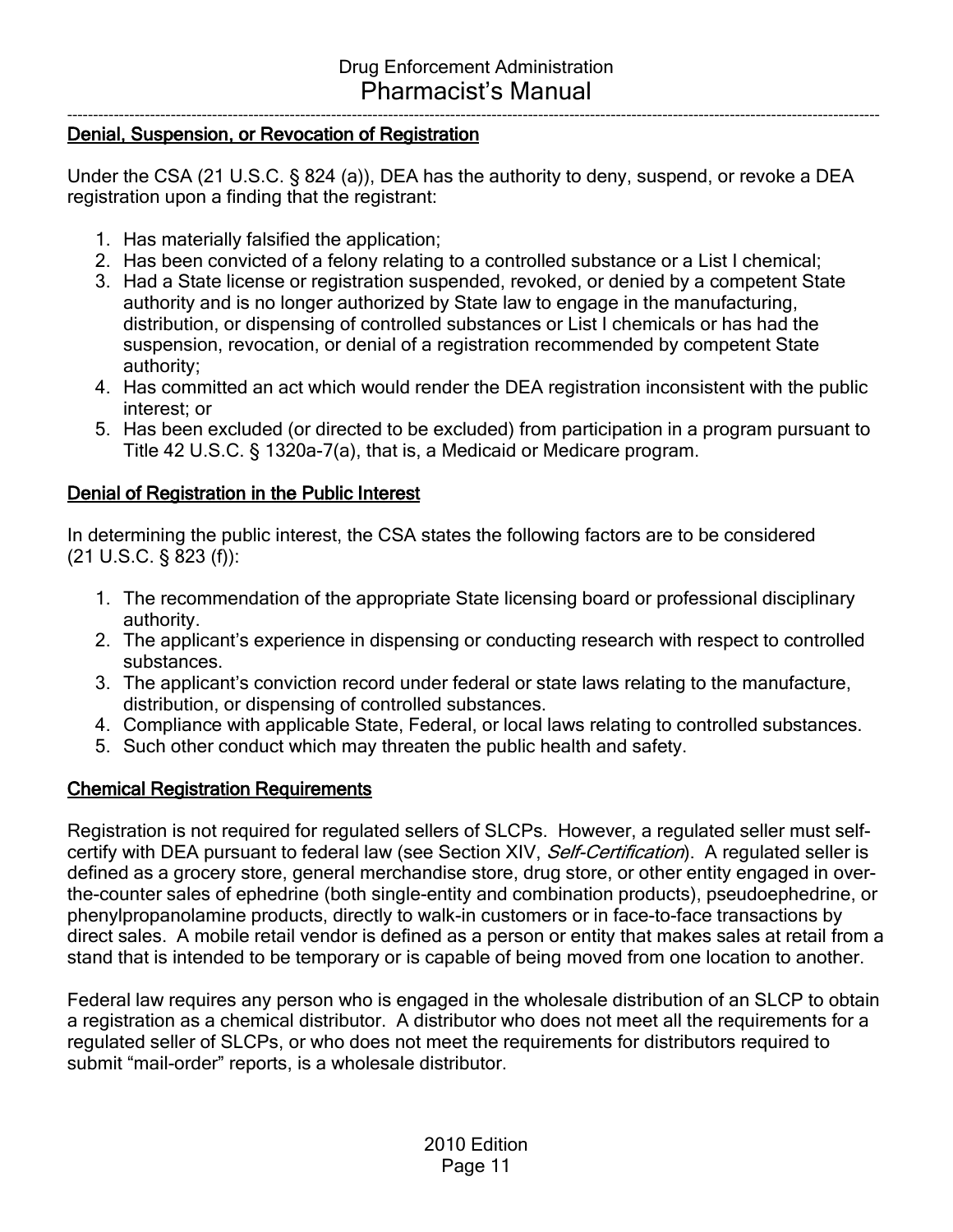## Denial, Suspension, or Revocation of Registration

Under the CSA (21 U.S.C. § 824 (a)), DEA has the authority to deny, suspend, or revoke a DEA registration upon a finding that the registrant:

1. Has materially falsified the application;
2. Has been convicted of a felony relating to a controlled substance or a List I chemical;
3. Had a State license or registration suspended, revoked, or denied by a competent State authority and is no longer authorized by State law to engage in the manufacturing, distribution, or dispensing of controlled substances or List I chemicals or has had the suspension, revocation, or denial of a registration recommended by competent State authority;
4. Has committed an act which would render the DEA registration inconsistent with the public interest; or
5. Has been excluded (or directed to be excluded) from participation in a program pursuant to Title 42 U.S.C. § 1320a-7(a), that is, a Medicaid or Medicare program.

## Denial of Registration in the Public Interest

In determining the public interest, the CSA states the following factors are to be considered (21 U.S.C. § 823 (f)):

1. The recommendation of the appropriate State licensing board or professional disciplinary authority.
2. The applicant's experience in dispensing or conducting research with respect to controlled substances.
3. The applicant's conviction record under federal or state laws relating to the manufacture, distribution, or dispensing of controlled substances.
4. Compliance with applicable State, Federal, or local laws relating to controlled substances.
5. Such other conduct which may threaten the public health and safety.

## Chemical Registration Requirements

Registration is not required for regulated sellers of SLCPs. However, a regulated seller must self-certify with DEA pursuant to federal law (see Section XIV, *Self-Certification*). A regulated seller is defined as a grocery store, general merchandise store, drug store, or other entity engaged in over-the-counter sales of ephedrine (both single-entity and combination products), pseudoephedrine, or phenylpropanolamine products, directly to walk-in customers or in face-to-face transactions by direct sales. A mobile retail vendor is defined as a person or entity that makes sales at retail from a stand that is intended to be temporary or is capable of being moved from one location to another.

Federal law requires any person who is engaged in the wholesale distribution of an SLCP to obtain a registration as a chemical distributor. A distributor who does not meet all the requirements for a regulated seller of SLCPs, or who does not meet the requirements for distributors required to submit "mail-order" reports, is a wholesale distributor.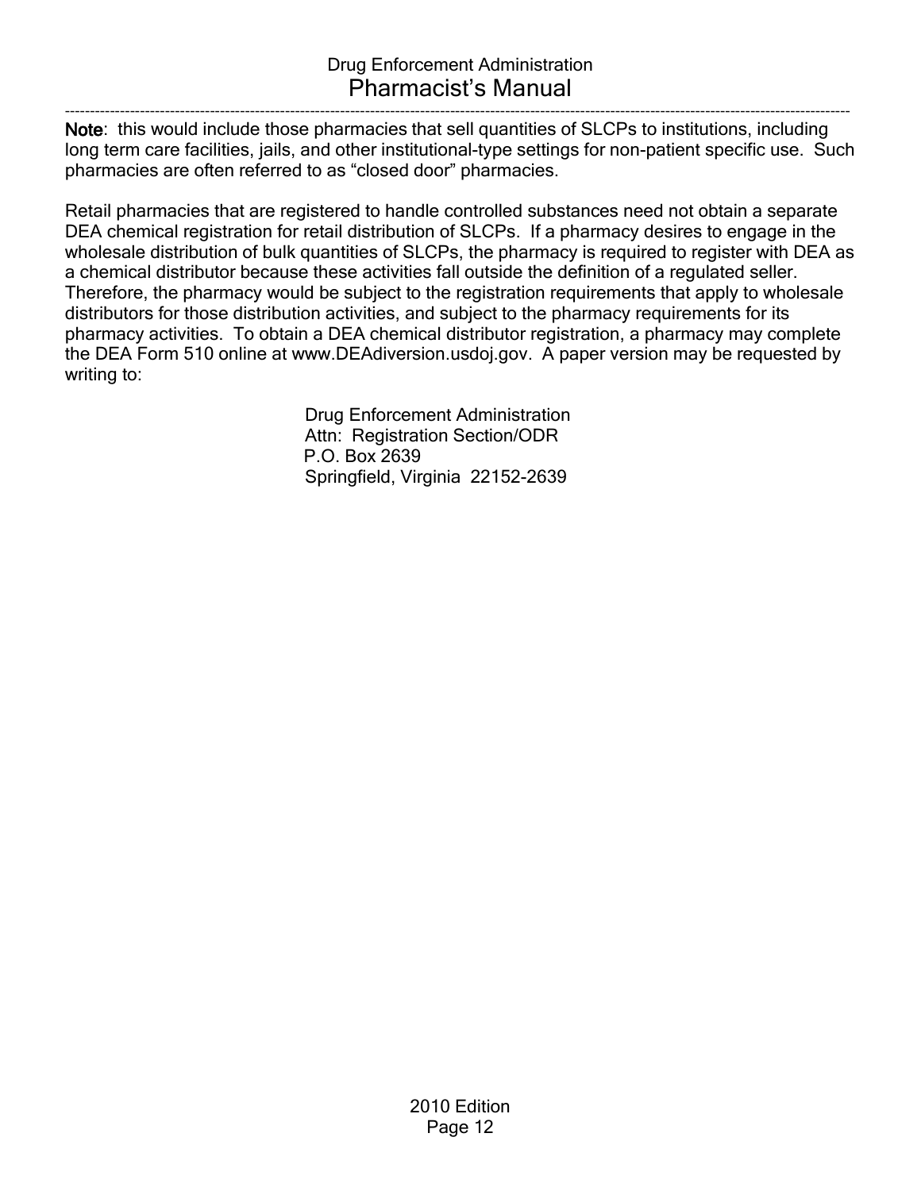**Note**: this would include those pharmacies that sell quantities of SLCPs to institutions, including long term care facilities, jails, and other institutional-type settings for non-patient specific use. Such pharmacies are often referred to as "closed door" pharmacies.

Retail pharmacies that are registered to handle controlled substances need not obtain a separate DEA chemical registration for retail distribution of SLCPs. If a pharmacy desires to engage in the wholesale distribution of bulk quantities of SLCPs, the pharmacy is required to register with DEA as a chemical distributor because these activities fall outside the definition of a regulated seller. Therefore, the pharmacy would be subject to the registration requirements that apply to wholesale distributors for those distribution activities, and subject to the pharmacy requirements for its pharmacy activities. To obtain a DEA chemical distributor registration, a pharmacy may complete the DEA Form 510 online at www.DEAdiversion.usdoj.gov. A paper version may be requested by writing to:

Drug Enforcement Administration
Attn: Registration Section/ODR
P.O. Box 2639
Springfield, Virginia 22152-2639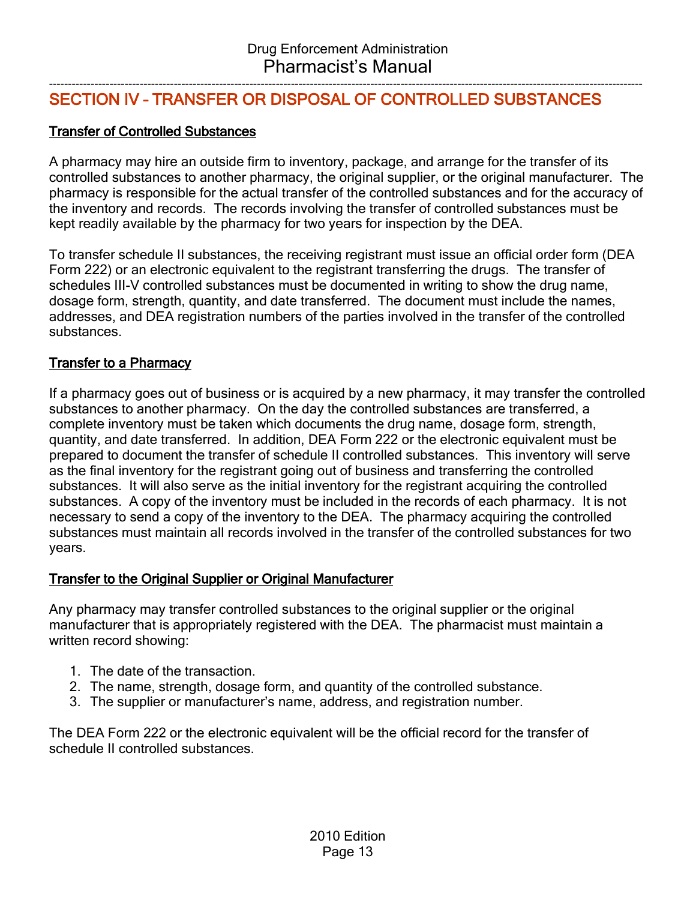## SECTION IV – TRANSFER OR DISPOSAL OF CONTROLLED SUBSTANCES

### Transfer of Controlled Substances

A pharmacy may hire an outside firm to inventory, package, and arrange for the transfer of its controlled substances to another pharmacy, the original supplier, or the original manufacturer. The pharmacy is responsible for the actual transfer of the controlled substances and for the accuracy of the inventory and records. The records involving the transfer of controlled substances must be kept readily available by the pharmacy for two years for inspection by the DEA.

To transfer schedule II substances, the receiving registrant must issue an official order form (DEA Form 222) or an electronic equivalent to the registrant transferring the drugs. The transfer of schedules III-V controlled substances must be documented in writing to show the drug name, dosage form, strength, quantity, and date transferred. The document must include the names, addresses, and DEA registration numbers of the parties involved in the transfer of the controlled substances.

### Transfer to a Pharmacy

If a pharmacy goes out of business or is acquired by a new pharmacy, it may transfer the controlled substances to another pharmacy. On the day the controlled substances are transferred, a complete inventory must be taken which documents the drug name, dosage form, strength, quantity, and date transferred. In addition, DEA Form 222 or the electronic equivalent must be prepared to document the transfer of schedule II controlled substances. This inventory will serve as the final inventory for the registrant going out of business and transferring the controlled substances. It will also serve as the initial inventory for the registrant acquiring the controlled substances. A copy of the inventory must be included in the records of each pharmacy. It is not necessary to send a copy of the inventory to the DEA. The pharmacy acquiring the controlled substances must maintain all records involved in the transfer of the controlled substances for two years.

### Transfer to the Original Supplier or Original Manufacturer

Any pharmacy may transfer controlled substances to the original supplier or the original manufacturer that is appropriately registered with the DEA. The pharmacist must maintain a written record showing:

1. The date of the transaction.
2. The name, strength, dosage form, and quantity of the controlled substance.
3. The supplier or manufacturer's name, address, and registration number.

The DEA Form 222 or the electronic equivalent will be the official record for the transfer of schedule II controlled substances.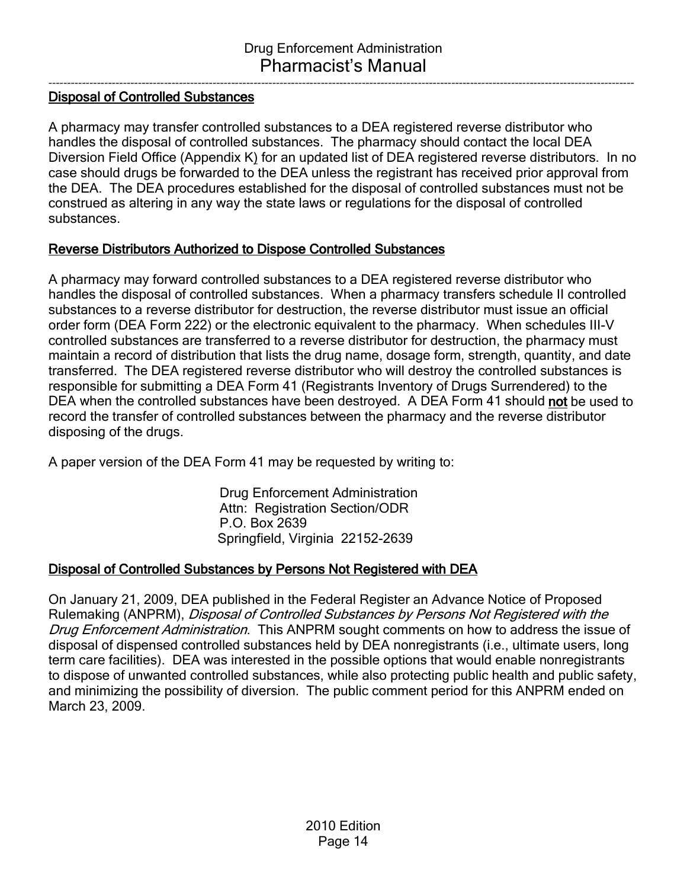## Disposal of Controlled Substances

A pharmacy may transfer controlled substances to a DEA registered reverse distributor who handles the disposal of controlled substances. The pharmacy should contact the local DEA Diversion Field Office (Appendix K) for an updated list of DEA registered reverse distributors. In no case should drugs be forwarded to the DEA unless the registrant has received prior approval from the DEA. The DEA procedures established for the disposal of controlled substances must not be construed as altering in any way the state laws or regulations for the disposal of controlled substances.

## Reverse Distributors Authorized to Dispose Controlled Substances

A pharmacy may forward controlled substances to a DEA registered reverse distributor who handles the disposal of controlled substances. When a pharmacy transfers schedule II controlled substances to a reverse distributor for destruction, the reverse distributor must issue an official order form (DEA Form 222) or the electronic equivalent to the pharmacy. When schedules III-V controlled substances are transferred to a reverse distributor for destruction, the pharmacy must maintain a record of distribution that lists the drug name, dosage form, strength, quantity, and date transferred. The DEA registered reverse distributor who will destroy the controlled substances is responsible for submitting a DEA Form 41 (Registrants Inventory of Drugs Surrendered) to the DEA when the controlled substances have been destroyed. A DEA Form 41 should **not** be used to record the transfer of controlled substances between the pharmacy and the reverse distributor disposing of the drugs.

A paper version of the DEA Form 41 may be requested by writing to:

Drug Enforcement Administration
Attn: Registration Section/ODR
P.O. Box 2639
Springfield, Virginia 22152-2639

## Disposal of Controlled Substances by Persons Not Registered with DEA

On January 21, 2009, DEA published in the Federal Register an Advance Notice of Proposed Rulemaking (ANPRM), *Disposal of Controlled Substances by Persons Not Registered with the Drug Enforcement Administration*. This ANPRM sought comments on how to address the issue of disposal of dispensed controlled substances held by DEA nonregistrants (i.e., ultimate users, long term care facilities). DEA was interested in the possible options that would enable nonregistrants to dispose of unwanted controlled substances, while also protecting public health and public safety, and minimizing the possibility of diversion. The public comment period for this ANPRM ended on March 23, 2009.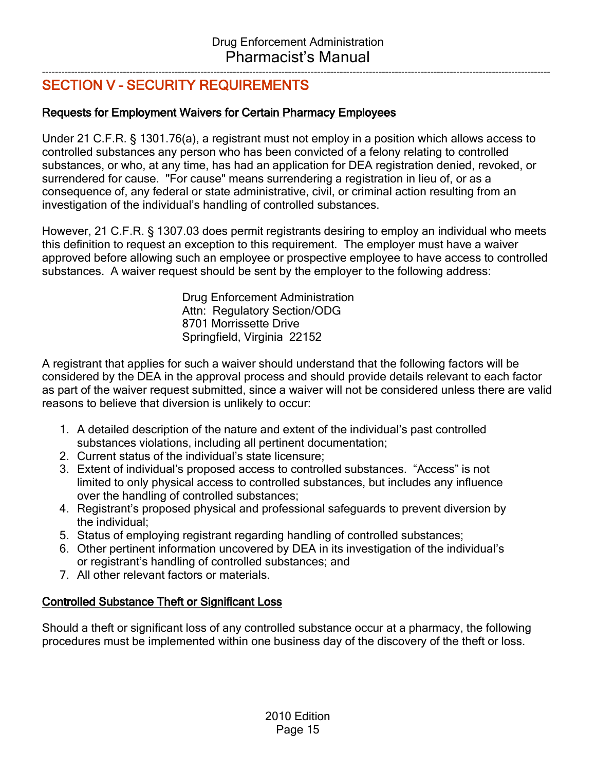## SECTION V – SECURITY REQUIREMENTS

### Requests for Employment Waivers for Certain Pharmacy Employees

Under 21 C.F.R. § 1301.76(a), a registrant must not employ in a position which allows access to controlled substances any person who has been convicted of a felony relating to controlled substances, or who, at any time, has had an application for DEA registration denied, revoked, or surrendered for cause. "For cause" means surrendering a registration in lieu of, or as a consequence of, any federal or state administrative, civil, or criminal action resulting from an investigation of the individual's handling of controlled substances.

However, 21 C.F.R. § 1307.03 does permit registrants desiring to employ an individual who meets this definition to request an exception to this requirement. The employer must have a waiver approved before allowing such an employee or prospective employee to have access to controlled substances. A waiver request should be sent by the employer to the following address:

Drug Enforcement Administration
Attn: Regulatory Section/ODG
8701 Morrissette Drive
Springfield, Virginia 22152

A registrant that applies for such a waiver should understand that the following factors will be considered by the DEA in the approval process and should provide details relevant to each factor as part of the waiver request submitted, since a waiver will not be considered unless there are valid reasons to believe that diversion is unlikely to occur:

1. A detailed description of the nature and extent of the individual's past controlled substances violations, including all pertinent documentation;
2. Current status of the individual's state licensure;
3. Extent of individual's proposed access to controlled substances. "Access" is not limited to only physical access to controlled substances, but includes any influence over the handling of controlled substances;
4. Registrant's proposed physical and professional safeguards to prevent diversion by the individual;
5. Status of employing registrant regarding handling of controlled substances;
6. Other pertinent information uncovered by DEA in its investigation of the individual's or registrant's handling of controlled substances; and
7. All other relevant factors or materials.

### Controlled Substance Theft or Significant Loss

Should a theft or significant loss of any controlled substance occur at a pharmacy, the following procedures must be implemented within one business day of the discovery of the theft or loss.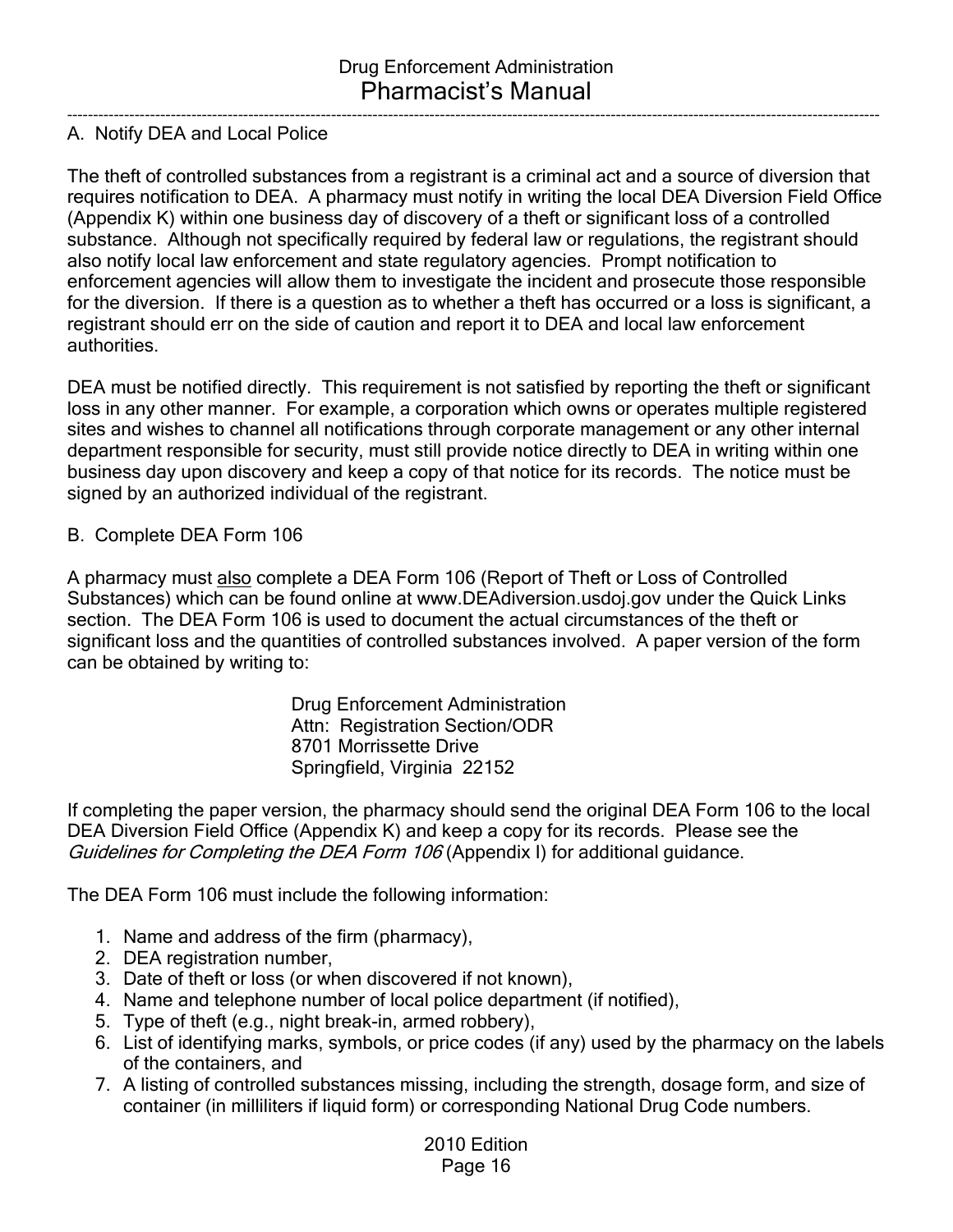### A. Notify DEA and Local Police

The theft of controlled substances from a registrant is a criminal act and a source of diversion that requires notification to DEA. A pharmacy must notify in writing the local DEA Diversion Field Office (Appendix K) within one business day of discovery of a theft or significant loss of a controlled substance. Although not specifically required by federal law or regulations, the registrant should also notify local law enforcement and state regulatory agencies. Prompt notification to enforcement agencies will allow them to investigate the incident and prosecute those responsible for the diversion. If there is a question as to whether a theft has occurred or a loss is significant, a registrant should err on the side of caution and report it to DEA and local law enforcement authorities.

DEA must be notified directly. This requirement is not satisfied by reporting the theft or significant loss in any other manner. For example, a corporation which owns or operates multiple registered sites and wishes to channel all notifications through corporate management or any other internal department responsible for security, must still provide notice directly to DEA in writing within one business day upon discovery and keep a copy of that notice for its records. The notice must be signed by an authorized individual of the registrant.

### B. Complete DEA Form 106

A pharmacy must <u>also</u> complete a DEA Form 106 (Report of Theft or Loss of Controlled Substances) which can be found online at www.DEAdiversion.usdoj.gov under the Quick Links section. The DEA Form 106 is used to document the actual circumstances of the theft or significant loss and the quantities of controlled substances involved. A paper version of the form can be obtained by writing to:

> Drug Enforcement Administration
> Attn: Registration Section/ODR
> 8701 Morrissette Drive
> Springfield, Virginia 22152

If completing the paper version, the pharmacy should send the original DEA Form 106 to the local DEA Diversion Field Office (Appendix K) and keep a copy for its records. Please see the *Guidelines for Completing the DEA Form 106* (Appendix I) for additional guidance.

The DEA Form 106 must include the following information:

1. Name and address of the firm (pharmacy),
2. DEA registration number,
3. Date of theft or loss (or when discovered if not known),
4. Name and telephone number of local police department (if notified),
5. Type of theft (e.g., night break-in, armed robbery),
6. List of identifying marks, symbols, or price codes (if any) used by the pharmacy on the labels of the containers, and
7. A listing of controlled substances missing, including the strength, dosage form, and size of container (in milliliters if liquid form) or corresponding National Drug Code numbers.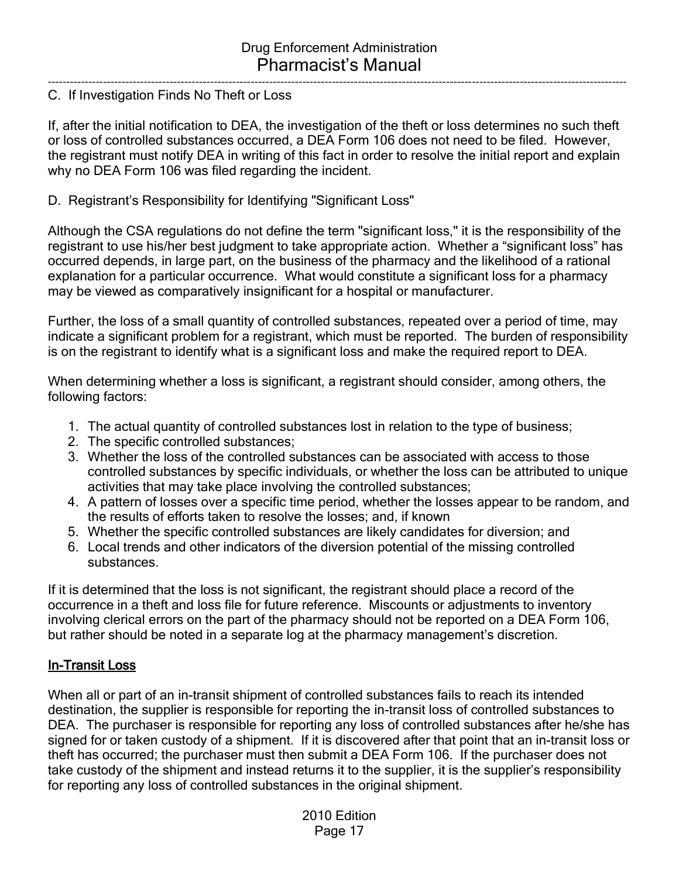### C. If Investigation Finds No Theft or Loss

If, after the initial notification to DEA, the investigation of the theft or loss determines no such theft or loss of controlled substances occurred, a DEA Form 106 does not need to be filed. However, the registrant must notify DEA in writing of this fact in order to resolve the initial report and explain why no DEA Form 106 was filed regarding the incident.

### D. Registrant's Responsibility for Identifying "Significant Loss"

Although the CSA regulations do not define the term "significant loss," it is the responsibility of the registrant to use his/her best judgment to take appropriate action. Whether a "significant loss" has occurred depends, in large part, on the business of the pharmacy and the likelihood of a rational explanation for a particular occurrence. What would constitute a significant loss for a pharmacy may be viewed as comparatively insignificant for a hospital or manufacturer.

Further, the loss of a small quantity of controlled substances, repeated over a period of time, may indicate a significant problem for a registrant, which must be reported. The burden of responsibility is on the registrant to identify what is a significant loss and make the required report to DEA.

When determining whether a loss is significant, a registrant should consider, among others, the following factors:

1. The actual quantity of controlled substances lost in relation to the type of business;
2. The specific controlled substances;
3. Whether the loss of the controlled substances can be associated with access to those controlled substances by specific individuals, or whether the loss can be attributed to unique activities that may take place involving the controlled substances;
4. A pattern of losses over a specific time period, whether the losses appear to be random, and the results of efforts taken to resolve the losses; and, if known
5. Whether the specific controlled substances are likely candidates for diversion; and
6. Local trends and other indicators of the diversion potential of the missing controlled substances.

If it is determined that the loss is not significant, the registrant should place a record of the occurrence in a theft and loss file for future reference. Miscounts or adjustments to inventory involving clerical errors on the part of the pharmacy should not be reported on a DEA Form 106, but rather should be noted in a separate log at the pharmacy management's discretion.

## In-Transit Loss

When all or part of an in-transit shipment of controlled substances fails to reach its intended destination, the supplier is responsible for reporting the in-transit loss of controlled substances to DEA. The purchaser is responsible for reporting any loss of controlled substances after he/she has signed for or taken custody of a shipment. If it is discovered after that point that an in-transit loss or theft has occurred; the purchaser must then submit a DEA Form 106. If the purchaser does not take custody of the shipment and instead returns it to the supplier, it is the supplier's responsibility for reporting any loss of controlled substances in the original shipment.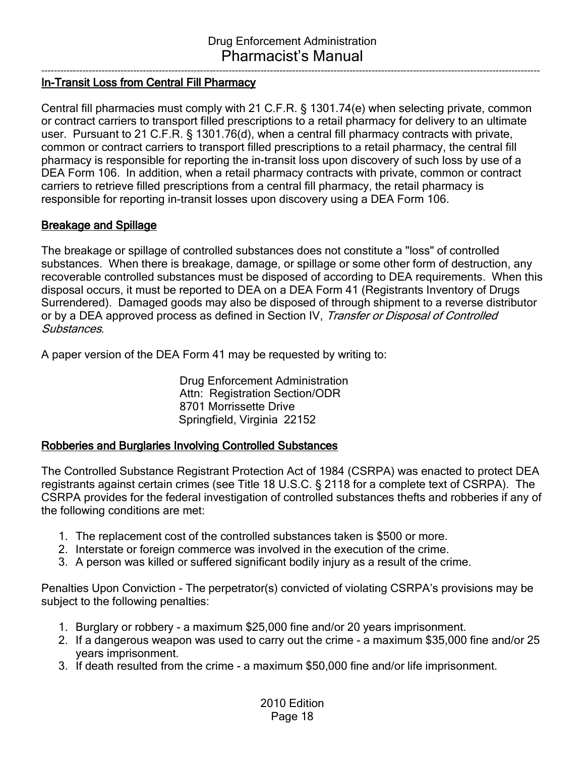## In-Transit Loss from Central Fill Pharmacy

Central fill pharmacies must comply with 21 C.F.R. § 1301.74(e) when selecting private, common or contract carriers to transport filled prescriptions to a retail pharmacy for delivery to an ultimate user. Pursuant to 21 C.F.R. § 1301.76(d), when a central fill pharmacy contracts with private, common or contract carriers to transport filled prescriptions to a retail pharmacy, the central fill pharmacy is responsible for reporting the in-transit loss upon discovery of such loss by use of a DEA Form 106. In addition, when a retail pharmacy contracts with private, common or contract carriers to retrieve filled prescriptions from a central fill pharmacy, the retail pharmacy is responsible for reporting in-transit losses upon discovery using a DEA Form 106.

## Breakage and Spillage

The breakage or spillage of controlled substances does not constitute a "loss" of controlled substances. When there is breakage, damage, or spillage or some other form of destruction, any recoverable controlled substances must be disposed of according to DEA requirements. When this disposal occurs, it must be reported to DEA on a DEA Form 41 (Registrants Inventory of Drugs Surrendered). Damaged goods may also be disposed of through shipment to a reverse distributor or by a DEA approved process as defined in Section IV, *Transfer or Disposal of Controlled Substances*.

A paper version of the DEA Form 41 may be requested by writing to:

Drug Enforcement Administration
Attn: Registration Section/ODR
8701 Morrissette Drive
Springfield, Virginia 22152

## Robberies and Burglaries Involving Controlled Substances

The Controlled Substance Registrant Protection Act of 1984 (CSRPA) was enacted to protect DEA registrants against certain crimes (see Title 18 U.S.C. § 2118 for a complete text of CSRPA). The CSRPA provides for the federal investigation of controlled substances thefts and robberies if any of the following conditions are met:

1. The replacement cost of the controlled substances taken is $500 or more.
2. Interstate or foreign commerce was involved in the execution of the crime.
3. A person was killed or suffered significant bodily injury as a result of the crime.

Penalties Upon Conviction - The perpetrator(s) convicted of violating CSRPA's provisions may be subject to the following penalties:

1. Burglary or robbery - a maximum $25,000 fine and/or 20 years imprisonment.
2. If a dangerous weapon was used to carry out the crime - a maximum $35,000 fine and/or 25 years imprisonment.
3. If death resulted from the crime - a maximum $50,000 fine and/or life imprisonment.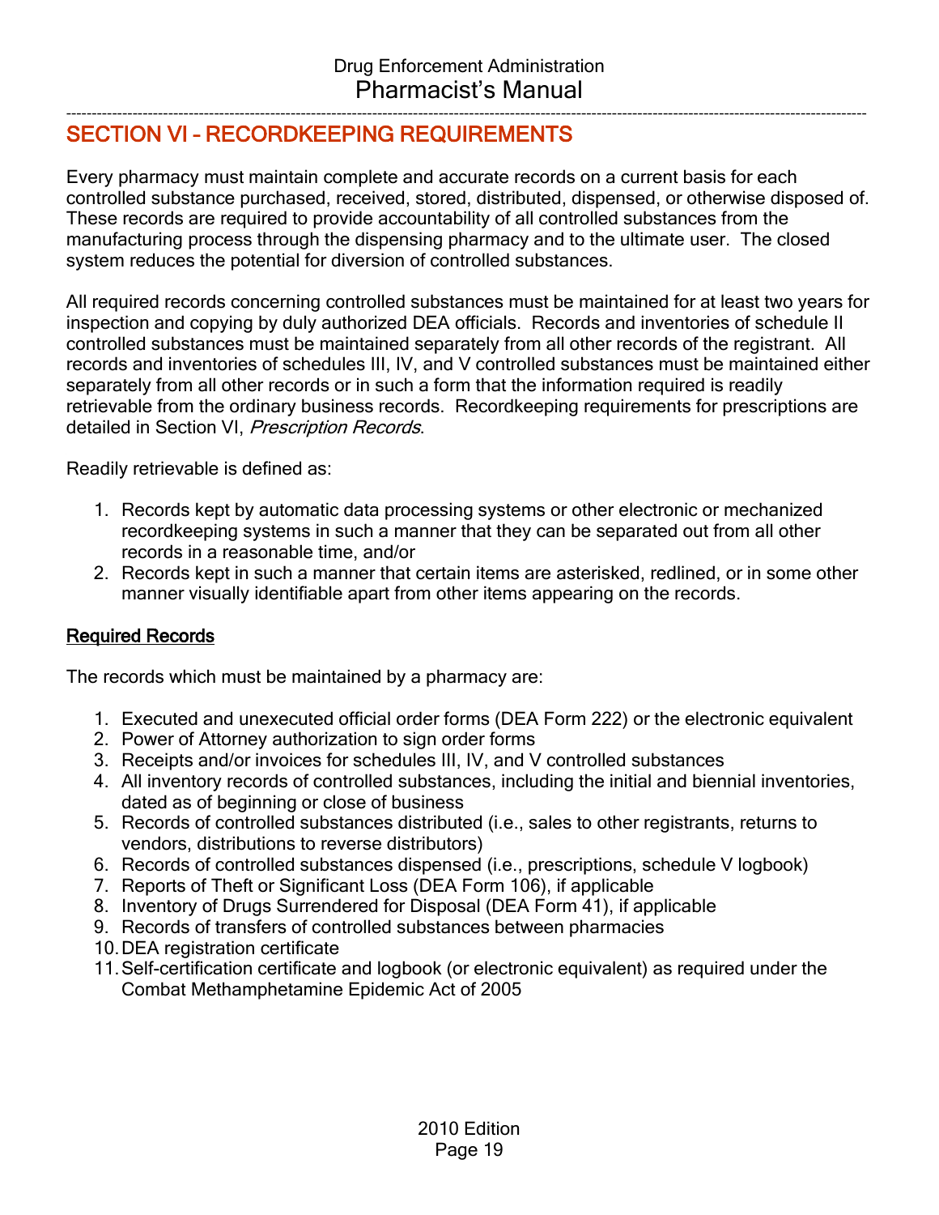## SECTION VI – RECORDKEEPING REQUIREMENTS

Every pharmacy must maintain complete and accurate records on a current basis for each controlled substance purchased, received, stored, distributed, dispensed, or otherwise disposed of. These records are required to provide accountability of all controlled substances from the manufacturing process through the dispensing pharmacy and to the ultimate user. The closed system reduces the potential for diversion of controlled substances.

All required records concerning controlled substances must be maintained for at least two years for inspection and copying by duly authorized DEA officials. Records and inventories of schedule II controlled substances must be maintained separately from all other records of the registrant. All records and inventories of schedules III, IV, and V controlled substances must be maintained either separately from all other records or in such a form that the information required is readily retrievable from the ordinary business records. Recordkeeping requirements for prescriptions are detailed in Section VI, *Prescription Records*.

Readily retrievable is defined as:

1. Records kept by automatic data processing systems or other electronic or mechanized recordkeeping systems in such a manner that they can be separated out from all other records in a reasonable time, and/or
2. Records kept in such a manner that certain items are asterisked, redlined, or in some other manner visually identifiable apart from other items appearing on the records.

### Required Records

The records which must be maintained by a pharmacy are:

1. Executed and unexecuted official order forms (DEA Form 222) or the electronic equivalent
2. Power of Attorney authorization to sign order forms
3. Receipts and/or invoices for schedules III, IV, and V controlled substances
4. All inventory records of controlled substances, including the initial and biennial inventories, dated as of beginning or close of business
5. Records of controlled substances distributed (i.e., sales to other registrants, returns to vendors, distributions to reverse distributors)
6. Records of controlled substances dispensed (i.e., prescriptions, schedule V logbook)
7. Reports of Theft or Significant Loss (DEA Form 106), if applicable
8. Inventory of Drugs Surrendered for Disposal (DEA Form 41), if applicable
9. Records of transfers of controlled substances between pharmacies
10. DEA registration certificate
11. Self-certification certificate and logbook (or electronic equivalent) as required under the Combat Methamphetamine Epidemic Act of 2005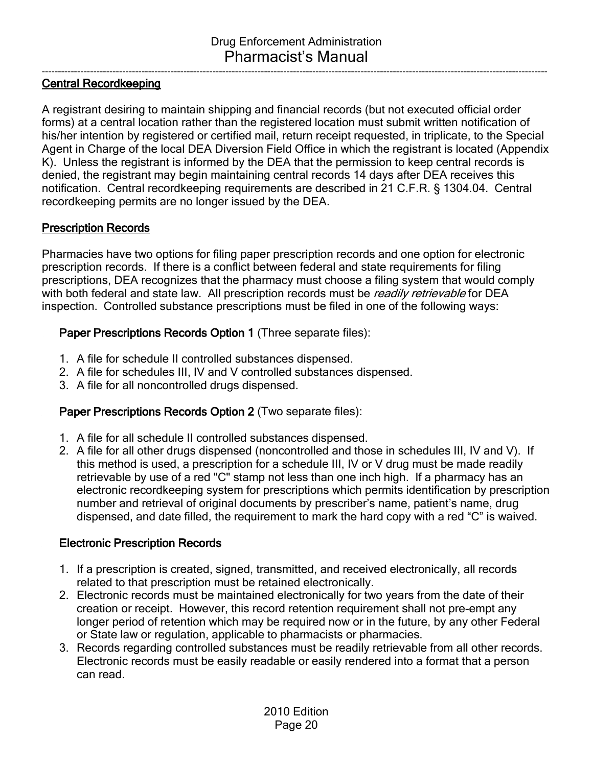## Central Recordkeeping

A registrant desiring to maintain shipping and financial records (but not executed official order forms) at a central location rather than the registered location must submit written notification of his/her intention by registered or certified mail, return receipt requested, in triplicate, to the Special Agent in Charge of the local DEA Diversion Field Office in which the registrant is located (Appendix K). Unless the registrant is informed by the DEA that the permission to keep central records is denied, the registrant may begin maintaining central records 14 days after DEA receives this notification. Central recordkeeping requirements are described in 21 C.F.R. § 1304.04. Central recordkeeping permits are no longer issued by the DEA.

## Prescription Records

Pharmacies have two options for filing paper prescription records and one option for electronic prescription records. If there is a conflict between federal and state requirements for filing prescriptions, DEA recognizes that the pharmacy must choose a filing system that would comply with both federal and state law. All prescription records must be *readily retrievable* for DEA inspection. Controlled substance prescriptions must be filed in one of the following ways:

### Paper Prescriptions Records Option 1 (Three separate files):

1. A file for schedule II controlled substances dispensed.
2. A file for schedules III, IV and V controlled substances dispensed.
3. A file for all noncontrolled drugs dispensed.

### Paper Prescriptions Records Option 2 (Two separate files):

1. A file for all schedule II controlled substances dispensed.
2. A file for all other drugs dispensed (noncontrolled and those in schedules III, IV and V). If this method is used, a prescription for a schedule III, IV or V drug must be made readily retrievable by use of a red "C" stamp not less than one inch high. If a pharmacy has an electronic recordkeeping system for prescriptions which permits identification by prescription number and retrieval of original documents by prescriber's name, patient's name, drug dispensed, and date filled, the requirement to mark the hard copy with a red "C" is waived.

### Electronic Prescription Records

1. If a prescription is created, signed, transmitted, and received electronically, all records related to that prescription must be retained electronically.
2. Electronic records must be maintained electronically for two years from the date of their creation or receipt. However, this record retention requirement shall not pre-empt any longer period of retention which may be required now or in the future, by any other Federal or State law or regulation, applicable to pharmacists or pharmacies.
3. Records regarding controlled substances must be readily retrievable from all other records. Electronic records must be easily readable or easily rendered into a format that a person can read.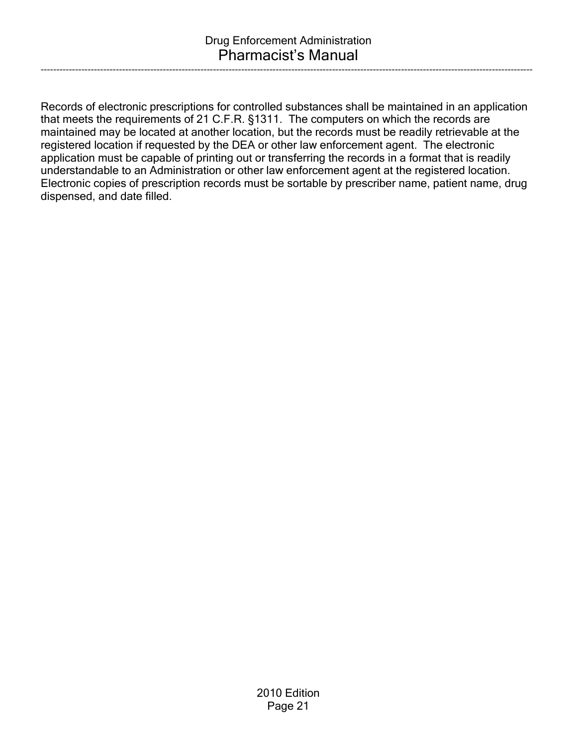Records of electronic prescriptions for controlled substances shall be maintained in an application that meets the requirements of 21 C.F.R. §1311. The computers on which the records are maintained may be located at another location, but the records must be readily retrievable at the registered location if requested by the DEA or other law enforcement agent. The electronic application must be capable of printing out or transferring the records in a format that is readily understandable to an Administration or other law enforcement agent at the registered location. Electronic copies of prescription records must be sortable by prescriber name, patient name, drug dispensed, and date filled.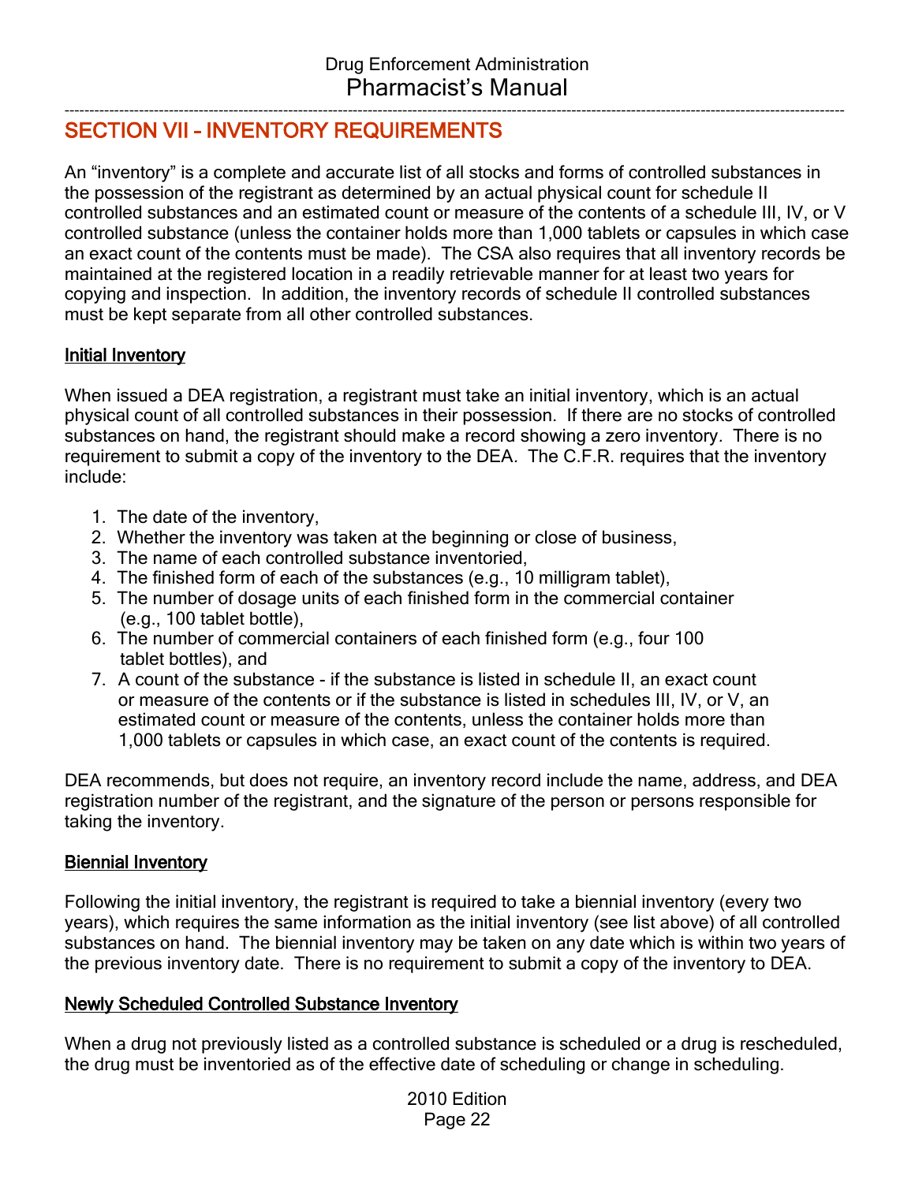## SECTION VII – INVENTORY REQUIREMENTS

An "inventory" is a complete and accurate list of all stocks and forms of controlled substances in the possession of the registrant as determined by an actual physical count for schedule II controlled substances and an estimated count or measure of the contents of a schedule III, IV, or V controlled substance (unless the container holds more than 1,000 tablets or capsules in which case an exact count of the contents must be made). The CSA also requires that all inventory records be maintained at the registered location in a readily retrievable manner for at least two years for copying and inspection. In addition, the inventory records of schedule II controlled substances must be kept separate from all other controlled substances.

### Initial Inventory

When issued a DEA registration, a registrant must take an initial inventory, which is an actual physical count of all controlled substances in their possession. If there are no stocks of controlled substances on hand, the registrant should make a record showing a zero inventory. There is no requirement to submit a copy of the inventory to the DEA. The C.F.R. requires that the inventory include:

1. The date of the inventory,
2. Whether the inventory was taken at the beginning or close of business,
3. The name of each controlled substance inventoried,
4. The finished form of each of the substances (e.g., 10 milligram tablet),
5. The number of dosage units of each finished form in the commercial container (e.g., 100 tablet bottle),
6. The number of commercial containers of each finished form (e.g., four 100 tablet bottles), and
7. A count of the substance - if the substance is listed in schedule II, an exact count or measure of the contents or if the substance is listed in schedules III, IV, or V, an estimated count or measure of the contents, unless the container holds more than 1,000 tablets or capsules in which case, an exact count of the contents is required.

DEA recommends, but does not require, an inventory record include the name, address, and DEA registration number of the registrant, and the signature of the person or persons responsible for taking the inventory.

### Biennial Inventory

Following the initial inventory, the registrant is required to take a biennial inventory (every two years), which requires the same information as the initial inventory (see list above) of all controlled substances on hand. The biennial inventory may be taken on any date which is within two years of the previous inventory date. There is no requirement to submit a copy of the inventory to DEA.

### Newly Scheduled Controlled Substance Inventory

When a drug not previously listed as a controlled substance is scheduled or a drug is rescheduled, the drug must be inventoried as of the effective date of scheduling or change in scheduling.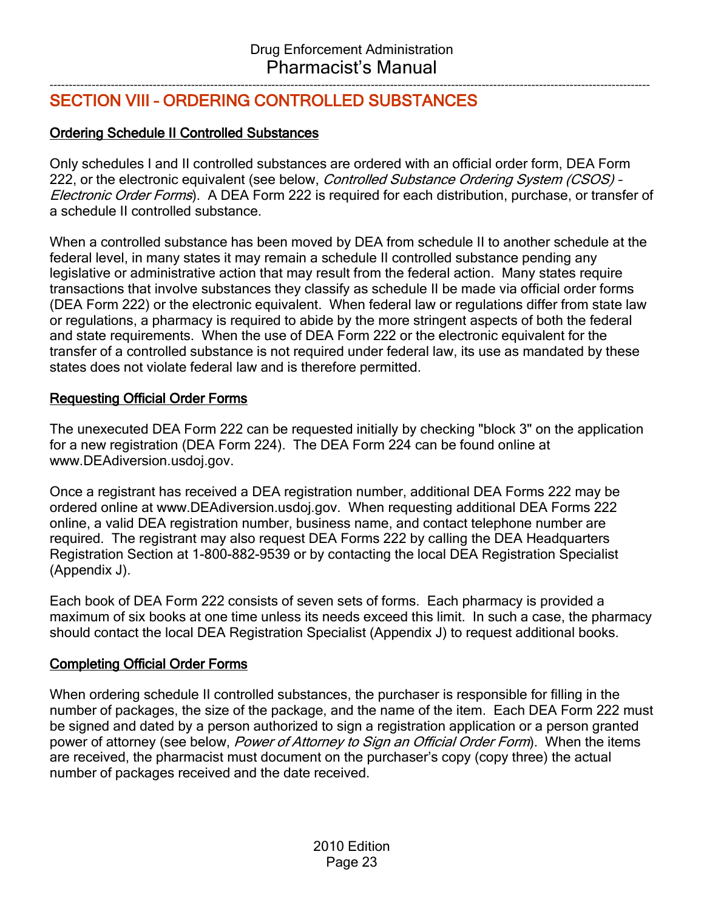## SECTION VIII – ORDERING CONTROLLED SUBSTANCES

### Ordering Schedule II Controlled Substances

Only schedules I and II controlled substances are ordered with an official order form, DEA Form 222, or the electronic equivalent (see below, *Controlled Substance Ordering System (CSOS) – Electronic Order Forms*). A DEA Form 222 is required for each distribution, purchase, or transfer of a schedule II controlled substance.

When a controlled substance has been moved by DEA from schedule II to another schedule at the federal level, in many states it may remain a schedule II controlled substance pending any legislative or administrative action that may result from the federal action. Many states require transactions that involve substances they classify as schedule II be made via official order forms (DEA Form 222) or the electronic equivalent. When federal law or regulations differ from state law or regulations, a pharmacy is required to abide by the more stringent aspects of both the federal and state requirements. When the use of DEA Form 222 or the electronic equivalent for the transfer of a controlled substance is not required under federal law, its use as mandated by these states does not violate federal law and is therefore permitted.

### Requesting Official Order Forms

The unexecuted DEA Form 222 can be requested initially by checking "block 3" on the application for a new registration (DEA Form 224). The DEA Form 224 can be found online at www.DEAdiversion.usdoj.gov.

Once a registrant has received a DEA registration number, additional DEA Forms 222 may be ordered online at www.DEAdiversion.usdoj.gov. When requesting additional DEA Forms 222 online, a valid DEA registration number, business name, and contact telephone number are required. The registrant may also request DEA Forms 222 by calling the DEA Headquarters Registration Section at 1-800-882-9539 or by contacting the local DEA Registration Specialist (Appendix J).

Each book of DEA Form 222 consists of seven sets of forms. Each pharmacy is provided a maximum of six books at one time unless its needs exceed this limit. In such a case, the pharmacy should contact the local DEA Registration Specialist (Appendix J) to request additional books.

### Completing Official Order Forms

When ordering schedule II controlled substances, the purchaser is responsible for filling in the number of packages, the size of the package, and the name of the item. Each DEA Form 222 must be signed and dated by a person authorized to sign a registration application or a person granted power of attorney (see below, *Power of Attorney to Sign an Official Order Form*). When the items are received, the pharmacist must document on the purchaser's copy (copy three) the actual number of packages received and the date received.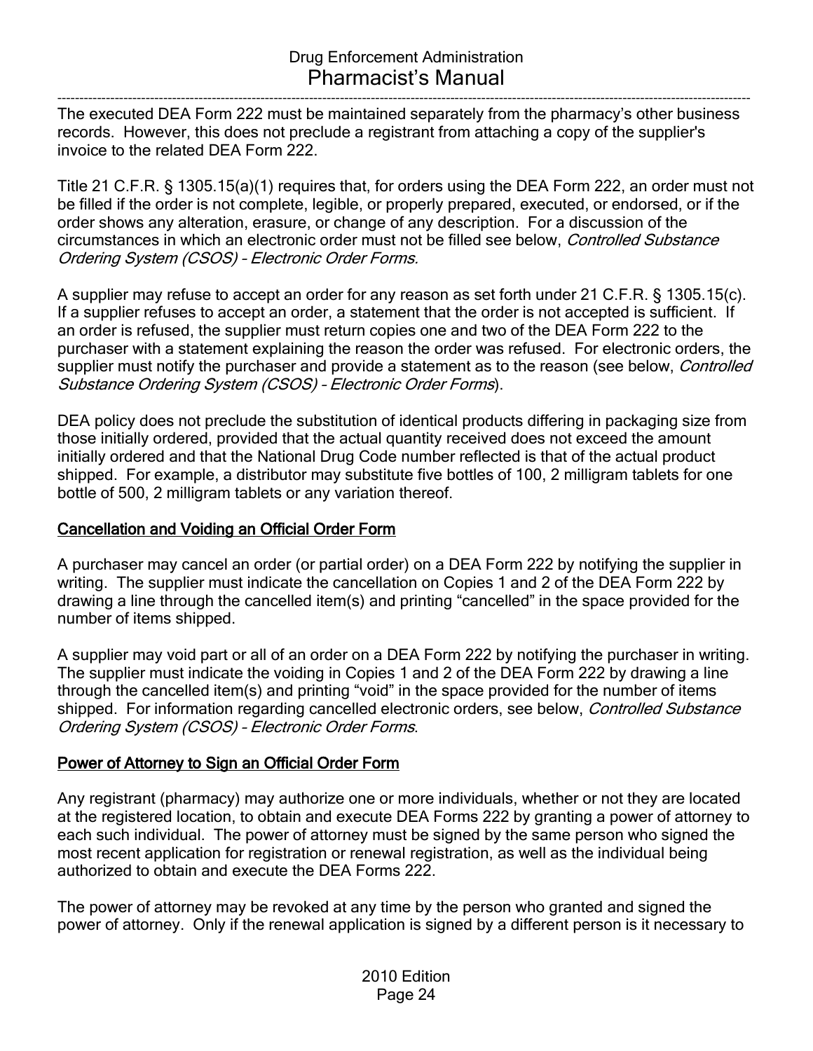The executed DEA Form 222 must be maintained separately from the pharmacy's other business records. However, this does not preclude a registrant from attaching a copy of the supplier's invoice to the related DEA Form 222.

Title 21 C.F.R. § 1305.15(a)(1) requires that, for orders using the DEA Form 222, an order must not be filled if the order is not complete, legible, or properly prepared, executed, or endorsed, or if the order shows any alteration, erasure, or change of any description. For a discussion of the circumstances in which an electronic order must not be filled see below, *Controlled Substance Ordering System (CSOS) – Electronic Order Forms.*

A supplier may refuse to accept an order for any reason as set forth under 21 C.F.R. § 1305.15(c). If a supplier refuses to accept an order, a statement that the order is not accepted is sufficient. If an order is refused, the supplier must return copies one and two of the DEA Form 222 to the purchaser with a statement explaining the reason the order was refused. For electronic orders, the supplier must notify the purchaser and provide a statement as to the reason (see below, *Controlled Substance Ordering System (CSOS) – Electronic Order Forms*).

DEA policy does not preclude the substitution of identical products differing in packaging size from those initially ordered, provided that the actual quantity received does not exceed the amount initially ordered and that the National Drug Code number reflected is that of the actual product shipped. For example, a distributor may substitute five bottles of 100, 2 milligram tablets for one bottle of 500, 2 milligram tablets or any variation thereof.

## Cancellation and Voiding an Official Order Form

A purchaser may cancel an order (or partial order) on a DEA Form 222 by notifying the supplier in writing. The supplier must indicate the cancellation on Copies 1 and 2 of the DEA Form 222 by drawing a line through the cancelled item(s) and printing "cancelled" in the space provided for the number of items shipped.

A supplier may void part or all of an order on a DEA Form 222 by notifying the purchaser in writing. The supplier must indicate the voiding in Copies 1 and 2 of the DEA Form 222 by drawing a line through the cancelled item(s) and printing "void" in the space provided for the number of items shipped. For information regarding cancelled electronic orders, see below, *Controlled Substance Ordering System (CSOS) – Electronic Order Forms*.

## Power of Attorney to Sign an Official Order Form

Any registrant (pharmacy) may authorize one or more individuals, whether or not they are located at the registered location, to obtain and execute DEA Forms 222 by granting a power of attorney to each such individual. The power of attorney must be signed by the same person who signed the most recent application for registration or renewal registration, as well as the individual being authorized to obtain and execute the DEA Forms 222.

The power of attorney may be revoked at any time by the person who granted and signed the power of attorney. Only if the renewal application is signed by a different person is it necessary to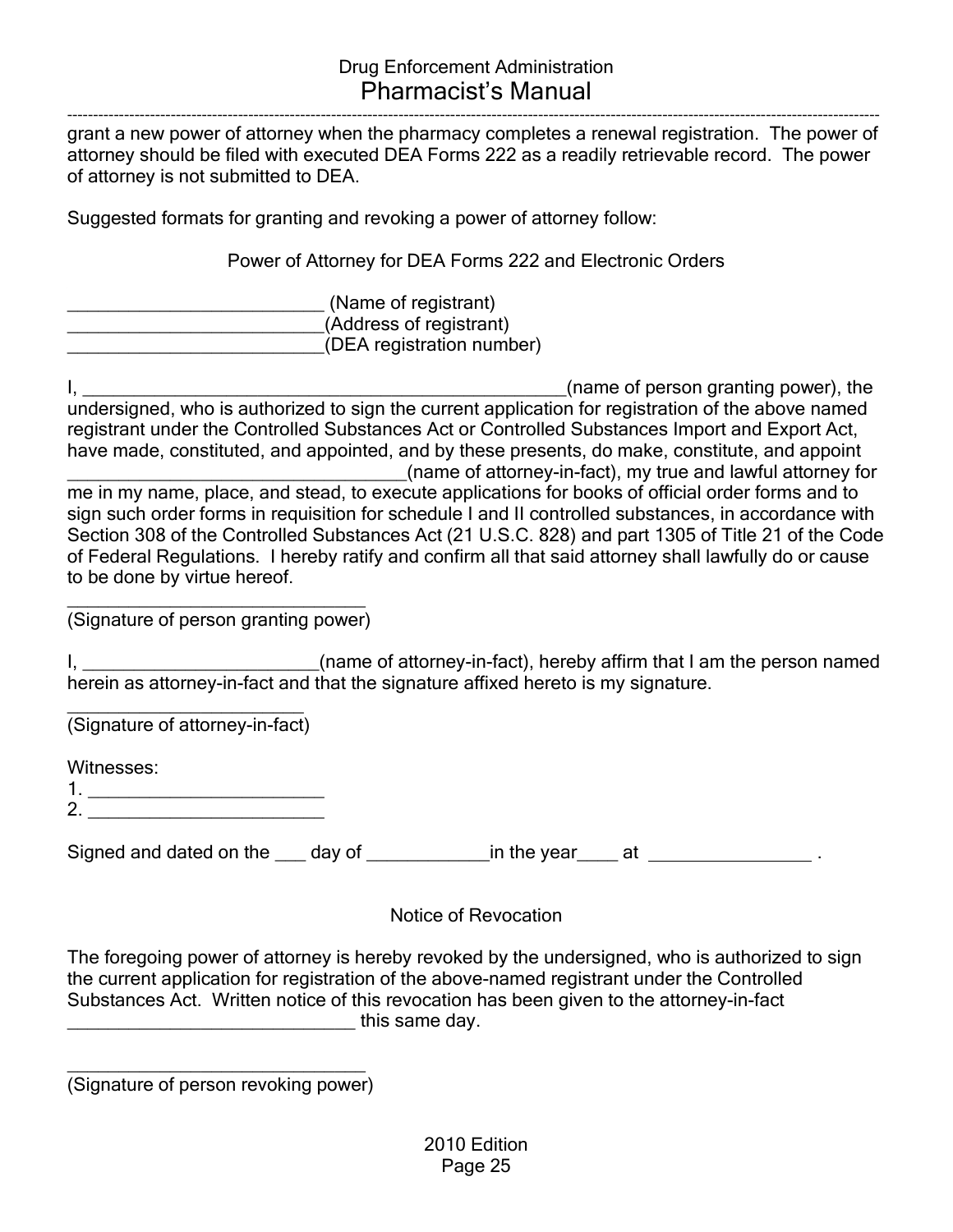grant a new power of attorney when the pharmacy completes a renewal registration. The power of attorney should be filed with executed DEA Forms 222 as a readily retrievable record. The power of attorney is not submitted to DEA.

Suggested formats for granting and revoking a power of attorney follow:

Power of Attorney for DEA Forms 222 and Electronic Orders

___________________________ (Name of registrant)
___________________________(Address of registrant)
___________________________(DEA registration number)

I, _____________________________________________________(name of person granting power), the undersigned, who is authorized to sign the current application for registration of the above named registrant under the Controlled Substances Act or Controlled Substances Import and Export Act, have made, constituted, and appointed, and by these presents, do make, constitute, and appoint ___________________________________(name of attorney-in-fact), my true and lawful attorney for me in my name, place, and stead, to execute applications for books of official order forms and to sign such order forms in requisition for schedule I and II controlled substances, in accordance with Section 308 of the Controlled Substances Act (21 U.S.C. 828) and part 1305 of Title 21 of the Code of Federal Regulations. I hereby ratify and confirm all that said attorney shall lawfully do or cause to be done by virtue hereof.

_______________________________
(Signature of person granting power)

I, ________________________(name of attorney-in-fact), hereby affirm that I am the person named herein as attorney-in-fact and that the signature affixed hereto is my signature.

_________________________
(Signature of attorney-in-fact)

Witnesses:
1. ________________________
2. ________________________

Signed and dated on the ___ day of ____________in the year____ at ________________ .

Notice of Revocation

The foregoing power of attorney is hereby revoked by the undersigned, who is authorized to sign the current application for registration of the above-named registrant under the Controlled Substances Act. Written notice of this revocation has been given to the attorney-in-fact ______________________________ this same day.

_______________________________
(Signature of person revoking power)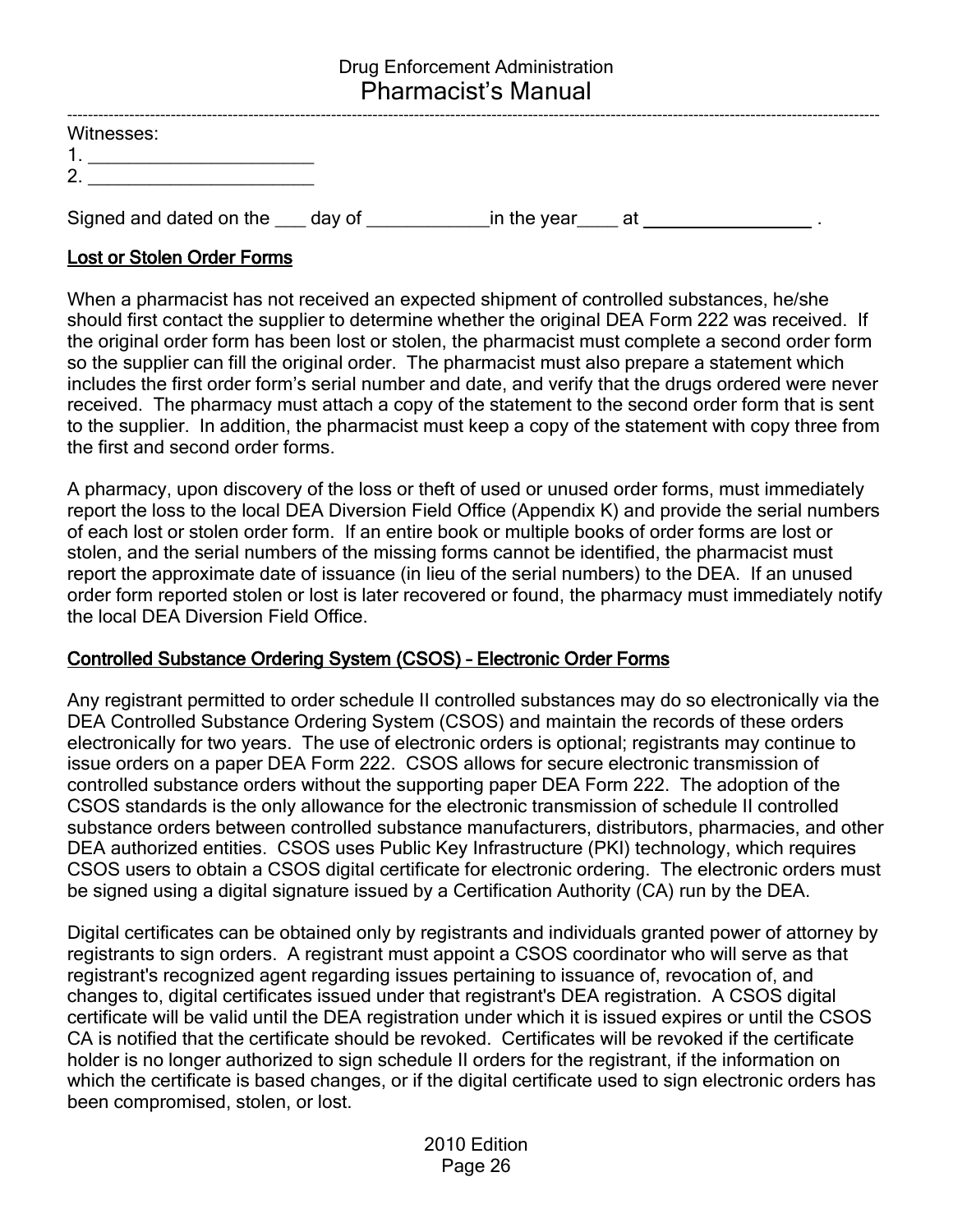Witnesses:
1. _______________________
2. _______________________

Signed and dated on the ___ day of ____________in the year____ at ________________ .

## Lost or Stolen Order Forms

When a pharmacist has not received an expected shipment of controlled substances, he/she should first contact the supplier to determine whether the original DEA Form 222 was received. If the original order form has been lost or stolen, the pharmacist must complete a second order form so the supplier can fill the original order. The pharmacist must also prepare a statement which includes the first order form's serial number and date, and verify that the drugs ordered were never received. The pharmacy must attach a copy of the statement to the second order form that is sent to the supplier. In addition, the pharmacist must keep a copy of the statement with copy three from the first and second order forms.

A pharmacy, upon discovery of the loss or theft of used or unused order forms, must immediately report the loss to the local DEA Diversion Field Office (Appendix K) and provide the serial numbers of each lost or stolen order form. If an entire book or multiple books of order forms are lost or stolen, and the serial numbers of the missing forms cannot be identified, the pharmacist must report the approximate date of issuance (in lieu of the serial numbers) to the DEA. If an unused order form reported stolen or lost is later recovered or found, the pharmacy must immediately notify the local DEA Diversion Field Office.

## Controlled Substance Ordering System (CSOS) – Electronic Order Forms

Any registrant permitted to order schedule II controlled substances may do so electronically via the DEA Controlled Substance Ordering System (CSOS) and maintain the records of these orders electronically for two years. The use of electronic orders is optional; registrants may continue to issue orders on a paper DEA Form 222. CSOS allows for secure electronic transmission of controlled substance orders without the supporting paper DEA Form 222. The adoption of the CSOS standards is the only allowance for the electronic transmission of schedule II controlled substance orders between controlled substance manufacturers, distributors, pharmacies, and other DEA authorized entities. CSOS uses Public Key Infrastructure (PKI) technology, which requires CSOS users to obtain a CSOS digital certificate for electronic ordering. The electronic orders must be signed using a digital signature issued by a Certification Authority (CA) run by the DEA.

Digital certificates can be obtained only by registrants and individuals granted power of attorney by registrants to sign orders. A registrant must appoint a CSOS coordinator who will serve as that registrant's recognized agent regarding issues pertaining to issuance of, revocation of, and changes to, digital certificates issued under that registrant's DEA registration. A CSOS digital certificate will be valid until the DEA registration under which it is issued expires or until the CSOS CA is notified that the certificate should be revoked. Certificates will be revoked if the certificate holder is no longer authorized to sign schedule II orders for the registrant, if the information on which the certificate is based changes, or if the digital certificate used to sign electronic orders has been compromised, stolen, or lost.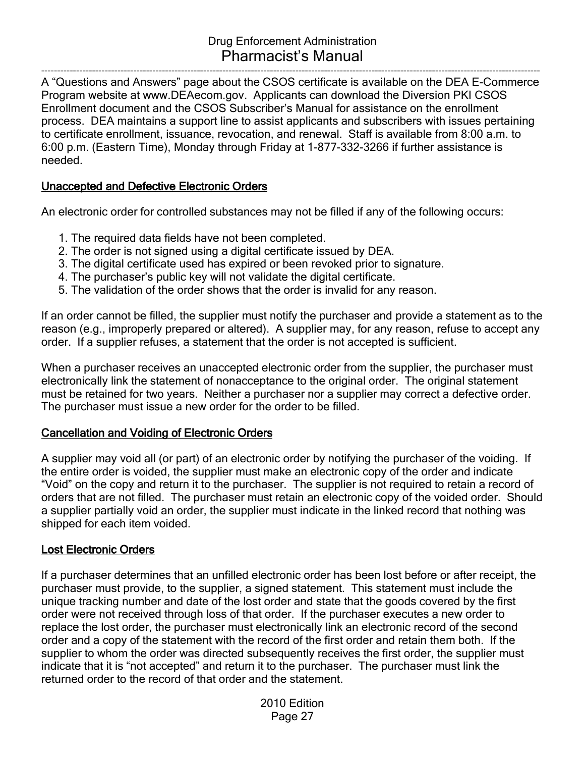A “Questions and Answers” page about the CSOS certificate is available on the DEA E-Commerce Program website at www.DEAecom.gov. Applicants can download the Diversion PKI CSOS Enrollment document and the CSOS Subscriber’s Manual for assistance on the enrollment process. DEA maintains a support line to assist applicants and subscribers with issues pertaining to certificate enrollment, issuance, revocation, and renewal. Staff is available from 8:00 a.m. to 6:00 p.m. (Eastern Time), Monday through Friday at 1-877-332-3266 if further assistance is needed.

## Unaccepted and Defective Electronic Orders

An electronic order for controlled substances may not be filled if any of the following occurs:

1. The required data fields have not been completed.
2. The order is not signed using a digital certificate issued by DEA.
3. The digital certificate used has expired or been revoked prior to signature.
4. The purchaser’s public key will not validate the digital certificate.
5. The validation of the order shows that the order is invalid for any reason.

If an order cannot be filled, the supplier must notify the purchaser and provide a statement as to the reason (e.g., improperly prepared or altered). A supplier may, for any reason, refuse to accept any order. If a supplier refuses, a statement that the order is not accepted is sufficient.

When a purchaser receives an unaccepted electronic order from the supplier, the purchaser must electronically link the statement of nonacceptance to the original order. The original statement must be retained for two years. Neither a purchaser nor a supplier may correct a defective order. The purchaser must issue a new order for the order to be filled.

## Cancellation and Voiding of Electronic Orders

A supplier may void all (or part) of an electronic order by notifying the purchaser of the voiding. If the entire order is voided, the supplier must make an electronic copy of the order and indicate “Void” on the copy and return it to the purchaser. The supplier is not required to retain a record of orders that are not filled. The purchaser must retain an electronic copy of the voided order. Should a supplier partially void an order, the supplier must indicate in the linked record that nothing was shipped for each item voided.

## Lost Electronic Orders

If a purchaser determines that an unfilled electronic order has been lost before or after receipt, the purchaser must provide, to the supplier, a signed statement. This statement must include the unique tracking number and date of the lost order and state that the goods covered by the first order were not received through loss of that order. If the purchaser executes a new order to replace the lost order, the purchaser must electronically link an electronic record of the second order and a copy of the statement with the record of the first order and retain them both. If the supplier to whom the order was directed subsequently receives the first order, the supplier must indicate that it is “not accepted” and return it to the purchaser. The purchaser must link the returned order to the record of that order and the statement.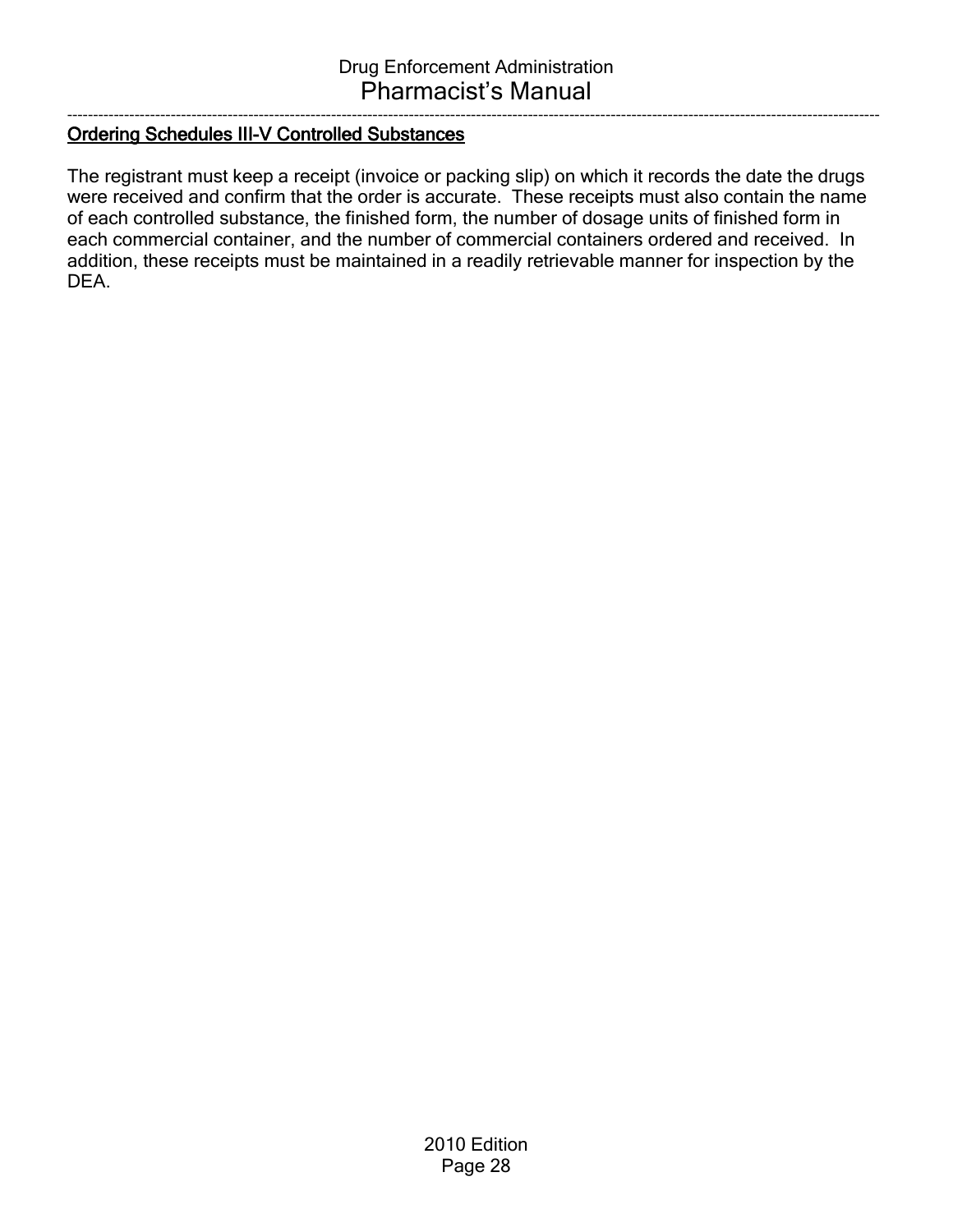## Ordering Schedules III-V Controlled Substances

The registrant must keep a receipt (invoice or packing slip) on which it records the date the drugs were received and confirm that the order is accurate. These receipts must also contain the name of each controlled substance, the finished form, the number of dosage units of finished form in each commercial container, and the number of commercial containers ordered and received. In addition, these receipts must be maintained in a readily retrievable manner for inspection by the DEA.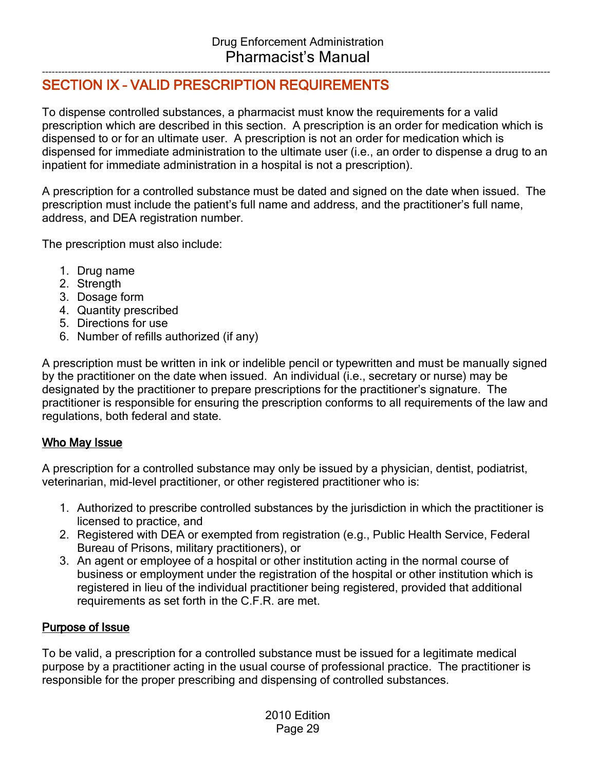## SECTION IX – VALID PRESCRIPTION REQUIREMENTS

To dispense controlled substances, a pharmacist must know the requirements for a valid prescription which are described in this section. A prescription is an order for medication which is dispensed to or for an ultimate user. A prescription is not an order for medication which is dispensed for immediate administration to the ultimate user (i.e., an order to dispense a drug to an inpatient for immediate administration in a hospital is not a prescription).

A prescription for a controlled substance must be dated and signed on the date when issued. The prescription must include the patient's full name and address, and the practitioner's full name, address, and DEA registration number.

The prescription must also include:

1. Drug name
2. Strength
3. Dosage form
4. Quantity prescribed
5. Directions for use
6. Number of refills authorized (if any)

A prescription must be written in ink or indelible pencil or typewritten and must be manually signed by the practitioner on the date when issued. An individual (i.e., secretary or nurse) may be designated by the practitioner to prepare prescriptions for the practitioner's signature. The practitioner is responsible for ensuring the prescription conforms to all requirements of the law and regulations, both federal and state.

### Who May Issue

A prescription for a controlled substance may only be issued by a physician, dentist, podiatrist, veterinarian, mid-level practitioner, or other registered practitioner who is:

1. Authorized to prescribe controlled substances by the jurisdiction in which the practitioner is licensed to practice, and
2. Registered with DEA or exempted from registration (e.g., Public Health Service, Federal Bureau of Prisons, military practitioners), or
3. An agent or employee of a hospital or other institution acting in the normal course of business or employment under the registration of the hospital or other institution which is registered in lieu of the individual practitioner being registered, provided that additional requirements as set forth in the C.F.R. are met.

### Purpose of Issue

To be valid, a prescription for a controlled substance must be issued for a legitimate medical purpose by a practitioner acting in the usual course of professional practice. The practitioner is responsible for the proper prescribing and dispensing of controlled substances.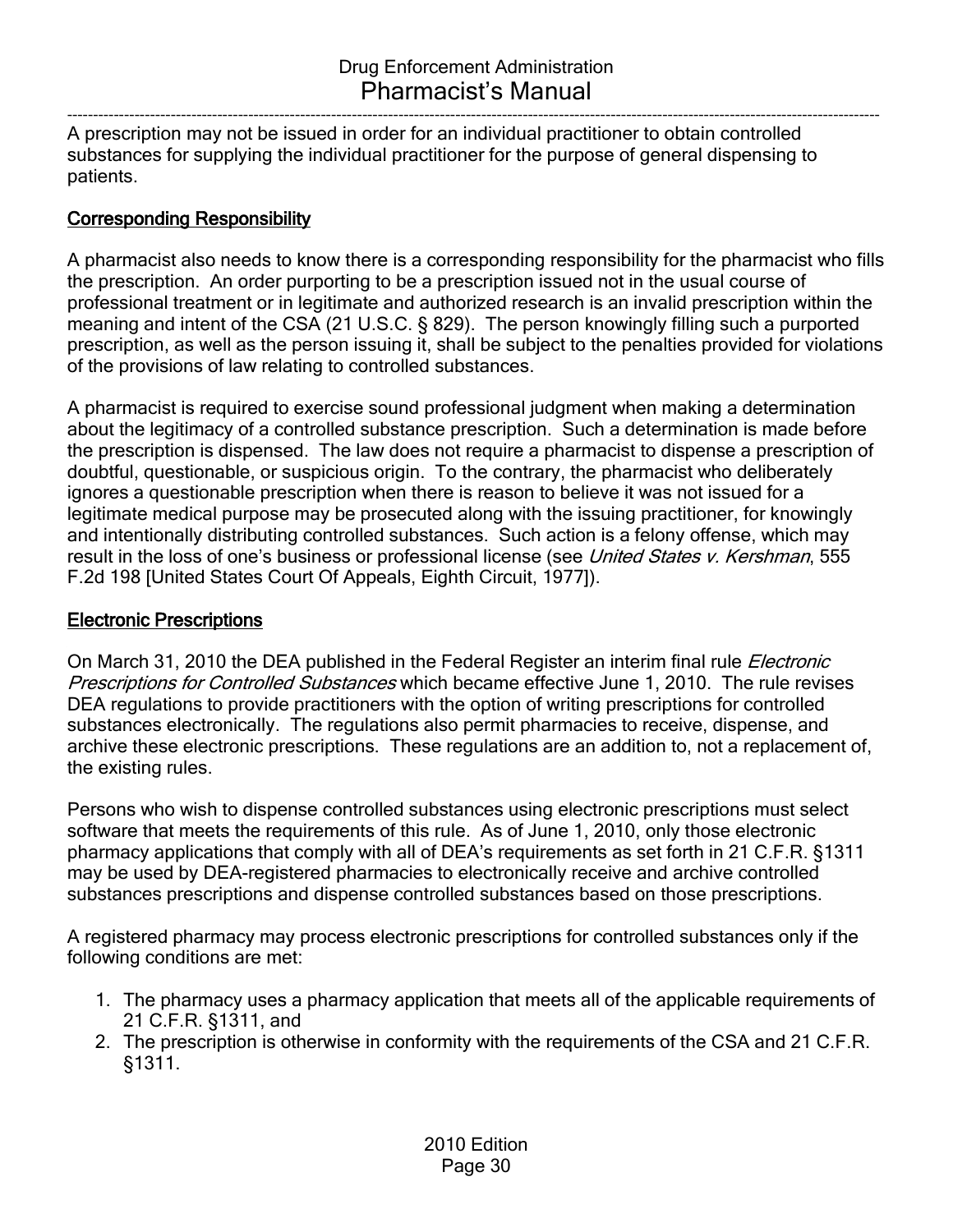A prescription may not be issued in order for an individual practitioner to obtain controlled substances for supplying the individual practitioner for the purpose of general dispensing to patients.

## Corresponding Responsibility

A pharmacist also needs to know there is a corresponding responsibility for the pharmacist who fills the prescription. An order purporting to be a prescription issued not in the usual course of professional treatment or in legitimate and authorized research is an invalid prescription within the meaning and intent of the CSA (21 U.S.C. § 829). The person knowingly filling such a purported prescription, as well as the person issuing it, shall be subject to the penalties provided for violations of the provisions of law relating to controlled substances.

A pharmacist is required to exercise sound professional judgment when making a determination about the legitimacy of a controlled substance prescription. Such a determination is made before the prescription is dispensed. The law does not require a pharmacist to dispense a prescription of doubtful, questionable, or suspicious origin. To the contrary, the pharmacist who deliberately ignores a questionable prescription when there is reason to believe it was not issued for a legitimate medical purpose may be prosecuted along with the issuing practitioner, for knowingly and intentionally distributing controlled substances. Such action is a felony offense, which may result in the loss of one's business or professional license (see *United States v. Kershman*, 555 F.2d 198 [United States Court Of Appeals, Eighth Circuit, 1977]).

## Electronic Prescriptions

On March 31, 2010 the DEA published in the Federal Register an interim final rule *Electronic Prescriptions for Controlled Substances* which became effective June 1, 2010. The rule revises DEA regulations to provide practitioners with the option of writing prescriptions for controlled substances electronically. The regulations also permit pharmacies to receive, dispense, and archive these electronic prescriptions. These regulations are an addition to, not a replacement of, the existing rules.

Persons who wish to dispense controlled substances using electronic prescriptions must select software that meets the requirements of this rule. As of June 1, 2010, only those electronic pharmacy applications that comply with all of DEA's requirements as set forth in 21 C.F.R. §1311 may be used by DEA-registered pharmacies to electronically receive and archive controlled substances prescriptions and dispense controlled substances based on those prescriptions.

A registered pharmacy may process electronic prescriptions for controlled substances only if the following conditions are met:

1. The pharmacy uses a pharmacy application that meets all of the applicable requirements of 21 C.F.R. §1311, and
2. The prescription is otherwise in conformity with the requirements of the CSA and 21 C.F.R. §1311.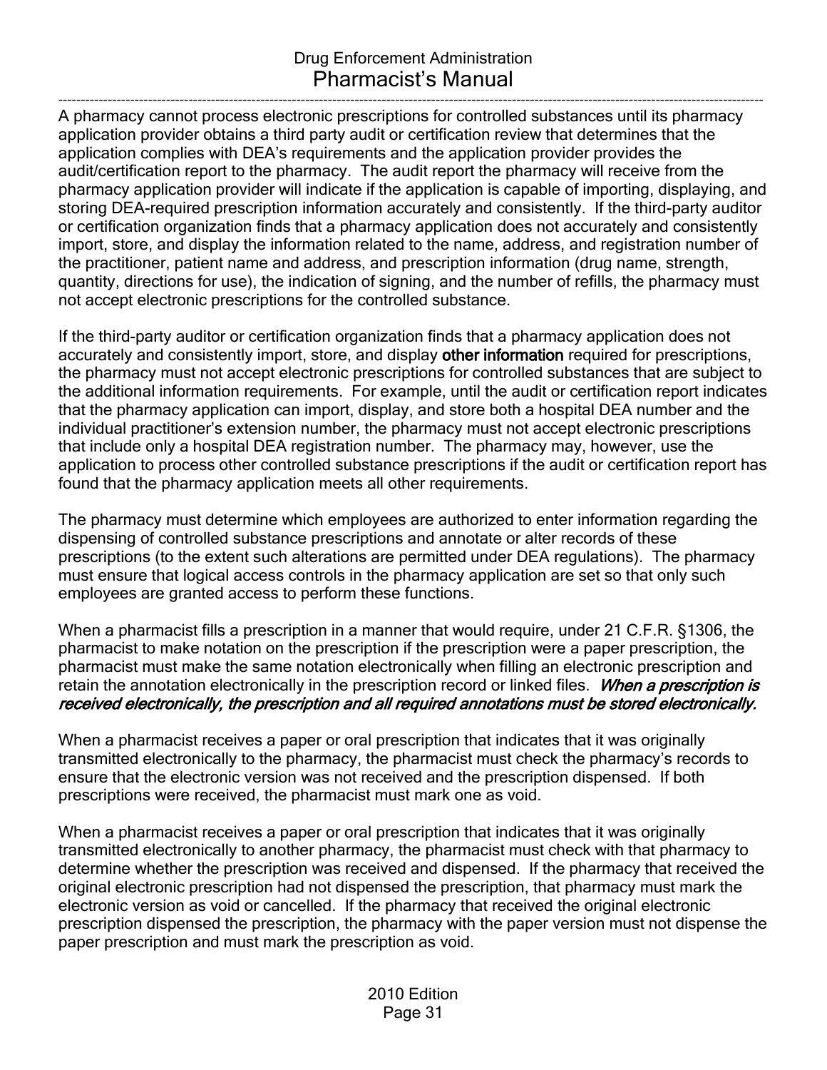A pharmacy cannot process electronic prescriptions for controlled substances until its pharmacy application provider obtains a third party audit or certification review that determines that the application complies with DEA's requirements and the application provider provides the audit/certification report to the pharmacy. The audit report the pharmacy will receive from the pharmacy application provider will indicate if the application is capable of importing, displaying, and storing DEA-required prescription information accurately and consistently. If the third-party auditor or certification organization finds that a pharmacy application does not accurately and consistently import, store, and display the information related to the name, address, and registration number of the practitioner, patient name and address, and prescription information (drug name, strength, quantity, directions for use), the indication of signing, and the number of refills, the pharmacy must not accept electronic prescriptions for the controlled substance.

If the third-party auditor or certification organization finds that a pharmacy application does not accurately and consistently import, store, and display **other information** required for prescriptions, the pharmacy must not accept electronic prescriptions for controlled substances that are subject to the additional information requirements. For example, until the audit or certification report indicates that the pharmacy application can import, display, and store both a hospital DEA number and the individual practitioner's extension number, the pharmacy must not accept electronic prescriptions that include only a hospital DEA registration number. The pharmacy may, however, use the application to process other controlled substance prescriptions if the audit or certification report has found that the pharmacy application meets all other requirements.

The pharmacy must determine which employees are authorized to enter information regarding the dispensing of controlled substance prescriptions and annotate or alter records of these prescriptions (to the extent such alterations are permitted under DEA regulations). The pharmacy must ensure that logical access controls in the pharmacy application are set so that only such employees are granted access to perform these functions.

When a pharmacist fills a prescription in a manner that would require, under 21 C.F.R. §1306, the pharmacist to make notation on the prescription if the prescription were a paper prescription, the pharmacist must make the same notation electronically when filling an electronic prescription and retain the annotation electronically in the prescription record or linked files. ***When a prescription is received electronically, the prescription and all required annotations must be stored electronically.***

When a pharmacist receives a paper or oral prescription that indicates that it was originally transmitted electronically to the pharmacy, the pharmacist must check the pharmacy's records to ensure that the electronic version was not received and the prescription dispensed. If both prescriptions were received, the pharmacist must mark one as void.

When a pharmacist receives a paper or oral prescription that indicates that it was originally transmitted electronically to another pharmacy, the pharmacist must check with that pharmacy to determine whether the prescription was received and dispensed. If the pharmacy that received the original electronic prescription had not dispensed the prescription, that pharmacy must mark the electronic version as void or cancelled. If the pharmacy that received the original electronic prescription dispensed the prescription, the pharmacy with the paper version must not dispense the paper prescription and must mark the prescription as void.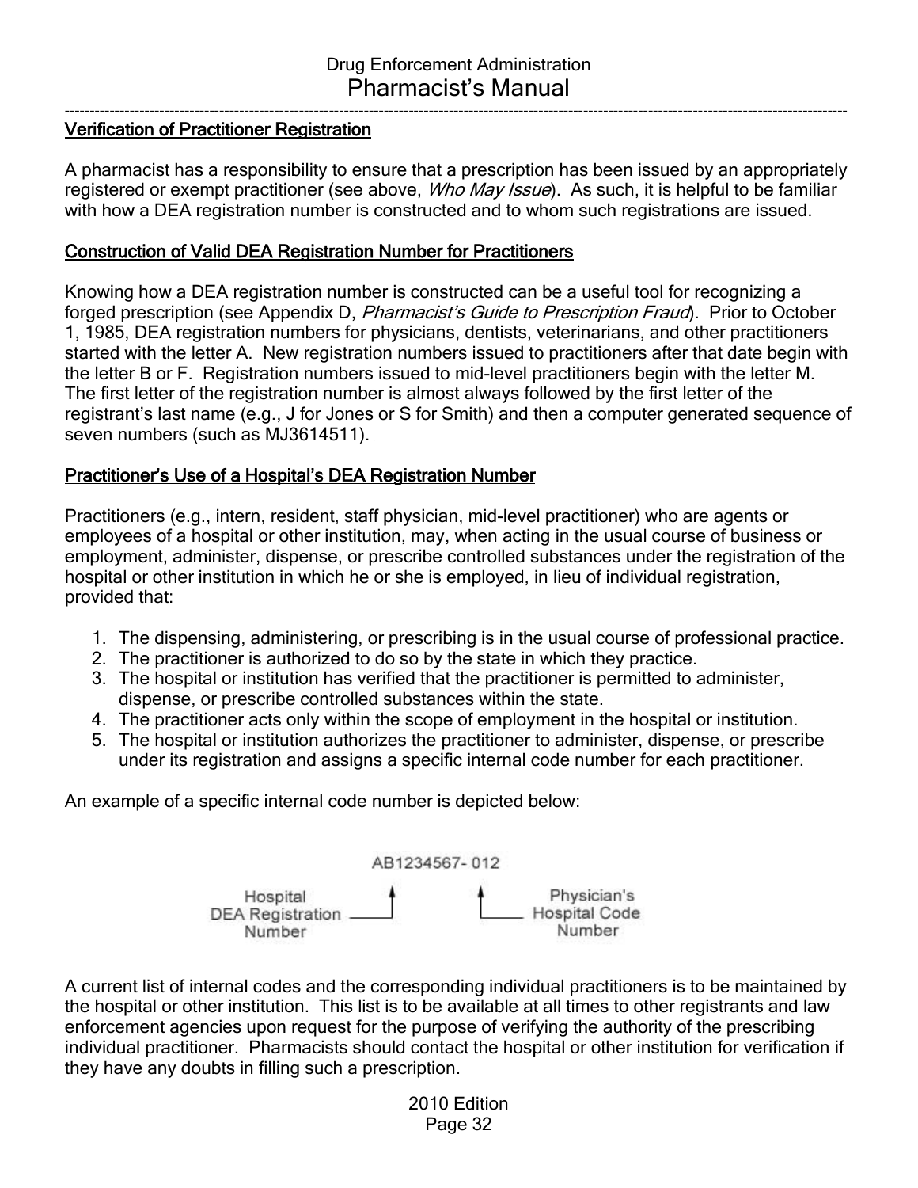## Verification of Practitioner Registration

A pharmacist has a responsibility to ensure that a prescription has been issued by an appropriately registered or exempt practitioner (see above, *Who May Issue*). As such, it is helpful to be familiar with how a DEA registration number is constructed and to whom such registrations are issued.

## Construction of Valid DEA Registration Number for Practitioners

Knowing how a DEA registration number is constructed can be a useful tool for recognizing a forged prescription (see Appendix D, *Pharmacist's Guide to Prescription Fraud*). Prior to October 1, 1985, DEA registration numbers for physicians, dentists, veterinarians, and other practitioners started with the letter A. New registration numbers issued to practitioners after that date begin with the letter B or F. Registration numbers issued to mid-level practitioners begin with the letter M. The first letter of the registration number is almost always followed by the first letter of the registrant's last name (e.g., J for Jones or S for Smith) and then a computer generated sequence of seven numbers (such as MJ3614511).

## Practitioner's Use of a Hospital's DEA Registration Number

Practitioners (e.g., intern, resident, staff physician, mid-level practitioner) who are agents or employees of a hospital or other institution, may, when acting in the usual course of business or employment, administer, dispense, or prescribe controlled substances under the registration of the hospital or other institution in which he or she is employed, in lieu of individual registration, provided that:

1. The dispensing, administering, or prescribing is in the usual course of professional practice.
2. The practitioner is authorized to do so by the state in which they practice.
3. The hospital or institution has verified that the practitioner is permitted to administer, dispense, or prescribe controlled substances within the state.
4. The practitioner acts only within the scope of employment in the hospital or institution.
5. The hospital or institution authorizes the practitioner to administer, dispense, or prescribe under its registration and assigns a specific internal code number for each practitioner.

An example of a specific internal code number is depicted below:

AB1234567- 012

Hospital DEA Registration Number ↑ &nbsp;&nbsp;&nbsp; ↑ Physician's Hospital Code Number

A current list of internal codes and the corresponding individual practitioners is to be maintained by the hospital or other institution. This list is to be available at all times to other registrants and law enforcement agencies upon request for the purpose of verifying the authority of the prescribing individual practitioner. Pharmacists should contact the hospital or other institution for verification if they have any doubts in filling such a prescription.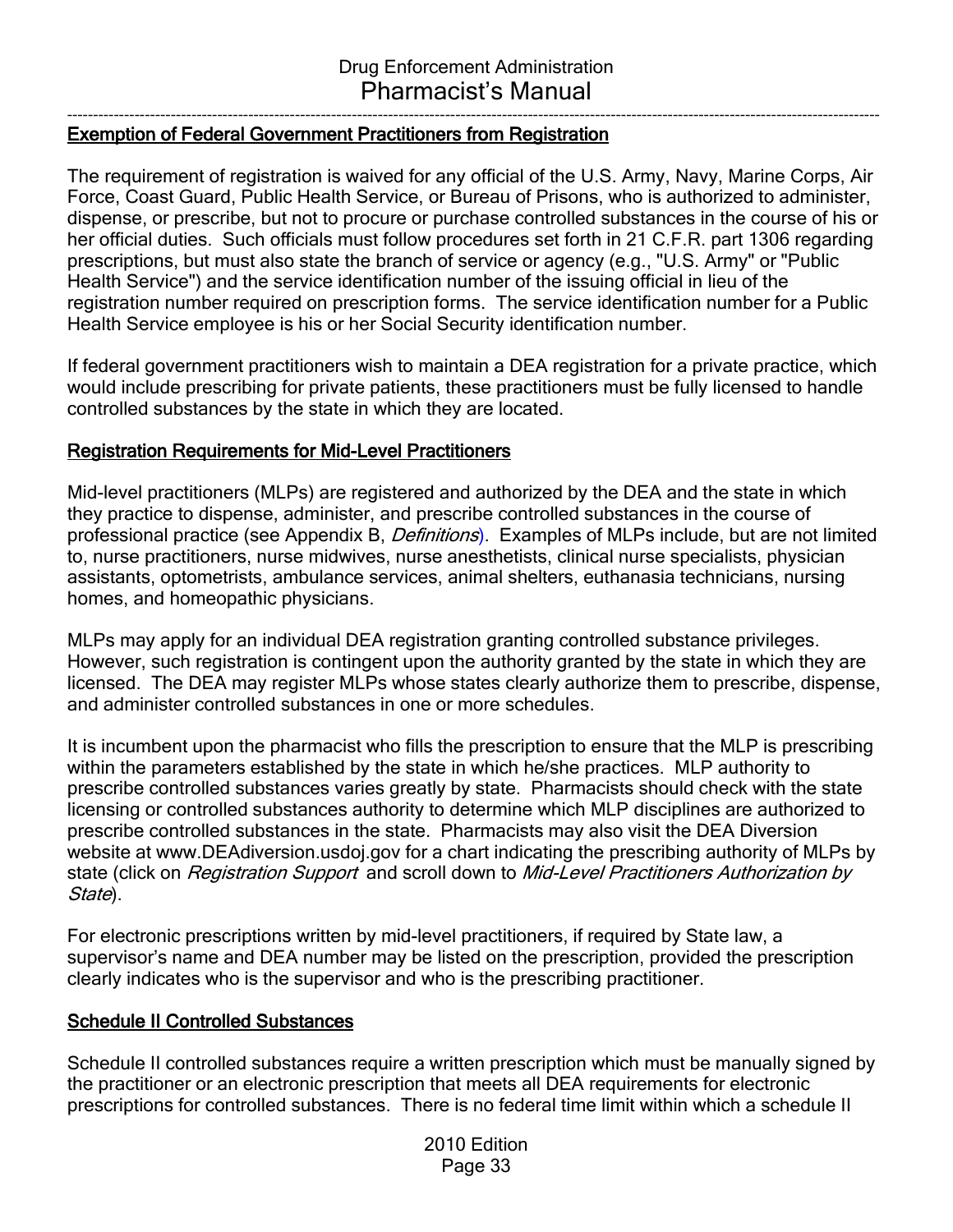## Exemption of Federal Government Practitioners from Registration

The requirement of registration is waived for any official of the U.S. Army, Navy, Marine Corps, Air Force, Coast Guard, Public Health Service, or Bureau of Prisons, who is authorized to administer, dispense, or prescribe, but not to procure or purchase controlled substances in the course of his or her official duties. Such officials must follow procedures set forth in 21 C.F.R. part 1306 regarding prescriptions, but must also state the branch of service or agency (e.g., "U.S. Army" or "Public Health Service") and the service identification number of the issuing official in lieu of the registration number required on prescription forms. The service identification number for a Public Health Service employee is his or her Social Security identification number.

If federal government practitioners wish to maintain a DEA registration for a private practice, which would include prescribing for private patients, these practitioners must be fully licensed to handle controlled substances by the state in which they are located.

## Registration Requirements for Mid-Level Practitioners

Mid-level practitioners (MLPs) are registered and authorized by the DEA and the state in which they practice to dispense, administer, and prescribe controlled substances in the course of professional practice (see Appendix B, *Definitions*). Examples of MLPs include, but are not limited to, nurse practitioners, nurse midwives, nurse anesthetists, clinical nurse specialists, physician assistants, optometrists, ambulance services, animal shelters, euthanasia technicians, nursing homes, and homeopathic physicians.

MLPs may apply for an individual DEA registration granting controlled substance privileges. However, such registration is contingent upon the authority granted by the state in which they are licensed. The DEA may register MLPs whose states clearly authorize them to prescribe, dispense, and administer controlled substances in one or more schedules.

It is incumbent upon the pharmacist who fills the prescription to ensure that the MLP is prescribing within the parameters established by the state in which he/she practices. MLP authority to prescribe controlled substances varies greatly by state. Pharmacists should check with the state licensing or controlled substances authority to determine which MLP disciplines are authorized to prescribe controlled substances in the state. Pharmacists may also visit the DEA Diversion website at www.DEAdiversion.usdoj.gov for a chart indicating the prescribing authority of MLPs by state (click on *Registration Support* and scroll down to *Mid-Level Practitioners Authorization by State*).

For electronic prescriptions written by mid-level practitioners, if required by State law, a supervisor's name and DEA number may be listed on the prescription, provided the prescription clearly indicates who is the supervisor and who is the prescribing practitioner.

## Schedule II Controlled Substances

Schedule II controlled substances require a written prescription which must be manually signed by the practitioner or an electronic prescription that meets all DEA requirements for electronic prescriptions for controlled substances. There is no federal time limit within which a schedule II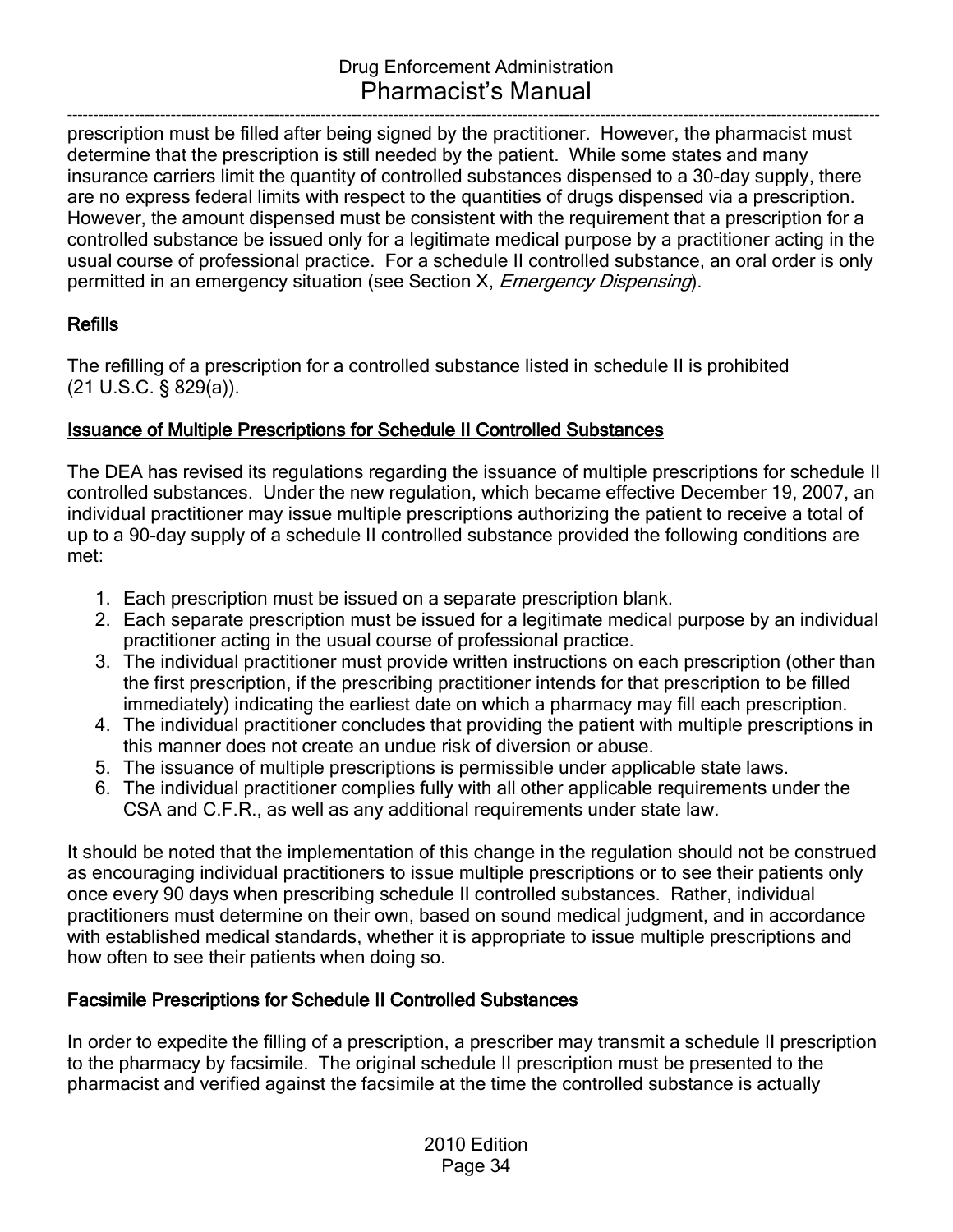prescription must be filled after being signed by the practitioner. However, the pharmacist must determine that the prescription is still needed by the patient. While some states and many insurance carriers limit the quantity of controlled substances dispensed to a 30-day supply, there are no express federal limits with respect to the quantities of drugs dispensed via a prescription. However, the amount dispensed must be consistent with the requirement that a prescription for a controlled substance be issued only for a legitimate medical purpose by a practitioner acting in the usual course of professional practice. For a schedule II controlled substance, an oral order is only permitted in an emergency situation (see Section X, *Emergency Dispensing*).

## Refills

The refilling of a prescription for a controlled substance listed in schedule II is prohibited (21 U.S.C. § 829(a)).

## Issuance of Multiple Prescriptions for Schedule II Controlled Substances

The DEA has revised its regulations regarding the issuance of multiple prescriptions for schedule II controlled substances. Under the new regulation, which became effective December 19, 2007, an individual practitioner may issue multiple prescriptions authorizing the patient to receive a total of up to a 90-day supply of a schedule II controlled substance provided the following conditions are met:

1. Each prescription must be issued on a separate prescription blank.
2. Each separate prescription must be issued for a legitimate medical purpose by an individual practitioner acting in the usual course of professional practice.
3. The individual practitioner must provide written instructions on each prescription (other than the first prescription, if the prescribing practitioner intends for that prescription to be filled immediately) indicating the earliest date on which a pharmacy may fill each prescription.
4. The individual practitioner concludes that providing the patient with multiple prescriptions in this manner does not create an undue risk of diversion or abuse.
5. The issuance of multiple prescriptions is permissible under applicable state laws.
6. The individual practitioner complies fully with all other applicable requirements under the CSA and C.F.R., as well as any additional requirements under state law.

It should be noted that the implementation of this change in the regulation should not be construed as encouraging individual practitioners to issue multiple prescriptions or to see their patients only once every 90 days when prescribing schedule II controlled substances. Rather, individual practitioners must determine on their own, based on sound medical judgment, and in accordance with established medical standards, whether it is appropriate to issue multiple prescriptions and how often to see their patients when doing so.

## Facsimile Prescriptions for Schedule II Controlled Substances

In order to expedite the filling of a prescription, a prescriber may transmit a schedule II prescription to the pharmacy by facsimile. The original schedule II prescription must be presented to the pharmacist and verified against the facsimile at the time the controlled substance is actually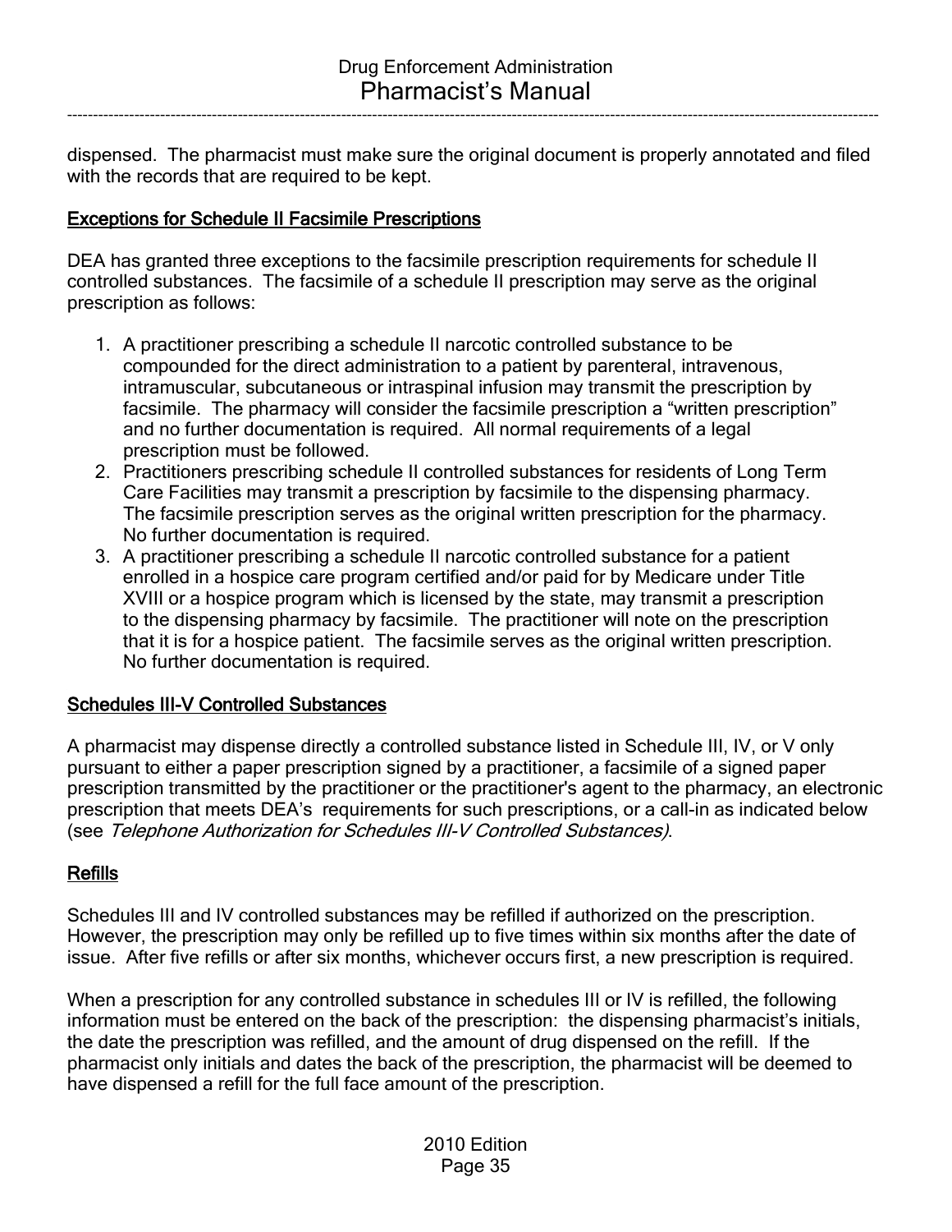dispensed. The pharmacist must make sure the original document is properly annotated and filed with the records that are required to be kept.

## Exceptions for Schedule II Facsimile Prescriptions

DEA has granted three exceptions to the facsimile prescription requirements for schedule II controlled substances. The facsimile of a schedule II prescription may serve as the original prescription as follows:

1. A practitioner prescribing a schedule II narcotic controlled substance to be compounded for the direct administration to a patient by parenteral, intravenous, intramuscular, subcutaneous or intraspinal infusion may transmit the prescription by facsimile. The pharmacy will consider the facsimile prescription a "written prescription" and no further documentation is required. All normal requirements of a legal prescription must be followed.
2. Practitioners prescribing schedule II controlled substances for residents of Long Term Care Facilities may transmit a prescription by facsimile to the dispensing pharmacy. The facsimile prescription serves as the original written prescription for the pharmacy. No further documentation is required.
3. A practitioner prescribing a schedule II narcotic controlled substance for a patient enrolled in a hospice care program certified and/or paid for by Medicare under Title XVIII or a hospice program which is licensed by the state, may transmit a prescription to the dispensing pharmacy by facsimile. The practitioner will note on the prescription that it is for a hospice patient. The facsimile serves as the original written prescription. No further documentation is required.

## Schedules III-V Controlled Substances

A pharmacist may dispense directly a controlled substance listed in Schedule III, IV, or V only pursuant to either a paper prescription signed by a practitioner, a facsimile of a signed paper prescription transmitted by the practitioner or the practitioner's agent to the pharmacy, an electronic prescription that meets DEA's requirements for such prescriptions, or a call-in as indicated below (see *Telephone Authorization for Schedules III-V Controlled Substances)*.

## Refills

Schedules III and IV controlled substances may be refilled if authorized on the prescription. However, the prescription may only be refilled up to five times within six months after the date of issue. After five refills or after six months, whichever occurs first, a new prescription is required.

When a prescription for any controlled substance in schedules III or IV is refilled, the following information must be entered on the back of the prescription: the dispensing pharmacist's initials, the date the prescription was refilled, and the amount of drug dispensed on the refill. If the pharmacist only initials and dates the back of the prescription, the pharmacist will be deemed to have dispensed a refill for the full face amount of the prescription.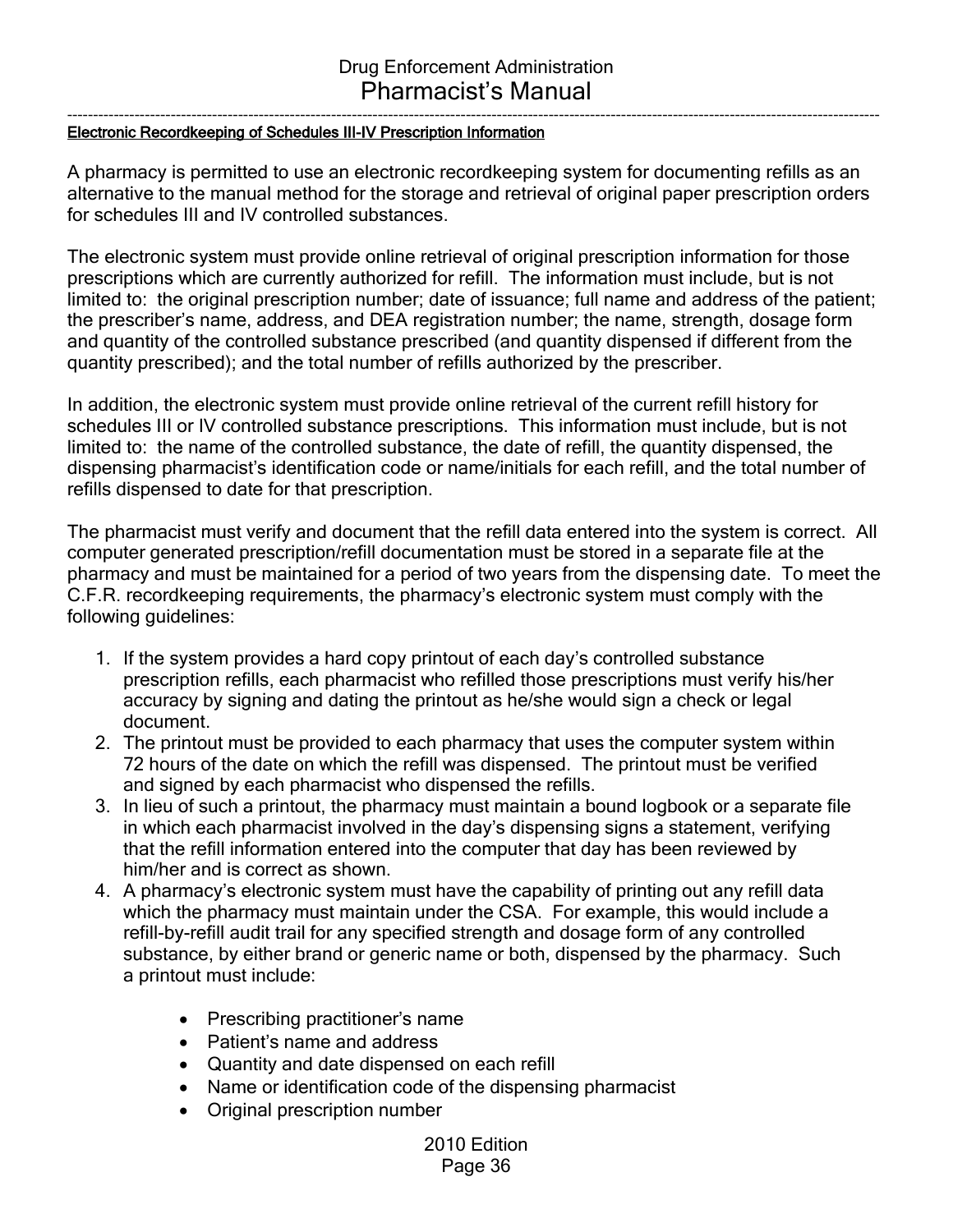<u>Electronic Recordkeeping of Schedules III-IV Prescription Information</u>

A pharmacy is permitted to use an electronic recordkeeping system for documenting refills as an alternative to the manual method for the storage and retrieval of original paper prescription orders for schedules III and IV controlled substances.

The electronic system must provide online retrieval of original prescription information for those prescriptions which are currently authorized for refill. The information must include, but is not limited to: the original prescription number; date of issuance; full name and address of the patient; the prescriber's name, address, and DEA registration number; the name, strength, dosage form and quantity of the controlled substance prescribed (and quantity dispensed if different from the quantity prescribed); and the total number of refills authorized by the prescriber.

In addition, the electronic system must provide online retrieval of the current refill history for schedules III or IV controlled substance prescriptions. This information must include, but is not limited to: the name of the controlled substance, the date of refill, the quantity dispensed, the dispensing pharmacist's identification code or name/initials for each refill, and the total number of refills dispensed to date for that prescription.

The pharmacist must verify and document that the refill data entered into the system is correct. All computer generated prescription/refill documentation must be stored in a separate file at the pharmacy and must be maintained for a period of two years from the dispensing date. To meet the C.F.R. recordkeeping requirements, the pharmacy's electronic system must comply with the following guidelines:

1. If the system provides a hard copy printout of each day's controlled substance prescription refills, each pharmacist who refilled those prescriptions must verify his/her accuracy by signing and dating the printout as he/she would sign a check or legal document.
2. The printout must be provided to each pharmacy that uses the computer system within 72 hours of the date on which the refill was dispensed. The printout must be verified and signed by each pharmacist who dispensed the refills.
3. In lieu of such a printout, the pharmacy must maintain a bound logbook or a separate file in which each pharmacist involved in the day's dispensing signs a statement, verifying that the refill information entered into the computer that day has been reviewed by him/her and is correct as shown.
4. A pharmacy's electronic system must have the capability of printing out any refill data which the pharmacy must maintain under the CSA. For example, this would include a refill-by-refill audit trail for any specified strength and dosage form of any controlled substance, by either brand or generic name or both, dispensed by the pharmacy. Such a printout must include:

    - Prescribing practitioner's name
    - Patient's name and address
    - Quantity and date dispensed on each refill
    - Name or identification code of the dispensing pharmacist
    - Original prescription number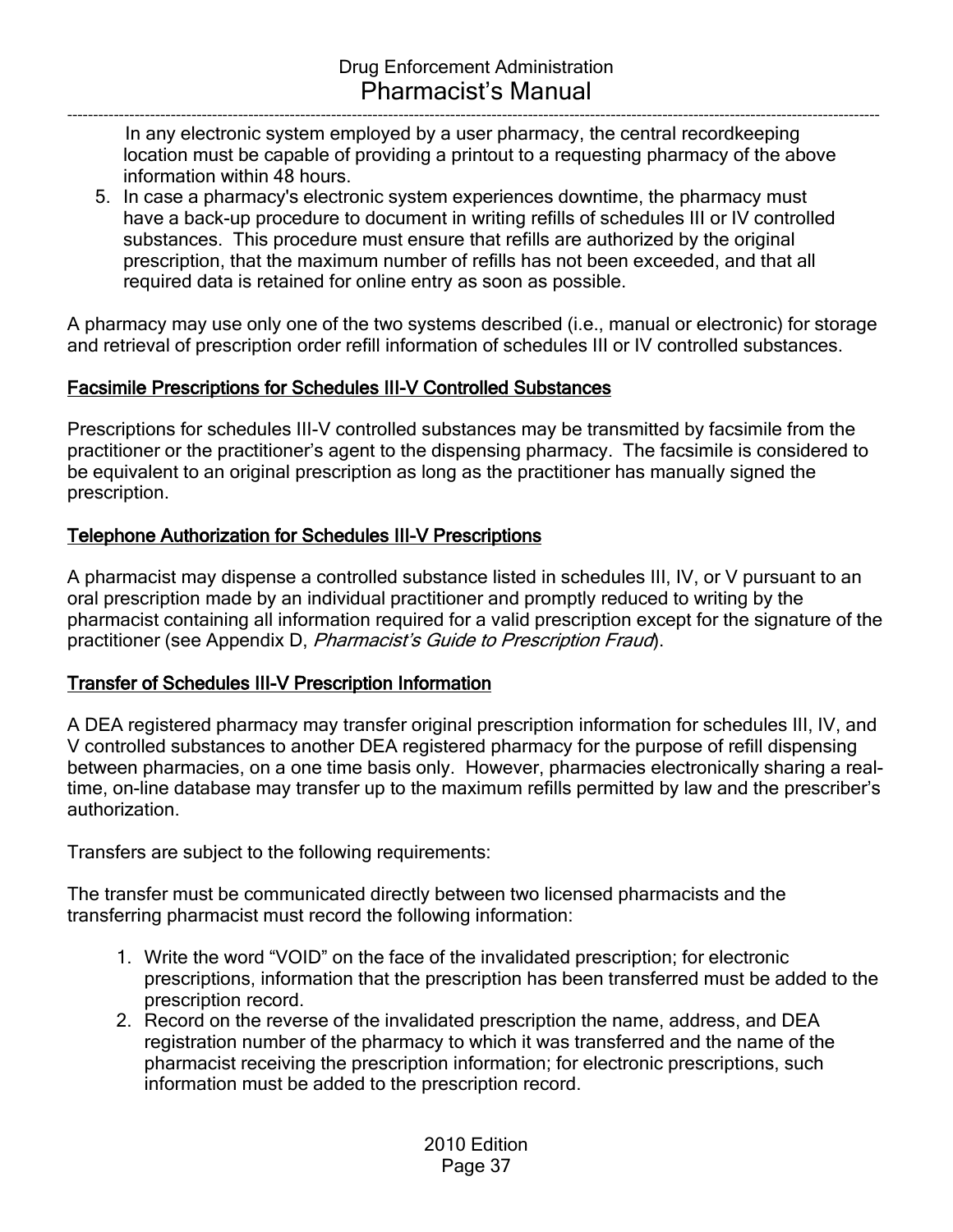In any electronic system employed by a user pharmacy, the central recordkeeping location must be capable of providing a printout to a requesting pharmacy of the above information within 48 hours.

5. In case a pharmacy's electronic system experiences downtime, the pharmacy must have a back-up procedure to document in writing refills of schedules III or IV controlled substances. This procedure must ensure that refills are authorized by the original prescription, that the maximum number of refills has not been exceeded, and that all required data is retained for online entry as soon as possible.

A pharmacy may use only one of the two systems described (i.e., manual or electronic) for storage and retrieval of prescription order refill information of schedules III or IV controlled substances.

## Facsimile Prescriptions for Schedules III-V Controlled Substances

Prescriptions for schedules III-V controlled substances may be transmitted by facsimile from the practitioner or the practitioner's agent to the dispensing pharmacy. The facsimile is considered to be equivalent to an original prescription as long as the practitioner has manually signed the prescription.

## Telephone Authorization for Schedules III-V Prescriptions

A pharmacist may dispense a controlled substance listed in schedules III, IV, or V pursuant to an oral prescription made by an individual practitioner and promptly reduced to writing by the pharmacist containing all information required for a valid prescription except for the signature of the practitioner (see Appendix D, *Pharmacist's Guide to Prescription Fraud*).

## Transfer of Schedules III-V Prescription Information

A DEA registered pharmacy may transfer original prescription information for schedules III, IV, and V controlled substances to another DEA registered pharmacy for the purpose of refill dispensing between pharmacies, on a one time basis only. However, pharmacies electronically sharing a real-time, on-line database may transfer up to the maximum refills permitted by law and the prescriber's authorization.

Transfers are subject to the following requirements:

The transfer must be communicated directly between two licensed pharmacists and the transferring pharmacist must record the following information:

1. Write the word "VOID" on the face of the invalidated prescription; for electronic prescriptions, information that the prescription has been transferred must be added to the prescription record.
2. Record on the reverse of the invalidated prescription the name, address, and DEA registration number of the pharmacy to which it was transferred and the name of the pharmacist receiving the prescription information; for electronic prescriptions, such information must be added to the prescription record.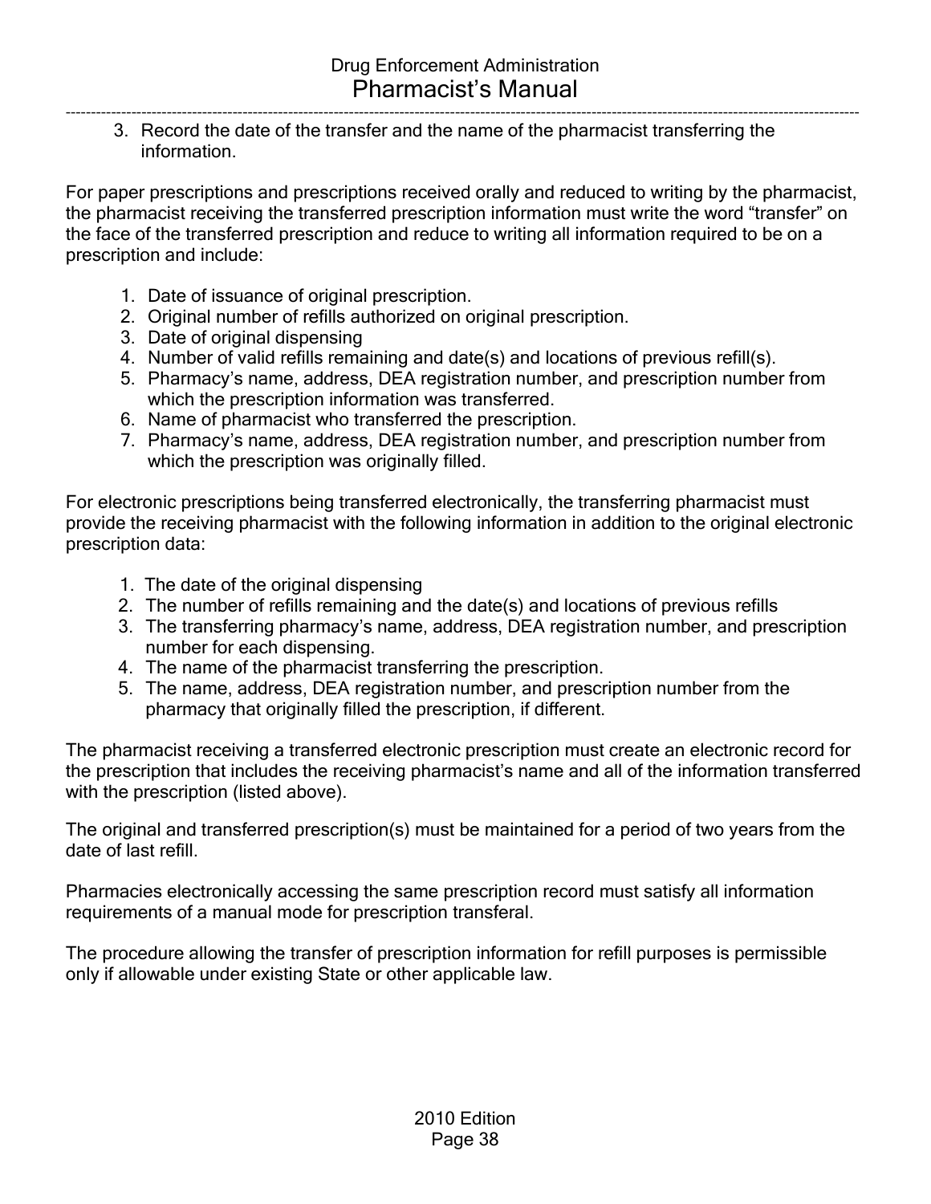3. Record the date of the transfer and the name of the pharmacist transferring the information.

For paper prescriptions and prescriptions received orally and reduced to writing by the pharmacist, the pharmacist receiving the transferred prescription information must write the word "transfer" on the face of the transferred prescription and reduce to writing all information required to be on a prescription and include:

1. Date of issuance of original prescription.
2. Original number of refills authorized on original prescription.
3. Date of original dispensing
4. Number of valid refills remaining and date(s) and locations of previous refill(s).
5. Pharmacy's name, address, DEA registration number, and prescription number from which the prescription information was transferred.
6. Name of pharmacist who transferred the prescription.
7. Pharmacy's name, address, DEA registration number, and prescription number from which the prescription was originally filled.

For electronic prescriptions being transferred electronically, the transferring pharmacist must provide the receiving pharmacist with the following information in addition to the original electronic prescription data:

1. The date of the original dispensing
2. The number of refills remaining and the date(s) and locations of previous refills
3. The transferring pharmacy's name, address, DEA registration number, and prescription number for each dispensing.
4. The name of the pharmacist transferring the prescription.
5. The name, address, DEA registration number, and prescription number from the pharmacy that originally filled the prescription, if different.

The pharmacist receiving a transferred electronic prescription must create an electronic record for the prescription that includes the receiving pharmacist's name and all of the information transferred with the prescription (listed above).

The original and transferred prescription(s) must be maintained for a period of two years from the date of last refill.

Pharmacies electronically accessing the same prescription record must satisfy all information requirements of a manual mode for prescription transferal.

The procedure allowing the transfer of prescription information for refill purposes is permissible only if allowable under existing State or other applicable law.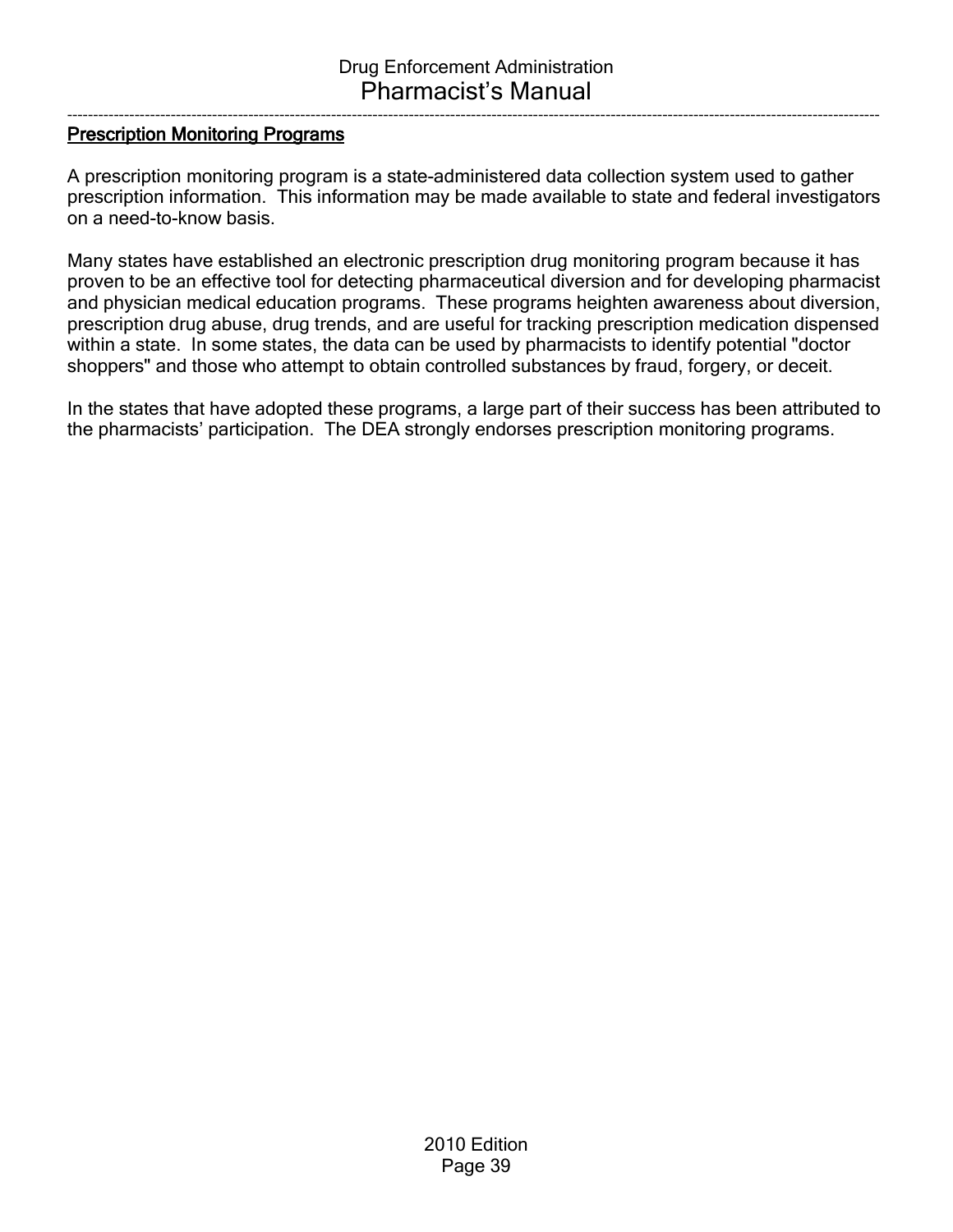## Prescription Monitoring Programs

A prescription monitoring program is a state-administered data collection system used to gather prescription information. This information may be made available to state and federal investigators on a need-to-know basis.

Many states have established an electronic prescription drug monitoring program because it has proven to be an effective tool for detecting pharmaceutical diversion and for developing pharmacist and physician medical education programs. These programs heighten awareness about diversion, prescription drug abuse, drug trends, and are useful for tracking prescription medication dispensed within a state. In some states, the data can be used by pharmacists to identify potential "doctor shoppers" and those who attempt to obtain controlled substances by fraud, forgery, or deceit.

In the states that have adopted these programs, a large part of their success has been attributed to the pharmacists' participation. The DEA strongly endorses prescription monitoring programs.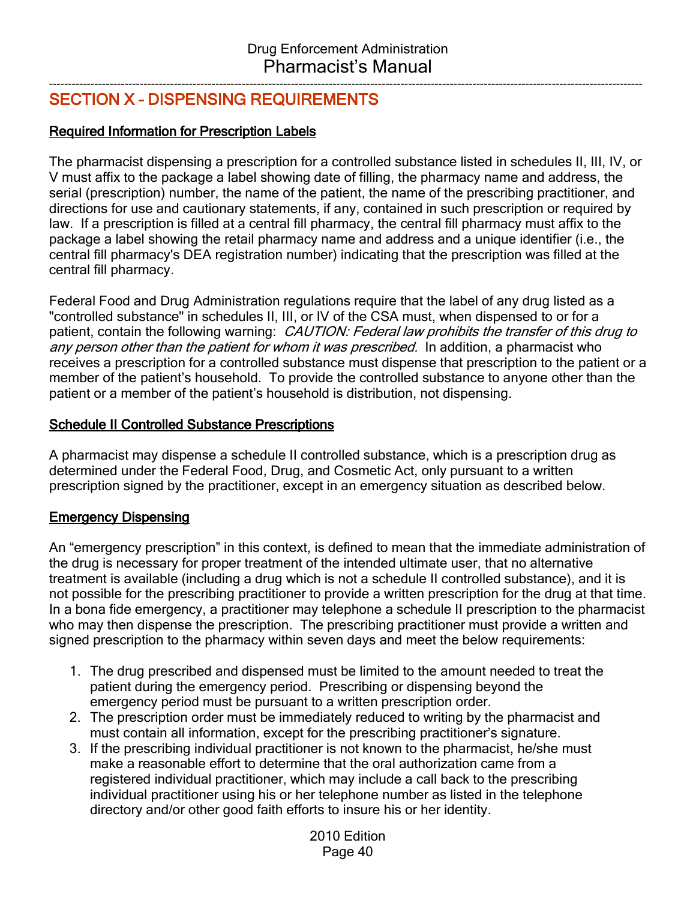## SECTION X – DISPENSING REQUIREMENTS

### Required Information for Prescription Labels

The pharmacist dispensing a prescription for a controlled substance listed in schedules II, III, IV, or V must affix to the package a label showing date of filling, the pharmacy name and address, the serial (prescription) number, the name of the patient, the name of the prescribing practitioner, and directions for use and cautionary statements, if any, contained in such prescription or required by law. If a prescription is filled at a central fill pharmacy, the central fill pharmacy must affix to the package a label showing the retail pharmacy name and address and a unique identifier (i.e., the central fill pharmacy's DEA registration number) indicating that the prescription was filled at the central fill pharmacy.

Federal Food and Drug Administration regulations require that the label of any drug listed as a "controlled substance" in schedules II, III, or IV of the CSA must, when dispensed to or for a patient, contain the following warning: *CAUTION: Federal law prohibits the transfer of this drug to any person other than the patient for whom it was prescribed.* In addition, a pharmacist who receives a prescription for a controlled substance must dispense that prescription to the patient or a member of the patient's household. To provide the controlled substance to anyone other than the patient or a member of the patient's household is distribution, not dispensing.

### Schedule II Controlled Substance Prescriptions

A pharmacist may dispense a schedule II controlled substance, which is a prescription drug as determined under the Federal Food, Drug, and Cosmetic Act, only pursuant to a written prescription signed by the practitioner, except in an emergency situation as described below.

### Emergency Dispensing

An "emergency prescription" in this context, is defined to mean that the immediate administration of the drug is necessary for proper treatment of the intended ultimate user, that no alternative treatment is available (including a drug which is not a schedule II controlled substance), and it is not possible for the prescribing practitioner to provide a written prescription for the drug at that time. In a bona fide emergency, a practitioner may telephone a schedule II prescription to the pharmacist who may then dispense the prescription. The prescribing practitioner must provide a written and signed prescription to the pharmacy within seven days and meet the below requirements:

1. The drug prescribed and dispensed must be limited to the amount needed to treat the patient during the emergency period. Prescribing or dispensing beyond the emergency period must be pursuant to a written prescription order.
2. The prescription order must be immediately reduced to writing by the pharmacist and must contain all information, except for the prescribing practitioner's signature.
3. If the prescribing individual practitioner is not known to the pharmacist, he/she must make a reasonable effort to determine that the oral authorization came from a registered individual practitioner, which may include a call back to the prescribing individual practitioner using his or her telephone number as listed in the telephone directory and/or other good faith efforts to insure his or her identity.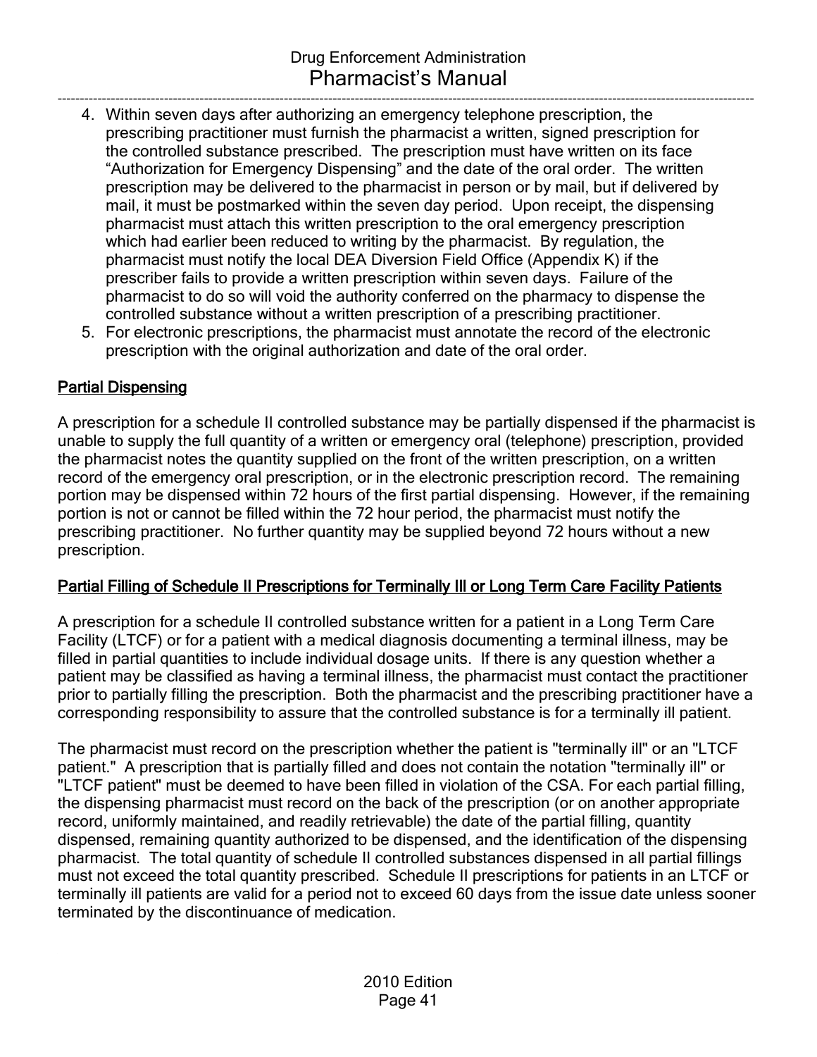4. Within seven days after authorizing an emergency telephone prescription, the prescribing practitioner must furnish the pharmacist a written, signed prescription for the controlled substance prescribed. The prescription must have written on its face "Authorization for Emergency Dispensing" and the date of the oral order. The written prescription may be delivered to the pharmacist in person or by mail, but if delivered by mail, it must be postmarked within the seven day period. Upon receipt, the dispensing pharmacist must attach this written prescription to the oral emergency prescription which had earlier been reduced to writing by the pharmacist. By regulation, the pharmacist must notify the local DEA Diversion Field Office (Appendix K) if the prescriber fails to provide a written prescription within seven days. Failure of the pharmacist to do so will void the authority conferred on the pharmacy to dispense the controlled substance without a written prescription of a prescribing practitioner.
5. For electronic prescriptions, the pharmacist must annotate the record of the electronic prescription with the original authorization and date of the oral order.

## Partial Dispensing

A prescription for a schedule II controlled substance may be partially dispensed if the pharmacist is unable to supply the full quantity of a written or emergency oral (telephone) prescription, provided the pharmacist notes the quantity supplied on the front of the written prescription, on a written record of the emergency oral prescription, or in the electronic prescription record. The remaining portion may be dispensed within 72 hours of the first partial dispensing. However, if the remaining portion is not or cannot be filled within the 72 hour period, the pharmacist must notify the prescribing practitioner. No further quantity may be supplied beyond 72 hours without a new prescription.

## Partial Filling of Schedule II Prescriptions for Terminally Ill or Long Term Care Facility Patients

A prescription for a schedule II controlled substance written for a patient in a Long Term Care Facility (LTCF) or for a patient with a medical diagnosis documenting a terminal illness, may be filled in partial quantities to include individual dosage units. If there is any question whether a patient may be classified as having a terminal illness, the pharmacist must contact the practitioner prior to partially filling the prescription. Both the pharmacist and the prescribing practitioner have a corresponding responsibility to assure that the controlled substance is for a terminally ill patient.

The pharmacist must record on the prescription whether the patient is "terminally ill" or an "LTCF patient." A prescription that is partially filled and does not contain the notation "terminally ill" or "LTCF patient" must be deemed to have been filled in violation of the CSA. For each partial filling, the dispensing pharmacist must record on the back of the prescription (or on another appropriate record, uniformly maintained, and readily retrievable) the date of the partial filling, quantity dispensed, remaining quantity authorized to be dispensed, and the identification of the dispensing pharmacist. The total quantity of schedule II controlled substances dispensed in all partial fillings must not exceed the total quantity prescribed. Schedule II prescriptions for patients in an LTCF or terminally ill patients are valid for a period not to exceed 60 days from the issue date unless sooner terminated by the discontinuance of medication.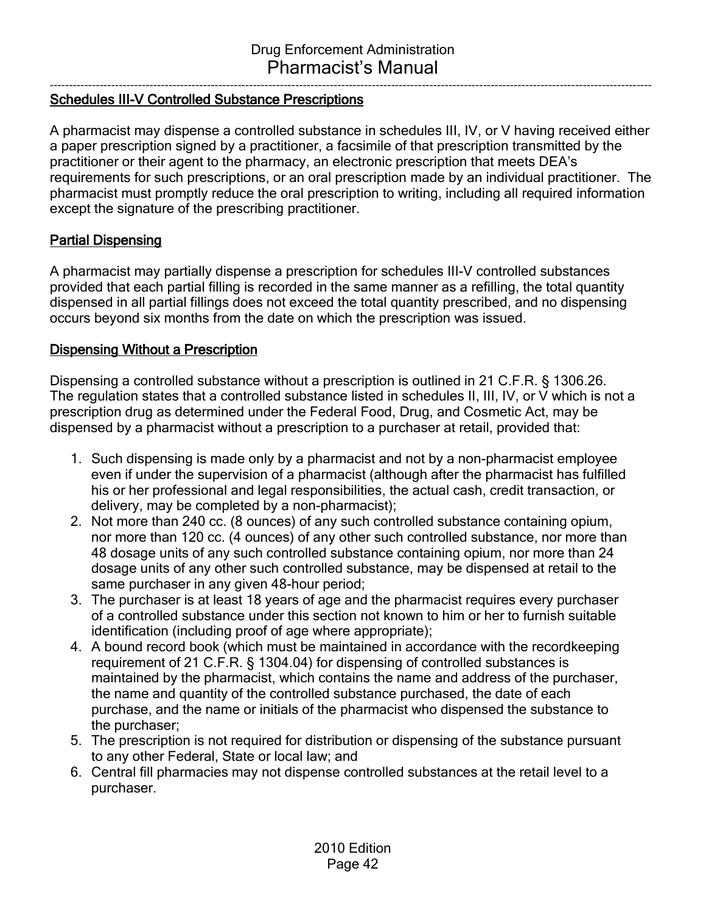## Schedules III-V Controlled Substance Prescriptions

A pharmacist may dispense a controlled substance in schedules III, IV, or V having received either a paper prescription signed by a practitioner, a facsimile of that prescription transmitted by the practitioner or their agent to the pharmacy, an electronic prescription that meets DEA's requirements for such prescriptions, or an oral prescription made by an individual practitioner. The pharmacist must promptly reduce the oral prescription to writing, including all required information except the signature of the prescribing practitioner.

## Partial Dispensing

A pharmacist may partially dispense a prescription for schedules III-V controlled substances provided that each partial filling is recorded in the same manner as a refilling, the total quantity dispensed in all partial fillings does not exceed the total quantity prescribed, and no dispensing occurs beyond six months from the date on which the prescription was issued.

## Dispensing Without a Prescription

Dispensing a controlled substance without a prescription is outlined in 21 C.F.R. § 1306.26. The regulation states that a controlled substance listed in schedules II, III, IV, or V which is not a prescription drug as determined under the Federal Food, Drug, and Cosmetic Act, may be dispensed by a pharmacist without a prescription to a purchaser at retail, provided that:

1. Such dispensing is made only by a pharmacist and not by a non-pharmacist employee even if under the supervision of a pharmacist (although after the pharmacist has fulfilled his or her professional and legal responsibilities, the actual cash, credit transaction, or delivery, may be completed by a non-pharmacist);
2. Not more than 240 cc. (8 ounces) of any such controlled substance containing opium, nor more than 120 cc. (4 ounces) of any other such controlled substance, nor more than 48 dosage units of any such controlled substance containing opium, nor more than 24 dosage units of any other such controlled substance, may be dispensed at retail to the same purchaser in any given 48-hour period;
3. The purchaser is at least 18 years of age and the pharmacist requires every purchaser of a controlled substance under this section not known to him or her to furnish suitable identification (including proof of age where appropriate);
4. A bound record book (which must be maintained in accordance with the recordkeeping requirement of 21 C.F.R. § 1304.04) for dispensing of controlled substances is maintained by the pharmacist, which contains the name and address of the purchaser, the name and quantity of the controlled substance purchased, the date of each purchase, and the name or initials of the pharmacist who dispensed the substance to the purchaser;
5. The prescription is not required for distribution or dispensing of the substance pursuant to any other Federal, State or local law; and
6. Central fill pharmacies may not dispense controlled substances at the retail level to a purchaser.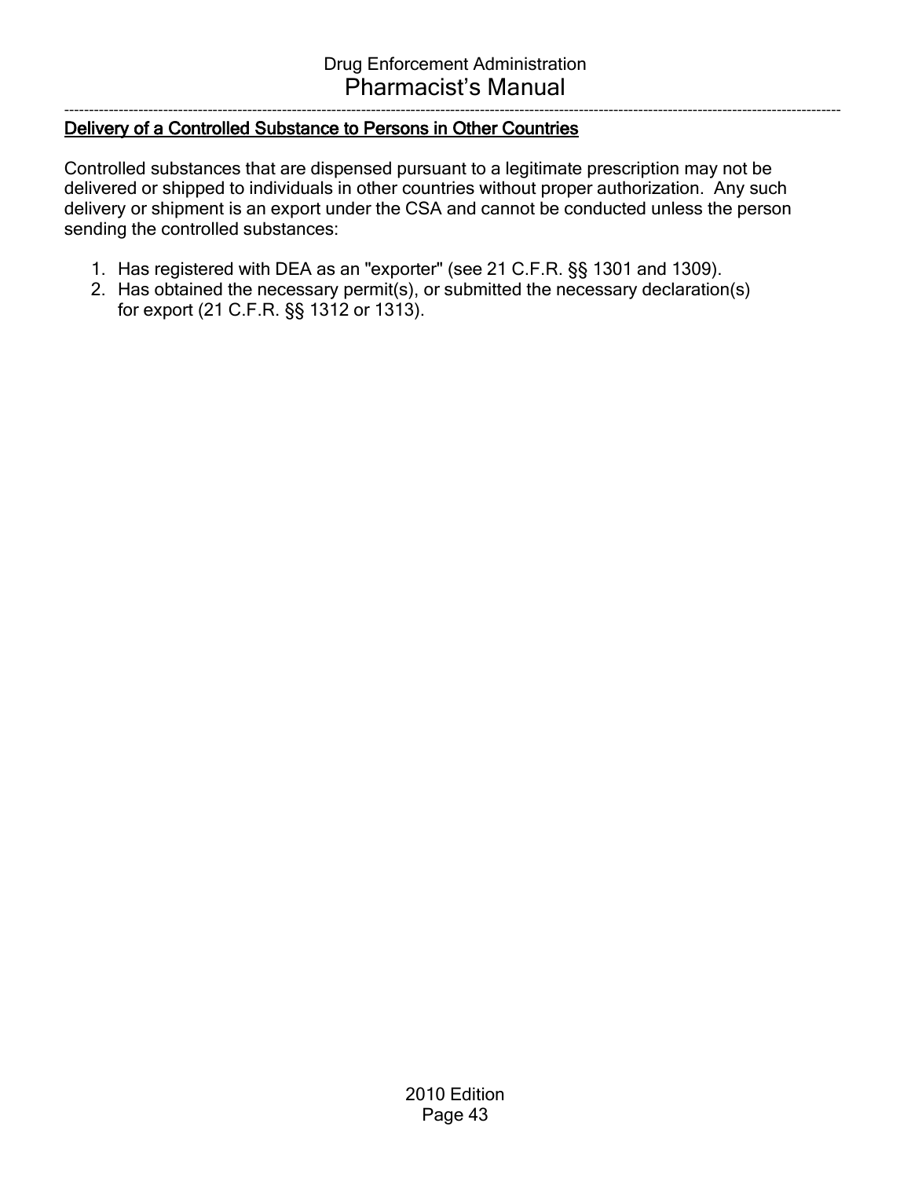## Delivery of a Controlled Substance to Persons in Other Countries

Controlled substances that are dispensed pursuant to a legitimate prescription may not be delivered or shipped to individuals in other countries without proper authorization. Any such delivery or shipment is an export under the CSA and cannot be conducted unless the person sending the controlled substances:

1. Has registered with DEA as an "exporter" (see 21 C.F.R. §§ 1301 and 1309).
2. Has obtained the necessary permit(s), or submitted the necessary declaration(s) for export (21 C.F.R. §§ 1312 or 1313).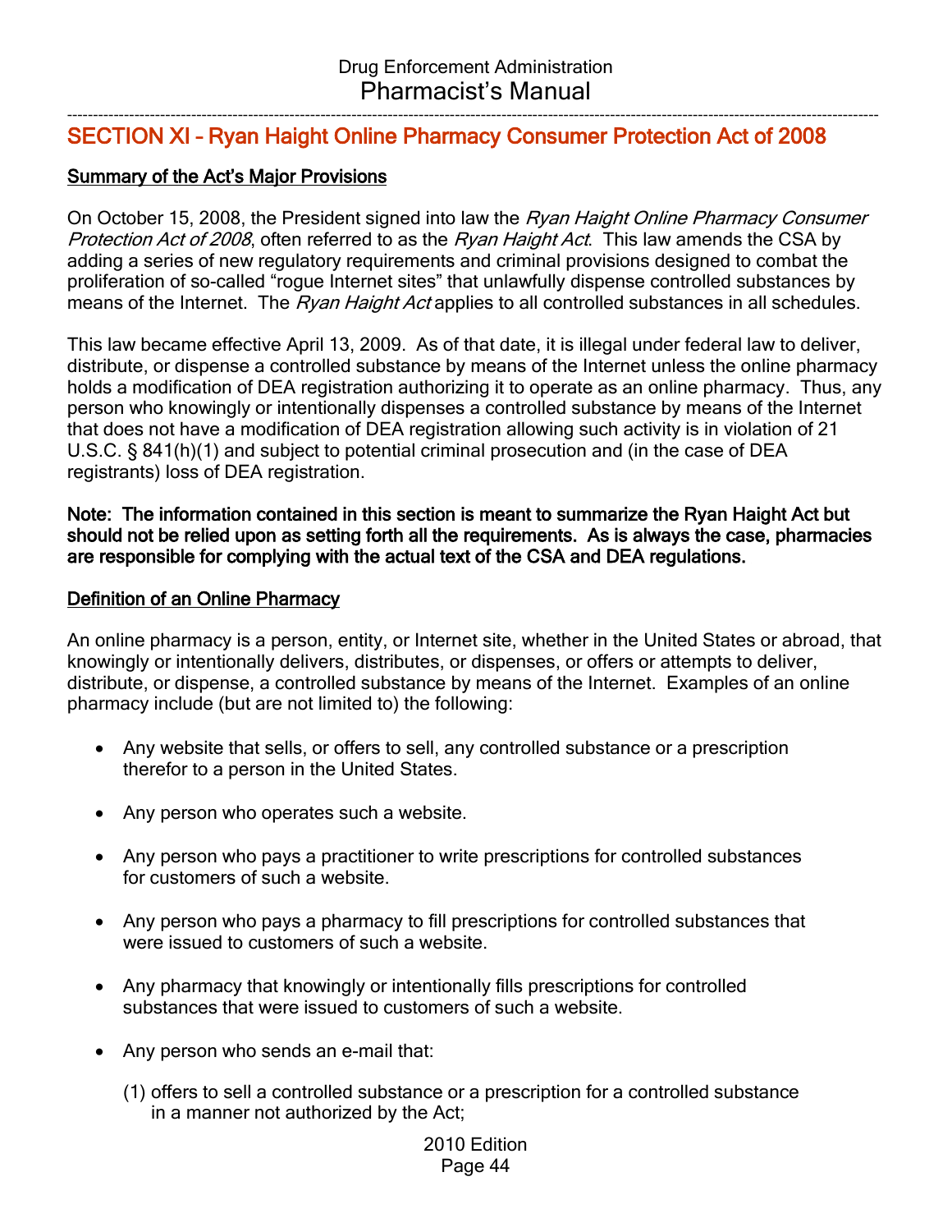## SECTION XI – Ryan Haight Online Pharmacy Consumer Protection Act of 2008

### Summary of the Act's Major Provisions

On October 15, 2008, the President signed into law the *Ryan Haight Online Pharmacy Consumer Protection Act of 2008*, often referred to as the *Ryan Haight Act*. This law amends the CSA by adding a series of new regulatory requirements and criminal provisions designed to combat the proliferation of so-called "rogue Internet sites" that unlawfully dispense controlled substances by means of the Internet. The *Ryan Haight Act* applies to all controlled substances in all schedules.

This law became effective April 13, 2009. As of that date, it is illegal under federal law to deliver, distribute, or dispense a controlled substance by means of the Internet unless the online pharmacy holds a modification of DEA registration authorizing it to operate as an online pharmacy. Thus, any person who knowingly or intentionally dispenses a controlled substance by means of the Internet that does not have a modification of DEA registration allowing such activity is in violation of 21 U.S.C. § 841(h)(1) and subject to potential criminal prosecution and (in the case of DEA registrants) loss of DEA registration.

**Note: The information contained in this section is meant to summarize the Ryan Haight Act but should not be relied upon as setting forth all the requirements. As is always the case, pharmacies are responsible for complying with the actual text of the CSA and DEA regulations.**

### Definition of an Online Pharmacy

An online pharmacy is a person, entity, or Internet site, whether in the United States or abroad, that knowingly or intentionally delivers, distributes, or dispenses, or offers or attempts to deliver, distribute, or dispense, a controlled substance by means of the Internet. Examples of an online pharmacy include (but are not limited to) the following:

- Any website that sells, or offers to sell, any controlled substance or a prescription therefor to a person in the United States.
- Any person who operates such a website.
- Any person who pays a practitioner to write prescriptions for controlled substances for customers of such a website.
- Any person who pays a pharmacy to fill prescriptions for controlled substances that were issued to customers of such a website.
- Any pharmacy that knowingly or intentionally fills prescriptions for controlled substances that were issued to customers of such a website.
- Any person who sends an e-mail that:

  (1) offers to sell a controlled substance or a prescription for a controlled substance in a manner not authorized by the Act;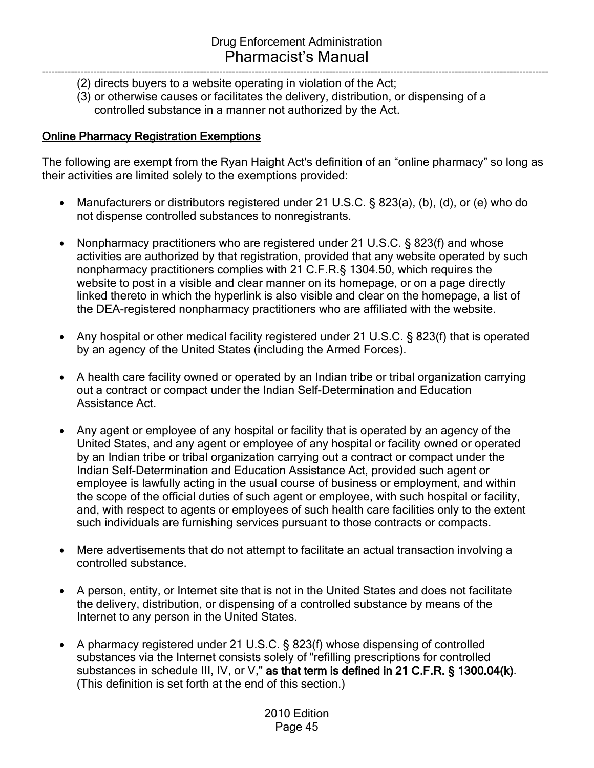(2) directs buyers to a website operating in violation of the Act;
(3) or otherwise causes or facilitates the delivery, distribution, or dispensing of a controlled substance in a manner not authorized by the Act.

## Online Pharmacy Registration Exemptions

The following are exempt from the Ryan Haight Act's definition of an "online pharmacy" so long as their activities are limited solely to the exemptions provided:

- Manufacturers or distributors registered under 21 U.S.C. § 823(a), (b), (d), or (e) who do not dispense controlled substances to nonregistrants.

- Nonpharmacy practitioners who are registered under 21 U.S.C. § 823(f) and whose activities are authorized by that registration, provided that any website operated by such nonpharmacy practitioners complies with 21 C.F.R.§ 1304.50, which requires the website to post in a visible and clear manner on its homepage, or on a page directly linked thereto in which the hyperlink is also visible and clear on the homepage, a list of the DEA-registered nonpharmacy practitioners who are affiliated with the website.

- Any hospital or other medical facility registered under 21 U.S.C. § 823(f) that is operated by an agency of the United States (including the Armed Forces).

- A health care facility owned or operated by an Indian tribe or tribal organization carrying out a contract or compact under the Indian Self-Determination and Education Assistance Act.

- Any agent or employee of any hospital or facility that is operated by an agency of the United States, and any agent or employee of any hospital or facility owned or operated by an Indian tribe or tribal organization carrying out a contract or compact under the Indian Self-Determination and Education Assistance Act, provided such agent or employee is lawfully acting in the usual course of business or employment, and within the scope of the official duties of such agent or employee, with such hospital or facility, and, with respect to agents or employees of such health care facilities only to the extent such individuals are furnishing services pursuant to those contracts or compacts.

- Mere advertisements that do not attempt to facilitate an actual transaction involving a controlled substance.

- A person, entity, or Internet site that is not in the United States and does not facilitate the delivery, distribution, or dispensing of a controlled substance by means of the Internet to any person in the United States.

- A pharmacy registered under 21 U.S.C. § 823(f) whose dispensing of controlled substances via the Internet consists solely of "refilling prescriptions for controlled substances in schedule III, IV, or V," **as that term is defined in 21 C.F.R. § 1300.04(k)**. (This definition is set forth at the end of this section.)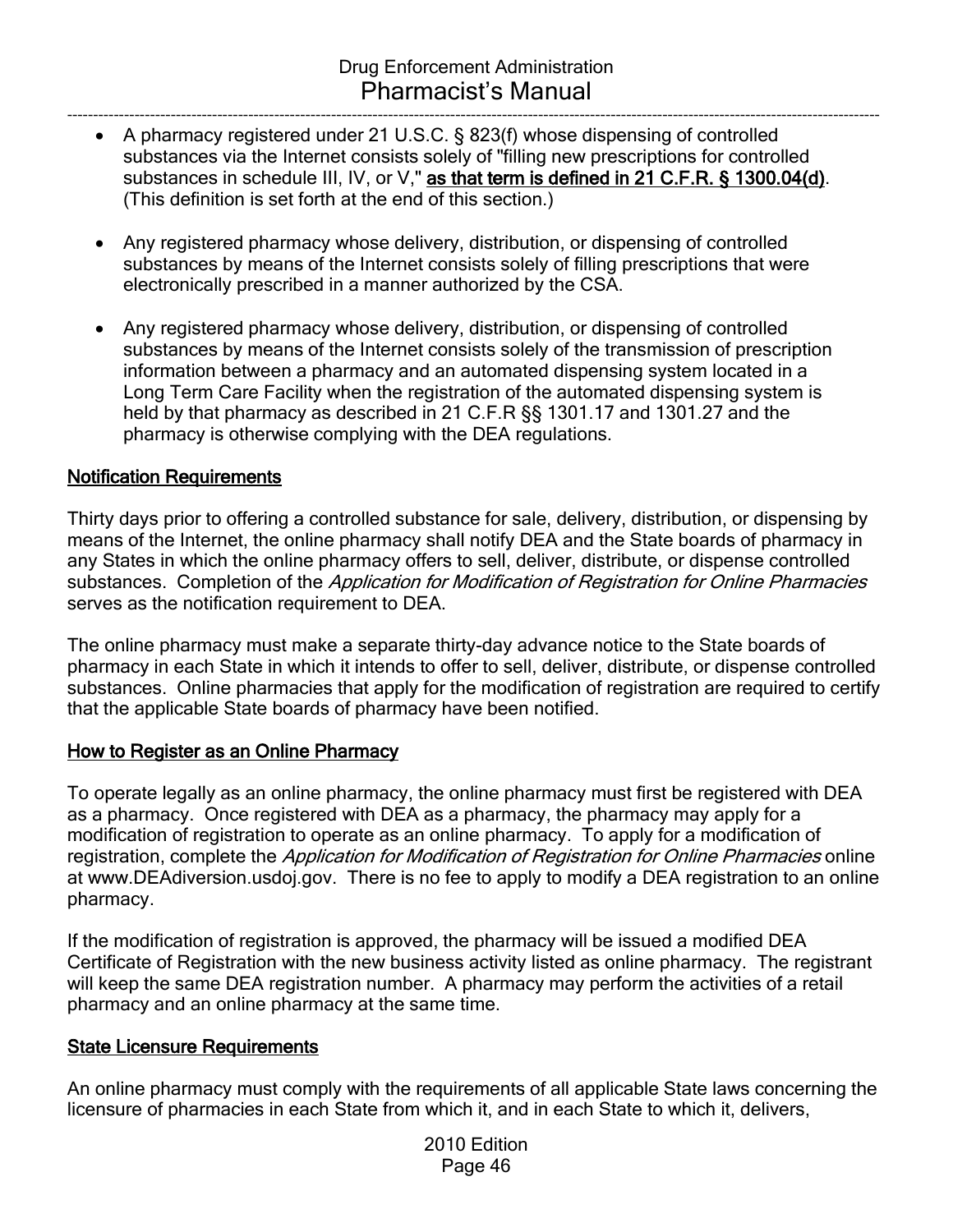- A pharmacy registered under 21 U.S.C. § 823(f) whose dispensing of controlled substances via the Internet consists solely of "filling new prescriptions for controlled substances in schedule III, IV, or V," **as that term is defined in 21 C.F.R. § 1300.04(d)**. (This definition is set forth at the end of this section.)

- Any registered pharmacy whose delivery, distribution, or dispensing of controlled substances by means of the Internet consists solely of filling prescriptions that were electronically prescribed in a manner authorized by the CSA.

- Any registered pharmacy whose delivery, distribution, or dispensing of controlled substances by means of the Internet consists solely of the transmission of prescription information between a pharmacy and an automated dispensing system located in a Long Term Care Facility when the registration of the automated dispensing system is held by that pharmacy as described in 21 C.F.R §§ 1301.17 and 1301.27 and the pharmacy is otherwise complying with the DEA regulations.

## Notification Requirements

Thirty days prior to offering a controlled substance for sale, delivery, distribution, or dispensing by means of the Internet, the online pharmacy shall notify DEA and the State boards of pharmacy in any States in which the online pharmacy offers to sell, deliver, distribute, or dispense controlled substances. Completion of the *Application for Modification of Registration for Online Pharmacies* serves as the notification requirement to DEA.

The online pharmacy must make a separate thirty-day advance notice to the State boards of pharmacy in each State in which it intends to offer to sell, deliver, distribute, or dispense controlled substances. Online pharmacies that apply for the modification of registration are required to certify that the applicable State boards of pharmacy have been notified.

## How to Register as an Online Pharmacy

To operate legally as an online pharmacy, the online pharmacy must first be registered with DEA as a pharmacy. Once registered with DEA as a pharmacy, the pharmacy may apply for a modification of registration to operate as an online pharmacy. To apply for a modification of registration, complete the *Application for Modification of Registration for Online Pharmacies* online at www.DEAdiversion.usdoj.gov. There is no fee to apply to modify a DEA registration to an online pharmacy.

If the modification of registration is approved, the pharmacy will be issued a modified DEA Certificate of Registration with the new business activity listed as online pharmacy. The registrant will keep the same DEA registration number. A pharmacy may perform the activities of a retail pharmacy and an online pharmacy at the same time.

## State Licensure Requirements

An online pharmacy must comply with the requirements of all applicable State laws concerning the licensure of pharmacies in each State from which it, and in each State to which it, delivers,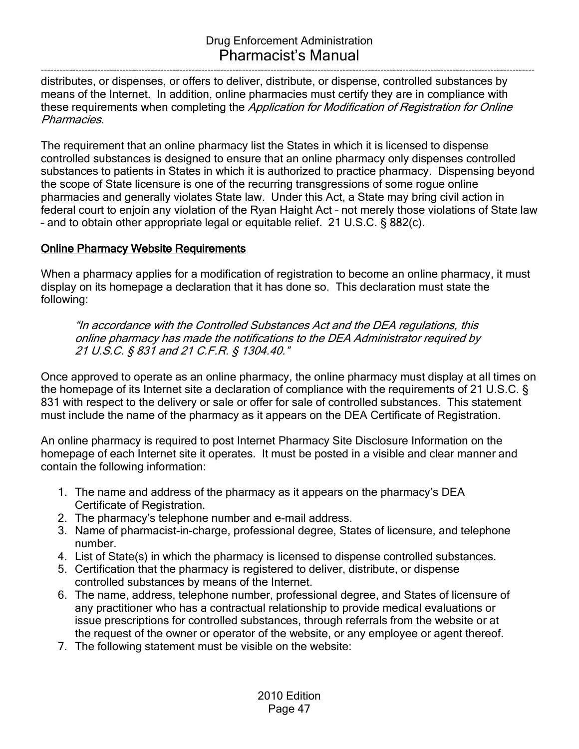distributes, or dispenses, or offers to deliver, distribute, or dispense, controlled substances by means of the Internet. In addition, online pharmacies must certify they are in compliance with these requirements when completing the *Application for Modification of Registration for Online Pharmacies.*

The requirement that an online pharmacy list the States in which it is licensed to dispense controlled substances is designed to ensure that an online pharmacy only dispenses controlled substances to patients in States in which it is authorized to practice pharmacy. Dispensing beyond the scope of State licensure is one of the recurring transgressions of some rogue online pharmacies and generally violates State law. Under this Act, a State may bring civil action in federal court to enjoin any violation of the Ryan Haight Act – not merely those violations of State law – and to obtain other appropriate legal or equitable relief. 21 U.S.C. § 882(c).

## Online Pharmacy Website Requirements

When a pharmacy applies for a modification of registration to become an online pharmacy, it must display on its homepage a declaration that it has done so. This declaration must state the following:

> *"In accordance with the Controlled Substances Act and the DEA regulations, this online pharmacy has made the notifications to the DEA Administrator required by 21 U.S.C. § 831 and 21 C.F.R. § 1304.40."*

Once approved to operate as an online pharmacy, the online pharmacy must display at all times on the homepage of its Internet site a declaration of compliance with the requirements of 21 U.S.C. § 831 with respect to the delivery or sale or offer for sale of controlled substances. This statement must include the name of the pharmacy as it appears on the DEA Certificate of Registration.

An online pharmacy is required to post Internet Pharmacy Site Disclosure Information on the homepage of each Internet site it operates. It must be posted in a visible and clear manner and contain the following information:

1. The name and address of the pharmacy as it appears on the pharmacy's DEA Certificate of Registration.
2. The pharmacy's telephone number and e-mail address.
3. Name of pharmacist-in-charge, professional degree, States of licensure, and telephone number.
4. List of State(s) in which the pharmacy is licensed to dispense controlled substances.
5. Certification that the pharmacy is registered to deliver, distribute, or dispense controlled substances by means of the Internet.
6. The name, address, telephone number, professional degree, and States of licensure of any practitioner who has a contractual relationship to provide medical evaluations or issue prescriptions for controlled substances, through referrals from the website or at the request of the owner or operator of the website, or any employee or agent thereof.
7. The following statement must be visible on the website: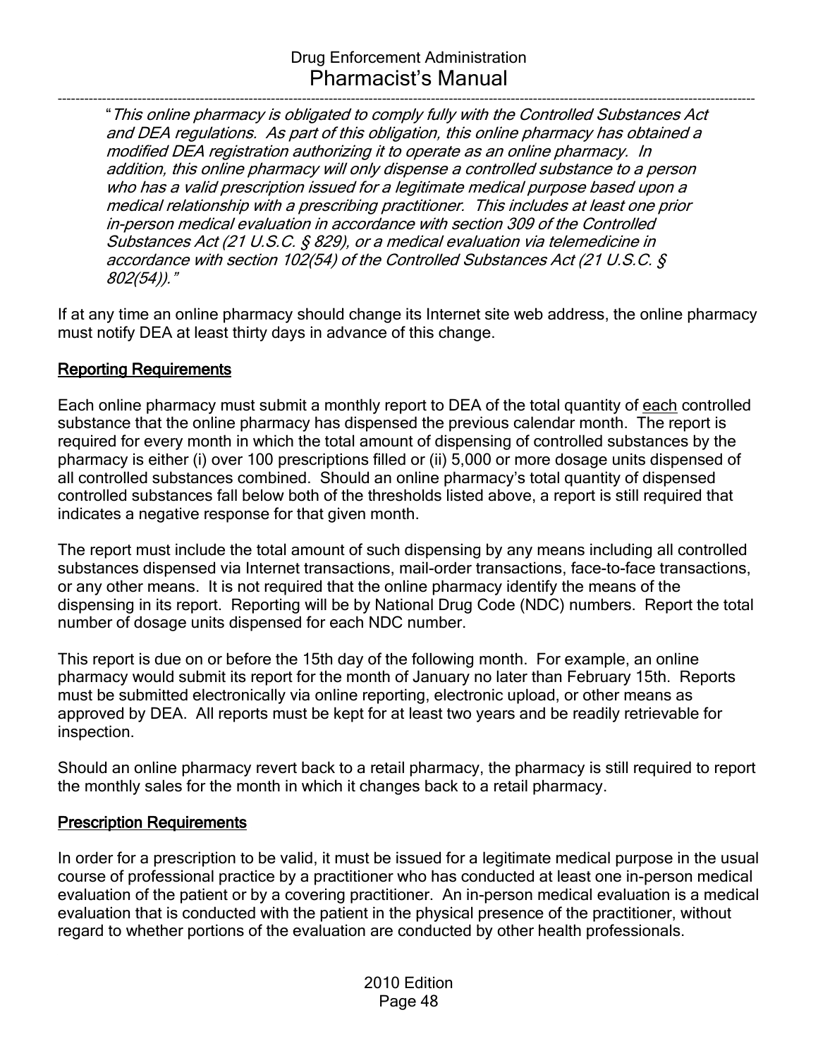"*This online pharmacy is obligated to comply fully with the Controlled Substances Act and DEA regulations. As part of this obligation, this online pharmacy has obtained a modified DEA registration authorizing it to operate as an online pharmacy. In addition, this online pharmacy will only dispense a controlled substance to a person who has a valid prescription issued for a legitimate medical purpose based upon a medical relationship with a prescribing practitioner. This includes at least one prior in-person medical evaluation in accordance with section 309 of the Controlled Substances Act (21 U.S.C. § 829), or a medical evaluation via telemedicine in accordance with section 102(54) of the Controlled Substances Act (21 U.S.C. § 802(54)).*"

If at any time an online pharmacy should change its Internet site web address, the online pharmacy must notify DEA at least thirty days in advance of this change.

## Reporting Requirements

Each online pharmacy must submit a monthly report to DEA of the total quantity of each controlled substance that the online pharmacy has dispensed the previous calendar month. The report is required for every month in which the total amount of dispensing of controlled substances by the pharmacy is either (i) over 100 prescriptions filled or (ii) 5,000 or more dosage units dispensed of all controlled substances combined. Should an online pharmacy's total quantity of dispensed controlled substances fall below both of the thresholds listed above, a report is still required that indicates a negative response for that given month.

The report must include the total amount of such dispensing by any means including all controlled substances dispensed via Internet transactions, mail-order transactions, face-to-face transactions, or any other means. It is not required that the online pharmacy identify the means of the dispensing in its report. Reporting will be by National Drug Code (NDC) numbers. Report the total number of dosage units dispensed for each NDC number.

This report is due on or before the 15th day of the following month. For example, an online pharmacy would submit its report for the month of January no later than February 15th. Reports must be submitted electronically via online reporting, electronic upload, or other means as approved by DEA. All reports must be kept for at least two years and be readily retrievable for inspection.

Should an online pharmacy revert back to a retail pharmacy, the pharmacy is still required to report the monthly sales for the month in which it changes back to a retail pharmacy.

## Prescription Requirements

In order for a prescription to be valid, it must be issued for a legitimate medical purpose in the usual course of professional practice by a practitioner who has conducted at least one in-person medical evaluation of the patient or by a covering practitioner. An in-person medical evaluation is a medical evaluation that is conducted with the patient in the physical presence of the practitioner, without regard to whether portions of the evaluation are conducted by other health professionals.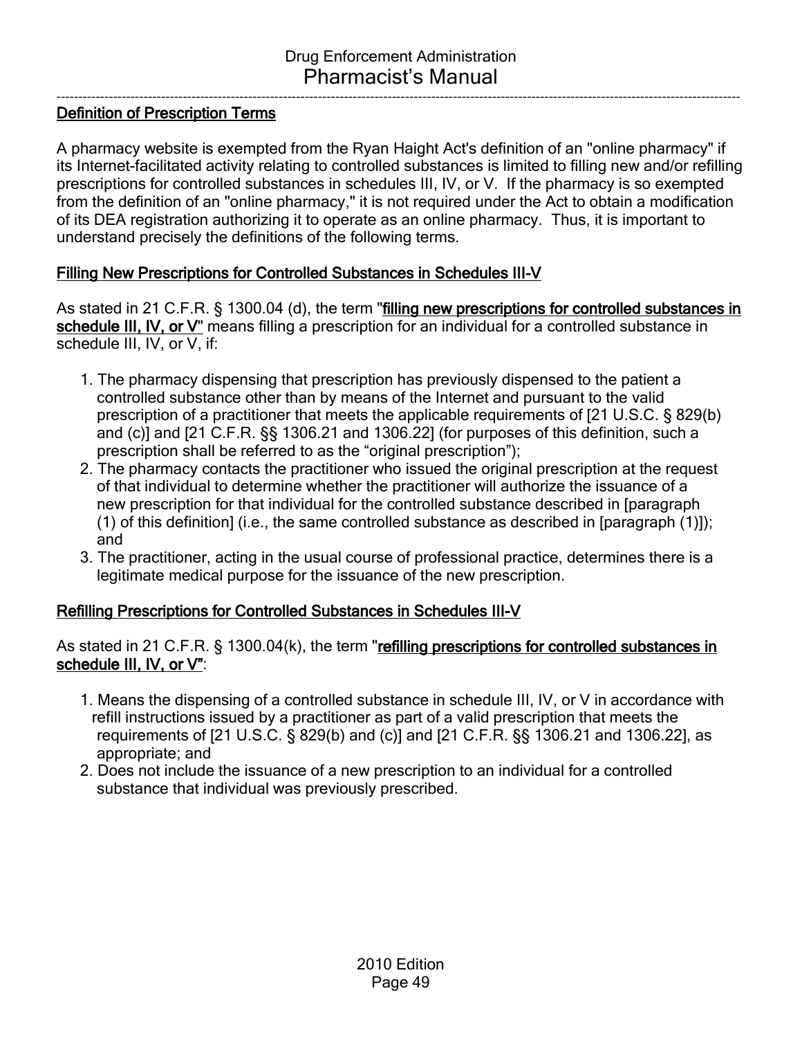## Definition of Prescription Terms

A pharmacy website is exempted from the Ryan Haight Act's definition of an "online pharmacy" if its Internet-facilitated activity relating to controlled substances is limited to filling new and/or refilling prescriptions for controlled substances in schedules III, IV, or V. If the pharmacy is so exempted from the definition of an "online pharmacy," it is not required under the Act to obtain a modification of its DEA registration authorizing it to operate as an online pharmacy. Thus, it is important to understand precisely the definitions of the following terms.

### Filling New Prescriptions for Controlled Substances in Schedules III-V

As stated in 21 C.F.R. § 1300.04 (d), the term "**filling new prescriptions for controlled substances in schedule III, IV, or V**" means filling a prescription for an individual for a controlled substance in schedule III, IV, or V, if:

1. The pharmacy dispensing that prescription has previously dispensed to the patient a controlled substance other than by means of the Internet and pursuant to the valid prescription of a practitioner that meets the applicable requirements of [21 U.S.C. § 829(b) and (c)] and [21 C.F.R. §§ 1306.21 and 1306.22] (for purposes of this definition, such a prescription shall be referred to as the "original prescription");
2. The pharmacy contacts the practitioner who issued the original prescription at the request of that individual to determine whether the practitioner will authorize the issuance of a new prescription for that individual for the controlled substance described in [paragraph (1) of this definition] (i.e., the same controlled substance as described in [paragraph (1)]); and
3. The practitioner, acting in the usual course of professional practice, determines there is a legitimate medical purpose for the issuance of the new prescription.

### Refilling Prescriptions for Controlled Substances in Schedules III-V

As stated in 21 C.F.R. § 1300.04(k), the term "**refilling prescriptions for controlled substances in schedule III, IV, or V**":

1. Means the dispensing of a controlled substance in schedule III, IV, or V in accordance with refill instructions issued by a practitioner as part of a valid prescription that meets the requirements of [21 U.S.C. § 829(b) and (c)] and [21 C.F.R. §§ 1306.21 and 1306.22], as appropriate; and
2. Does not include the issuance of a new prescription to an individual for a controlled substance that individual was previously prescribed.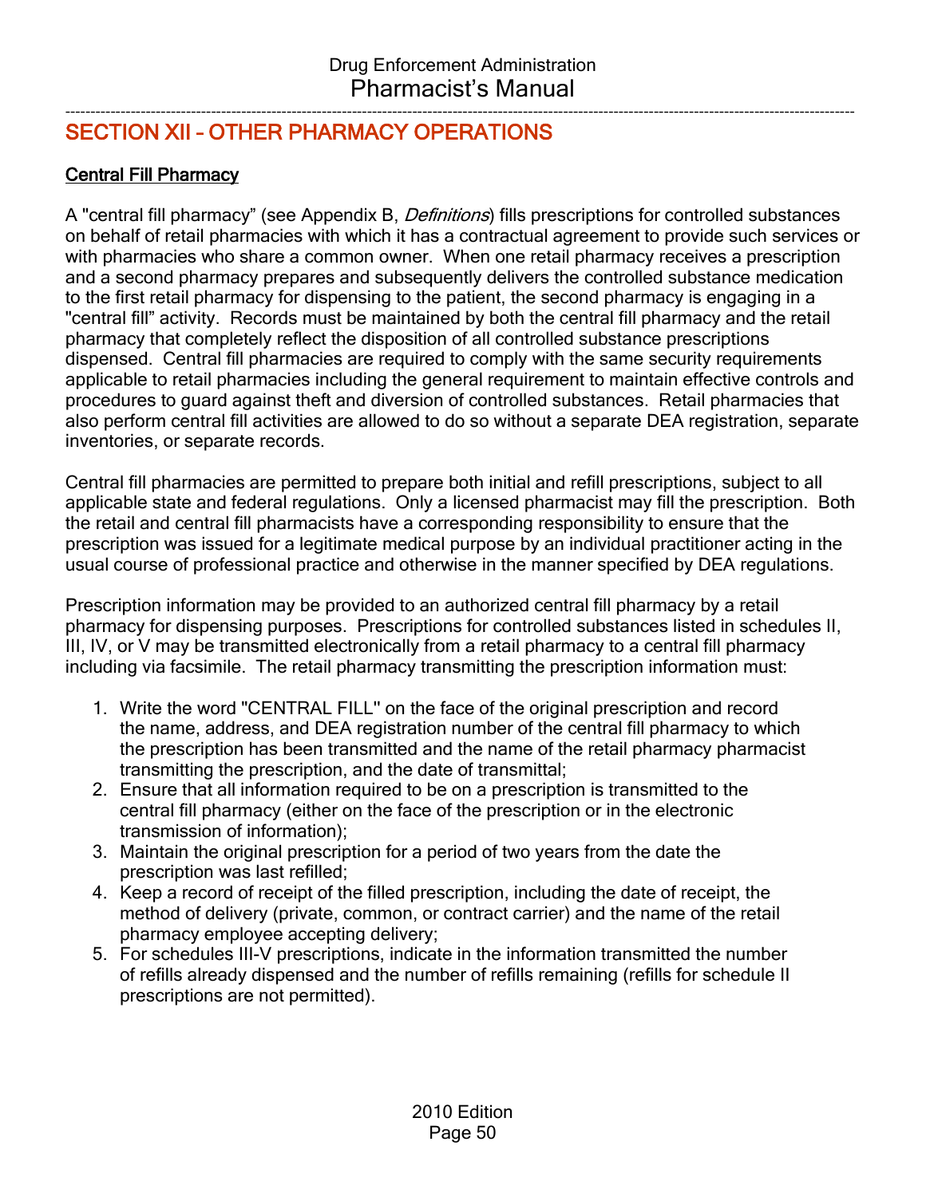## SECTION XII – OTHER PHARMACY OPERATIONS

### Central Fill Pharmacy

A "central fill pharmacy" (see Appendix B, *Definitions*) fills prescriptions for controlled substances on behalf of retail pharmacies with which it has a contractual agreement to provide such services or with pharmacies who share a common owner. When one retail pharmacy receives a prescription and a second pharmacy prepares and subsequently delivers the controlled substance medication to the first retail pharmacy for dispensing to the patient, the second pharmacy is engaging in a "central fill" activity. Records must be maintained by both the central fill pharmacy and the retail pharmacy that completely reflect the disposition of all controlled substance prescriptions dispensed. Central fill pharmacies are required to comply with the same security requirements applicable to retail pharmacies including the general requirement to maintain effective controls and procedures to guard against theft and diversion of controlled substances. Retail pharmacies that also perform central fill activities are allowed to do so without a separate DEA registration, separate inventories, or separate records.

Central fill pharmacies are permitted to prepare both initial and refill prescriptions, subject to all applicable state and federal regulations. Only a licensed pharmacist may fill the prescription. Both the retail and central fill pharmacists have a corresponding responsibility to ensure that the prescription was issued for a legitimate medical purpose by an individual practitioner acting in the usual course of professional practice and otherwise in the manner specified by DEA regulations.

Prescription information may be provided to an authorized central fill pharmacy by a retail pharmacy for dispensing purposes. Prescriptions for controlled substances listed in schedules II, III, IV, or V may be transmitted electronically from a retail pharmacy to a central fill pharmacy including via facsimile. The retail pharmacy transmitting the prescription information must:

1. Write the word "CENTRAL FILL" on the face of the original prescription and record the name, address, and DEA registration number of the central fill pharmacy to which the prescription has been transmitted and the name of the retail pharmacy pharmacist transmitting the prescription, and the date of transmittal;
2. Ensure that all information required to be on a prescription is transmitted to the central fill pharmacy (either on the face of the prescription or in the electronic transmission of information);
3. Maintain the original prescription for a period of two years from the date the prescription was last refilled;
4. Keep a record of receipt of the filled prescription, including the date of receipt, the method of delivery (private, common, or contract carrier) and the name of the retail pharmacy employee accepting delivery;
5. For schedules III-V prescriptions, indicate in the information transmitted the number of refills already dispensed and the number of refills remaining (refills for schedule II prescriptions are not permitted).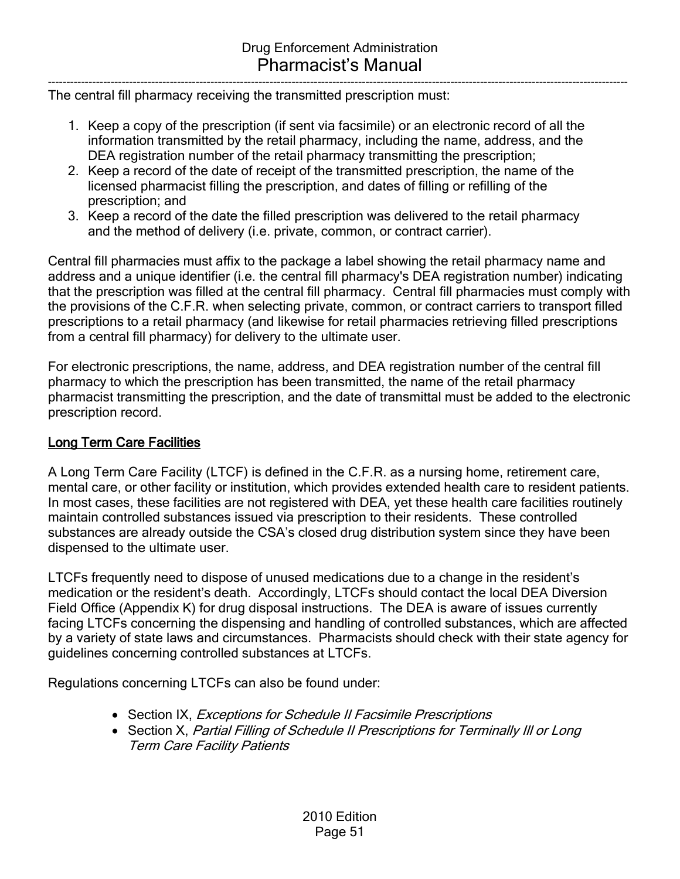The central fill pharmacy receiving the transmitted prescription must:

1. Keep a copy of the prescription (if sent via facsimile) or an electronic record of all the information transmitted by the retail pharmacy, including the name, address, and the DEA registration number of the retail pharmacy transmitting the prescription;
2. Keep a record of the date of receipt of the transmitted prescription, the name of the licensed pharmacist filling the prescription, and dates of filling or refilling of the prescription; and
3. Keep a record of the date the filled prescription was delivered to the retail pharmacy and the method of delivery (i.e. private, common, or contract carrier).

Central fill pharmacies must affix to the package a label showing the retail pharmacy name and address and a unique identifier (i.e. the central fill pharmacy's DEA registration number) indicating that the prescription was filled at the central fill pharmacy. Central fill pharmacies must comply with the provisions of the C.F.R. when selecting private, common, or contract carriers to transport filled prescriptions to a retail pharmacy (and likewise for retail pharmacies retrieving filled prescriptions from a central fill pharmacy) for delivery to the ultimate user.

For electronic prescriptions, the name, address, and DEA registration number of the central fill pharmacy to which the prescription has been transmitted, the name of the retail pharmacy pharmacist transmitting the prescription, and the date of transmittal must be added to the electronic prescription record.

## Long Term Care Facilities

A Long Term Care Facility (LTCF) is defined in the C.F.R. as a nursing home, retirement care, mental care, or other facility or institution, which provides extended health care to resident patients. In most cases, these facilities are not registered with DEA, yet these health care facilities routinely maintain controlled substances issued via prescription to their residents. These controlled substances are already outside the CSA's closed drug distribution system since they have been dispensed to the ultimate user.

LTCFs frequently need to dispose of unused medications due to a change in the resident's medication or the resident's death. Accordingly, LTCFs should contact the local DEA Diversion Field Office (Appendix K) for drug disposal instructions. The DEA is aware of issues currently facing LTCFs concerning the dispensing and handling of controlled substances, which are affected by a variety of state laws and circumstances. Pharmacists should check with their state agency for guidelines concerning controlled substances at LTCFs.

Regulations concerning LTCFs can also be found under:

- Section IX, *Exceptions for Schedule II Facsimile Prescriptions*
- Section X, *Partial Filling of Schedule II Prescriptions for Terminally Ill or Long Term Care Facility Patients*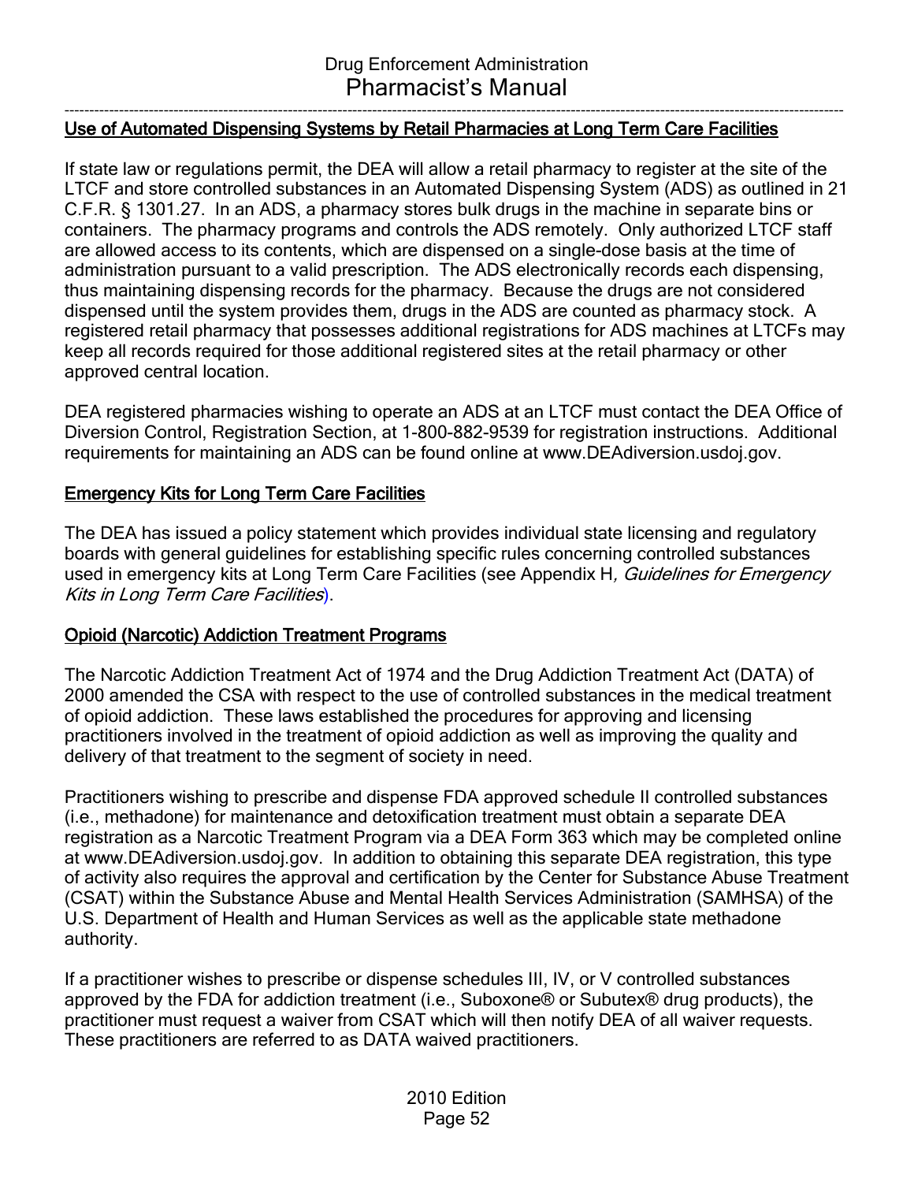## Use of Automated Dispensing Systems by Retail Pharmacies at Long Term Care Facilities

If state law or regulations permit, the DEA will allow a retail pharmacy to register at the site of the LTCF and store controlled substances in an Automated Dispensing System (ADS) as outlined in 21 C.F.R. § 1301.27. In an ADS, a pharmacy stores bulk drugs in the machine in separate bins or containers. The pharmacy programs and controls the ADS remotely. Only authorized LTCF staff are allowed access to its contents, which are dispensed on a single-dose basis at the time of administration pursuant to a valid prescription. The ADS electronically records each dispensing, thus maintaining dispensing records for the pharmacy. Because the drugs are not considered dispensed until the system provides them, drugs in the ADS are counted as pharmacy stock. A registered retail pharmacy that possesses additional registrations for ADS machines at LTCFs may keep all records required for those additional registered sites at the retail pharmacy or other approved central location.

DEA registered pharmacies wishing to operate an ADS at an LTCF must contact the DEA Office of Diversion Control, Registration Section, at 1-800-882-9539 for registration instructions. Additional requirements for maintaining an ADS can be found online at www.DEAdiversion.usdoj.gov.

## Emergency Kits for Long Term Care Facilities

The DEA has issued a policy statement which provides individual state licensing and regulatory boards with general guidelines for establishing specific rules concerning controlled substances used in emergency kits at Long Term Care Facilities (see Appendix H*, Guidelines for Emergency Kits in Long Term Care Facilities*).

## Opioid (Narcotic) Addiction Treatment Programs

The Narcotic Addiction Treatment Act of 1974 and the Drug Addiction Treatment Act (DATA) of 2000 amended the CSA with respect to the use of controlled substances in the medical treatment of opioid addiction. These laws established the procedures for approving and licensing practitioners involved in the treatment of opioid addiction as well as improving the quality and delivery of that treatment to the segment of society in need.

Practitioners wishing to prescribe and dispense FDA approved schedule II controlled substances (i.e., methadone) for maintenance and detoxification treatment must obtain a separate DEA registration as a Narcotic Treatment Program via a DEA Form 363 which may be completed online at www.DEAdiversion.usdoj.gov. In addition to obtaining this separate DEA registration, this type of activity also requires the approval and certification by the Center for Substance Abuse Treatment (CSAT) within the Substance Abuse and Mental Health Services Administration (SAMHSA) of the U.S. Department of Health and Human Services as well as the applicable state methadone authority.

If a practitioner wishes to prescribe or dispense schedules III, IV, or V controlled substances approved by the FDA for addiction treatment (i.e., Suboxone® or Subutex® drug products), the practitioner must request a waiver from CSAT which will then notify DEA of all waiver requests. These practitioners are referred to as DATA waived practitioners.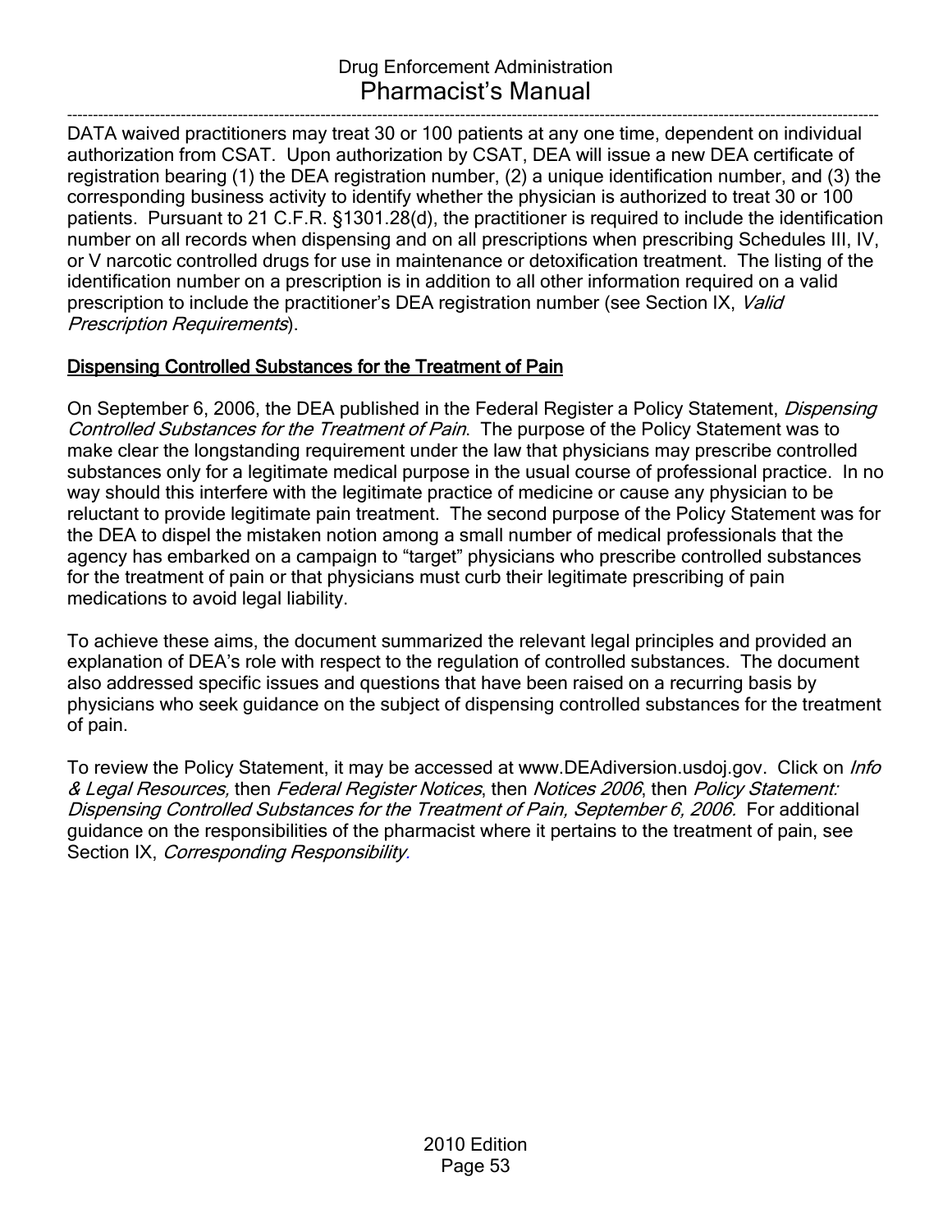DATA waived practitioners may treat 30 or 100 patients at any one time, dependent on individual authorization from CSAT. Upon authorization by CSAT, DEA will issue a new DEA certificate of registration bearing (1) the DEA registration number, (2) a unique identification number, and (3) the corresponding business activity to identify whether the physician is authorized to treat 30 or 100 patients. Pursuant to 21 C.F.R. §1301.28(d), the practitioner is required to include the identification number on all records when dispensing and on all prescriptions when prescribing Schedules III, IV, or V narcotic controlled drugs for use in maintenance or detoxification treatment. The listing of the identification number on a prescription is in addition to all other information required on a valid prescription to include the practitioner's DEA registration number (see Section IX, *Valid Prescription Requirements*).

## Dispensing Controlled Substances for the Treatment of Pain

On September 6, 2006, the DEA published in the Federal Register a Policy Statement, *Dispensing Controlled Substances for the Treatment of Pain*. The purpose of the Policy Statement was to make clear the longstanding requirement under the law that physicians may prescribe controlled substances only for a legitimate medical purpose in the usual course of professional practice. In no way should this interfere with the legitimate practice of medicine or cause any physician to be reluctant to provide legitimate pain treatment. The second purpose of the Policy Statement was for the DEA to dispel the mistaken notion among a small number of medical professionals that the agency has embarked on a campaign to "target" physicians who prescribe controlled substances for the treatment of pain or that physicians must curb their legitimate prescribing of pain medications to avoid legal liability.

To achieve these aims, the document summarized the relevant legal principles and provided an explanation of DEA's role with respect to the regulation of controlled substances. The document also addressed specific issues and questions that have been raised on a recurring basis by physicians who seek guidance on the subject of dispensing controlled substances for the treatment of pain.

To review the Policy Statement, it may be accessed at www.DEAdiversion.usdoj.gov. Click on *Info & Legal Resources,* then *Federal Register Notices*, then *Notices 2006*, then *Policy Statement: Dispensing Controlled Substances for the Treatment of Pain, September 6, 2006*. For additional guidance on the responsibilities of the pharmacist where it pertains to the treatment of pain, see Section IX, *Corresponding Responsibility*.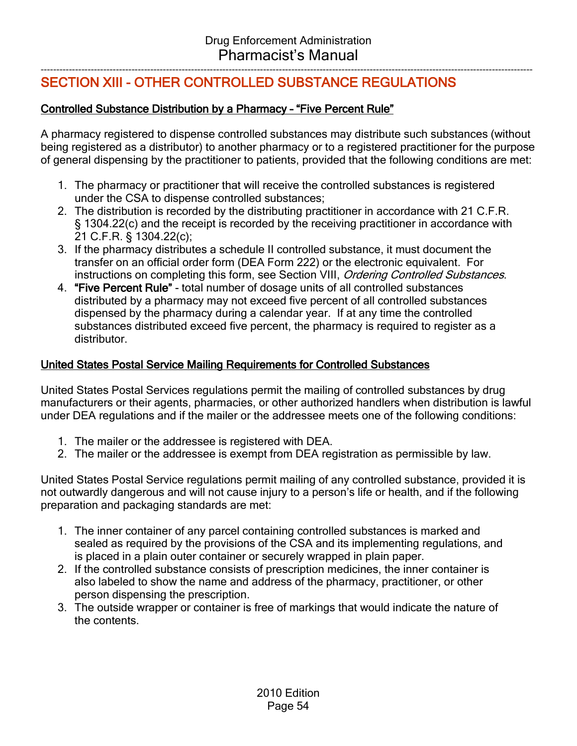## SECTION XIII - OTHER CONTROLLED SUBSTANCE REGULATIONS

### Controlled Substance Distribution by a Pharmacy – "Five Percent Rule"

A pharmacy registered to dispense controlled substances may distribute such substances (without being registered as a distributor) to another pharmacy or to a registered practitioner for the purpose of general dispensing by the practitioner to patients, provided that the following conditions are met:

1. The pharmacy or practitioner that will receive the controlled substances is registered under the CSA to dispense controlled substances;
2. The distribution is recorded by the distributing practitioner in accordance with 21 C.F.R. § 1304.22(c) and the receipt is recorded by the receiving practitioner in accordance with 21 C.F.R. § 1304.22(c);
3. If the pharmacy distributes a schedule II controlled substance, it must document the transfer on an official order form (DEA Form 222) or the electronic equivalent. For instructions on completing this form, see Section VIII, *Ordering Controlled Substances*.
4. **"Five Percent Rule"** - total number of dosage units of all controlled substances distributed by a pharmacy may not exceed five percent of all controlled substances dispensed by the pharmacy during a calendar year. If at any time the controlled substances distributed exceed five percent, the pharmacy is required to register as a distributor.

### United States Postal Service Mailing Requirements for Controlled Substances

United States Postal Services regulations permit the mailing of controlled substances by drug manufacturers or their agents, pharmacies, or other authorized handlers when distribution is lawful under DEA regulations and if the mailer or the addressee meets one of the following conditions:

1. The mailer or the addressee is registered with DEA.
2. The mailer or the addressee is exempt from DEA registration as permissible by law.

United States Postal Service regulations permit mailing of any controlled substance, provided it is not outwardly dangerous and will not cause injury to a person's life or health, and if the following preparation and packaging standards are met:

1. The inner container of any parcel containing controlled substances is marked and sealed as required by the provisions of the CSA and its implementing regulations, and is placed in a plain outer container or securely wrapped in plain paper.
2. If the controlled substance consists of prescription medicines, the inner container is also labeled to show the name and address of the pharmacy, practitioner, or other person dispensing the prescription.
3. The outside wrapper or container is free of markings that would indicate the nature of the contents.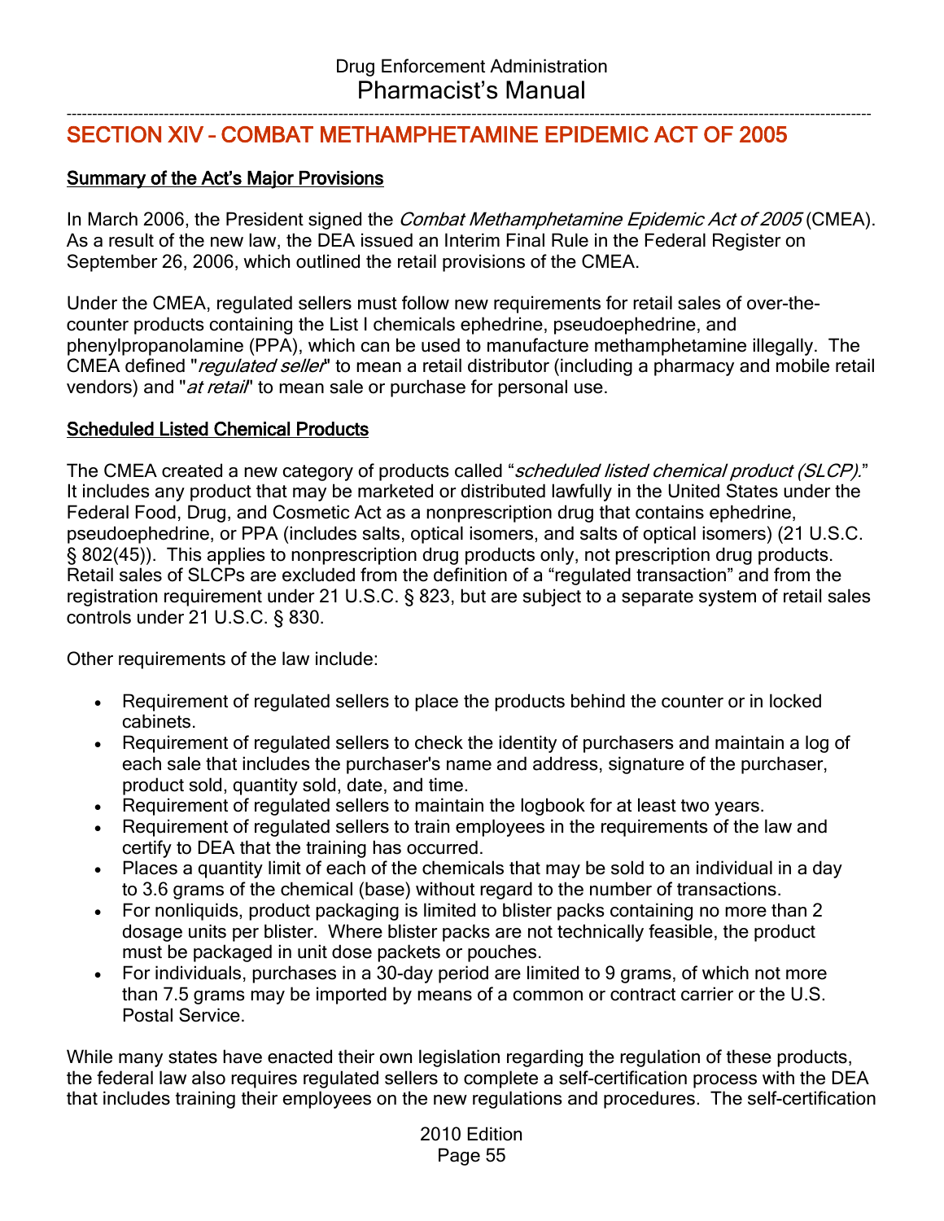## SECTION XIV – COMBAT METHAMPHETAMINE EPIDEMIC ACT OF 2005

### Summary of the Act's Major Provisions

In March 2006, the President signed the *Combat Methamphetamine Epidemic Act of 2005* (CMEA). As a result of the new law, the DEA issued an Interim Final Rule in the Federal Register on September 26, 2006, which outlined the retail provisions of the CMEA.

Under the CMEA, regulated sellers must follow new requirements for retail sales of over-the-counter products containing the List I chemicals ephedrine, pseudoephedrine, and phenylpropanolamine (PPA), which can be used to manufacture methamphetamine illegally. The CMEA defined "*regulated seller*" to mean a retail distributor (including a pharmacy and mobile retail vendors) and "*at retail*" to mean sale or purchase for personal use.

### Scheduled Listed Chemical Products

The CMEA created a new category of products called "*scheduled listed chemical product (SLCP).*" It includes any product that may be marketed or distributed lawfully in the United States under the Federal Food, Drug, and Cosmetic Act as a nonprescription drug that contains ephedrine, pseudoephedrine, or PPA (includes salts, optical isomers, and salts of optical isomers) (21 U.S.C. § 802(45)). This applies to nonprescription drug products only, not prescription drug products. Retail sales of SLCPs are excluded from the definition of a "regulated transaction" and from the registration requirement under 21 U.S.C. § 823, but are subject to a separate system of retail sales controls under 21 U.S.C. § 830.

Other requirements of the law include:

- Requirement of regulated sellers to place the products behind the counter or in locked cabinets.
- Requirement of regulated sellers to check the identity of purchasers and maintain a log of each sale that includes the purchaser's name and address, signature of the purchaser, product sold, quantity sold, date, and time.
- Requirement of regulated sellers to maintain the logbook for at least two years.
- Requirement of regulated sellers to train employees in the requirements of the law and certify to DEA that the training has occurred.
- Places a quantity limit of each of the chemicals that may be sold to an individual in a day to 3.6 grams of the chemical (base) without regard to the number of transactions.
- For nonliquids, product packaging is limited to blister packs containing no more than 2 dosage units per blister. Where blister packs are not technically feasible, the product must be packaged in unit dose packets or pouches.
- For individuals, purchases in a 30-day period are limited to 9 grams, of which not more than 7.5 grams may be imported by means of a common or contract carrier or the U.S. Postal Service.

While many states have enacted their own legislation regarding the regulation of these products, the federal law also requires regulated sellers to complete a self-certification process with the DEA that includes training their employees on the new regulations and procedures. The self-certification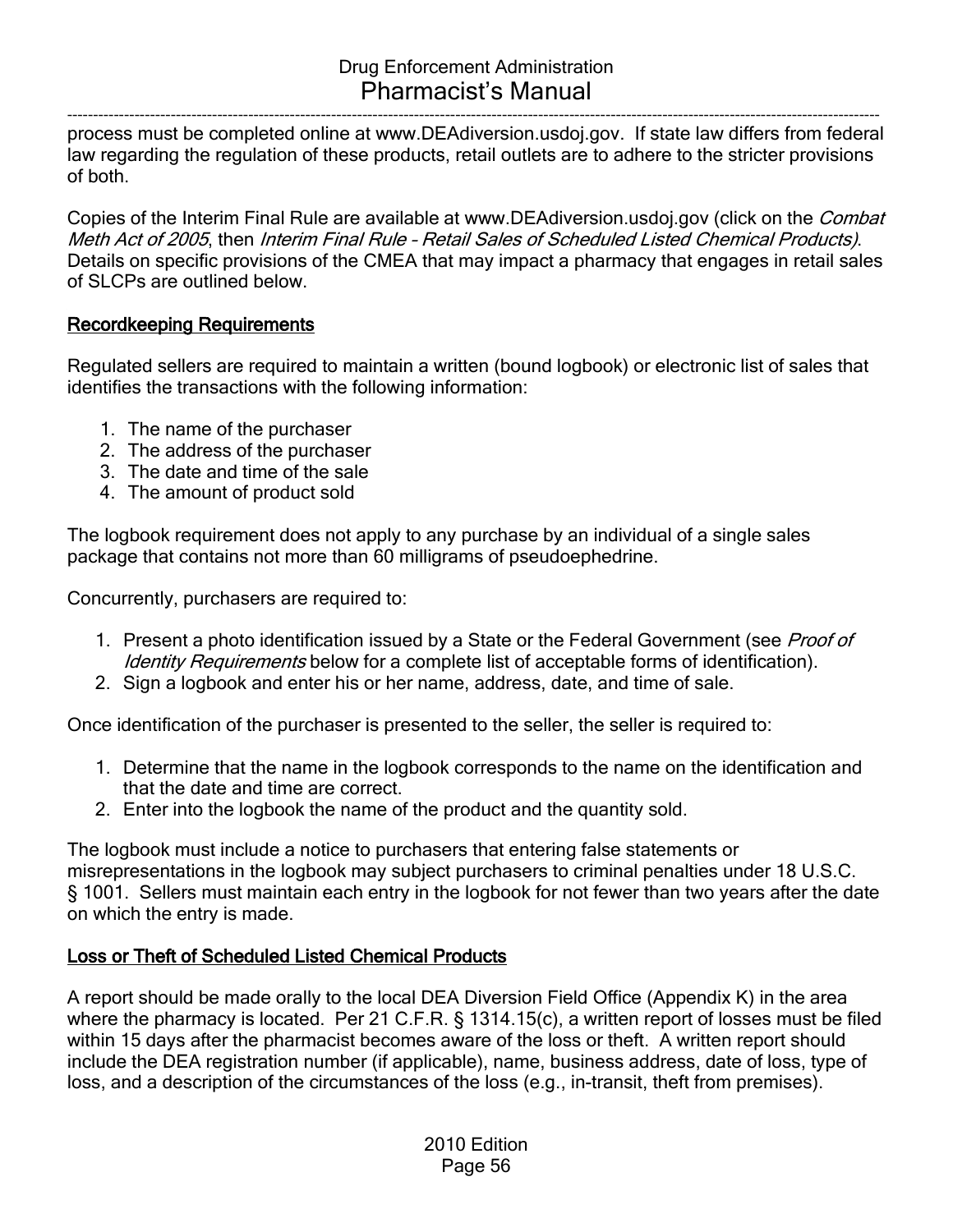process must be completed online at www.DEAdiversion.usdoj.gov. If state law differs from federal law regarding the regulation of these products, retail outlets are to adhere to the stricter provisions of both.

Copies of the Interim Final Rule are available at www.DEAdiversion.usdoj.gov (click on the *Combat Meth Act of 2005*, then *Interim Final Rule – Retail Sales of Scheduled Listed Chemical Products)*. Details on specific provisions of the CMEA that may impact a pharmacy that engages in retail sales of SLCPs are outlined below.

## Recordkeeping Requirements

Regulated sellers are required to maintain a written (bound logbook) or electronic list of sales that identifies the transactions with the following information:

1. The name of the purchaser
2. The address of the purchaser
3. The date and time of the sale
4. The amount of product sold

The logbook requirement does not apply to any purchase by an individual of a single sales package that contains not more than 60 milligrams of pseudoephedrine.

Concurrently, purchasers are required to:

1. Present a photo identification issued by a State or the Federal Government (see *Proof of Identity Requirements* below for a complete list of acceptable forms of identification).
2. Sign a logbook and enter his or her name, address, date, and time of sale.

Once identification of the purchaser is presented to the seller, the seller is required to:

1. Determine that the name in the logbook corresponds to the name on the identification and that the date and time are correct.
2. Enter into the logbook the name of the product and the quantity sold.

The logbook must include a notice to purchasers that entering false statements or misrepresentations in the logbook may subject purchasers to criminal penalties under 18 U.S.C. § 1001. Sellers must maintain each entry in the logbook for not fewer than two years after the date on which the entry is made.

## Loss or Theft of Scheduled Listed Chemical Products

A report should be made orally to the local DEA Diversion Field Office (Appendix K) in the area where the pharmacy is located. Per 21 C.F.R. § 1314.15(c), a written report of losses must be filed within 15 days after the pharmacist becomes aware of the loss or theft. A written report should include the DEA registration number (if applicable), name, business address, date of loss, type of loss, and a description of the circumstances of the loss (e.g., in-transit, theft from premises).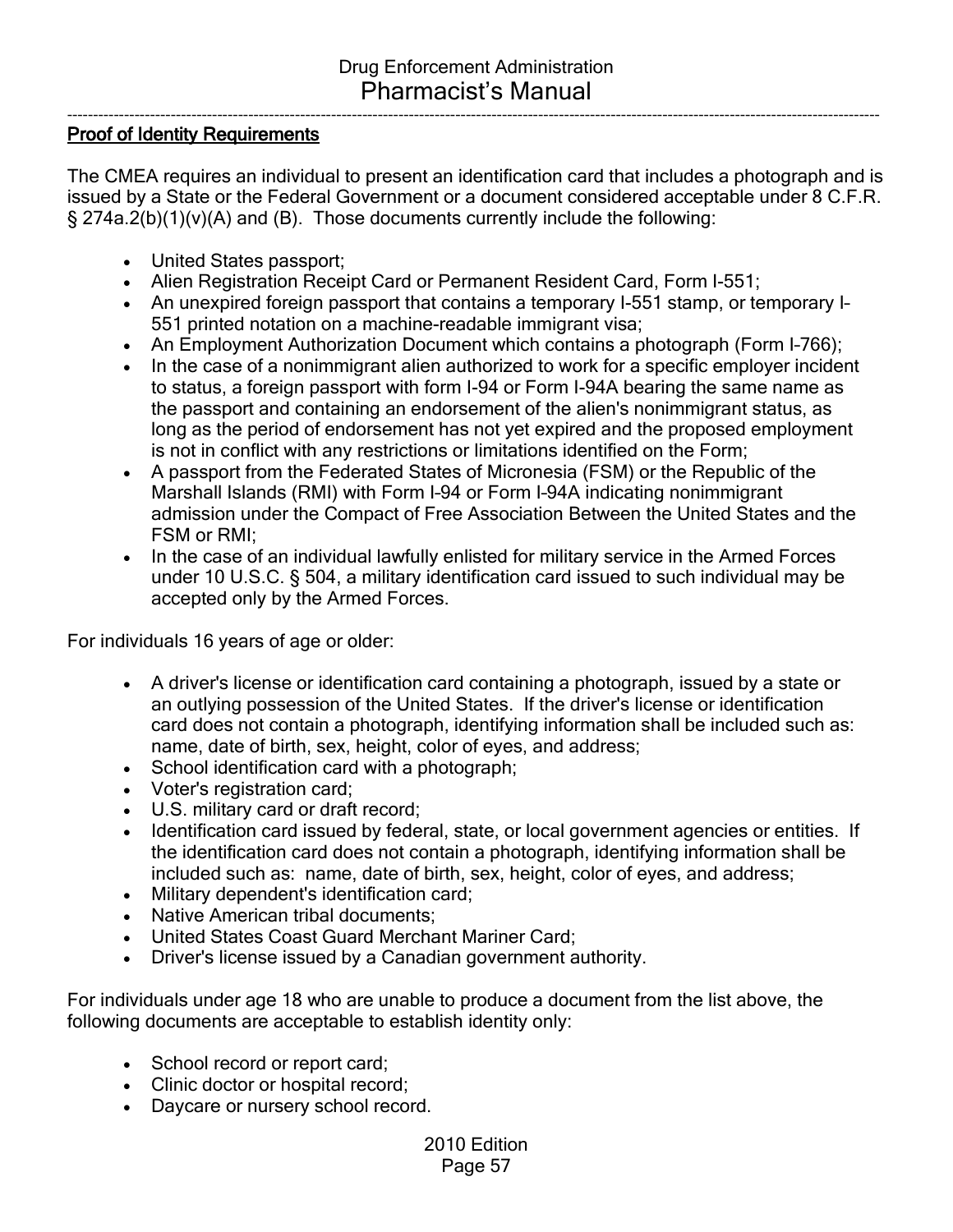## Proof of Identity Requirements

The CMEA requires an individual to present an identification card that includes a photograph and is issued by a State or the Federal Government or a document considered acceptable under 8 C.F.R. § 274a.2(b)(1)(v)(A) and (B). Those documents currently include the following:

- United States passport;
- Alien Registration Receipt Card or Permanent Resident Card, Form I-551;
- An unexpired foreign passport that contains a temporary I-551 stamp, or temporary I-551 printed notation on a machine-readable immigrant visa;
- An Employment Authorization Document which contains a photograph (Form I-766);
- In the case of a nonimmigrant alien authorized to work for a specific employer incident to status, a foreign passport with form I-94 or Form I-94A bearing the same name as the passport and containing an endorsement of the alien's nonimmigrant status, as long as the period of endorsement has not yet expired and the proposed employment is not in conflict with any restrictions or limitations identified on the Form;
- A passport from the Federated States of Micronesia (FSM) or the Republic of the Marshall Islands (RMI) with Form I-94 or Form I-94A indicating nonimmigrant admission under the Compact of Free Association Between the United States and the FSM or RMI;
- In the case of an individual lawfully enlisted for military service in the Armed Forces under 10 U.S.C. § 504, a military identification card issued to such individual may be accepted only by the Armed Forces.

For individuals 16 years of age or older:

- A driver's license or identification card containing a photograph, issued by a state or an outlying possession of the United States. If the driver's license or identification card does not contain a photograph, identifying information shall be included such as: name, date of birth, sex, height, color of eyes, and address;
- School identification card with a photograph;
- Voter's registration card;
- U.S. military card or draft record;
- Identification card issued by federal, state, or local government agencies or entities. If the identification card does not contain a photograph, identifying information shall be included such as: name, date of birth, sex, height, color of eyes, and address;
- Military dependent's identification card;
- Native American tribal documents;
- United States Coast Guard Merchant Mariner Card;
- Driver's license issued by a Canadian government authority.

For individuals under age 18 who are unable to produce a document from the list above, the following documents are acceptable to establish identity only:

- School record or report card;
- Clinic doctor or hospital record;
- Daycare or nursery school record.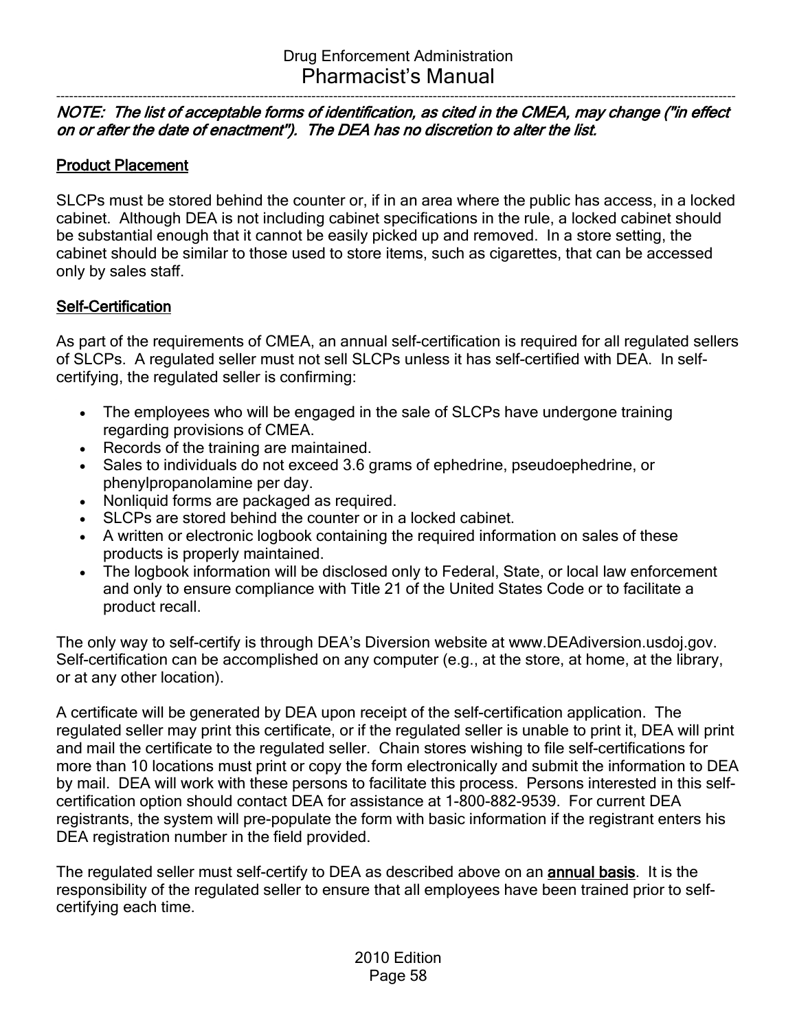***NOTE: The list of acceptable forms of identification, as cited in the CMEA, may change ("in effect on or after the date of enactment"). The DEA has no discretion to alter the list.***

## Product Placement

SLCPs must be stored behind the counter or, if in an area where the public has access, in a locked cabinet. Although DEA is not including cabinet specifications in the rule, a locked cabinet should be substantial enough that it cannot be easily picked up and removed. In a store setting, the cabinet should be similar to those used to store items, such as cigarettes, that can be accessed only by sales staff.

## Self-Certification

As part of the requirements of CMEA, an annual self-certification is required for all regulated sellers of SLCPs. A regulated seller must not sell SLCPs unless it has self-certified with DEA. In self-certifying, the regulated seller is confirming:

- The employees who will be engaged in the sale of SLCPs have undergone training regarding provisions of CMEA.
- Records of the training are maintained.
- Sales to individuals do not exceed 3.6 grams of ephedrine, pseudoephedrine, or phenylpropanolamine per day.
- Nonliquid forms are packaged as required.
- SLCPs are stored behind the counter or in a locked cabinet.
- A written or electronic logbook containing the required information on sales of these products is properly maintained.
- The logbook information will be disclosed only to Federal, State, or local law enforcement and only to ensure compliance with Title 21 of the United States Code or to facilitate a product recall.

The only way to self-certify is through DEA's Diversion website at www.DEAdiversion.usdoj.gov. Self-certification can be accomplished on any computer (e.g., at the store, at home, at the library, or at any other location).

A certificate will be generated by DEA upon receipt of the self-certification application. The regulated seller may print this certificate, or if the regulated seller is unable to print it, DEA will print and mail the certificate to the regulated seller. Chain stores wishing to file self-certifications for more than 10 locations must print or copy the form electronically and submit the information to DEA by mail. DEA will work with these persons to facilitate this process. Persons interested in this self-certification option should contact DEA for assistance at 1-800-882-9539. For current DEA registrants, the system will pre-populate the form with basic information if the registrant enters his DEA registration number in the field provided.

The regulated seller must self-certify to DEA as described above on an **annual basis**. It is the responsibility of the regulated seller to ensure that all employees have been trained prior to self-certifying each time.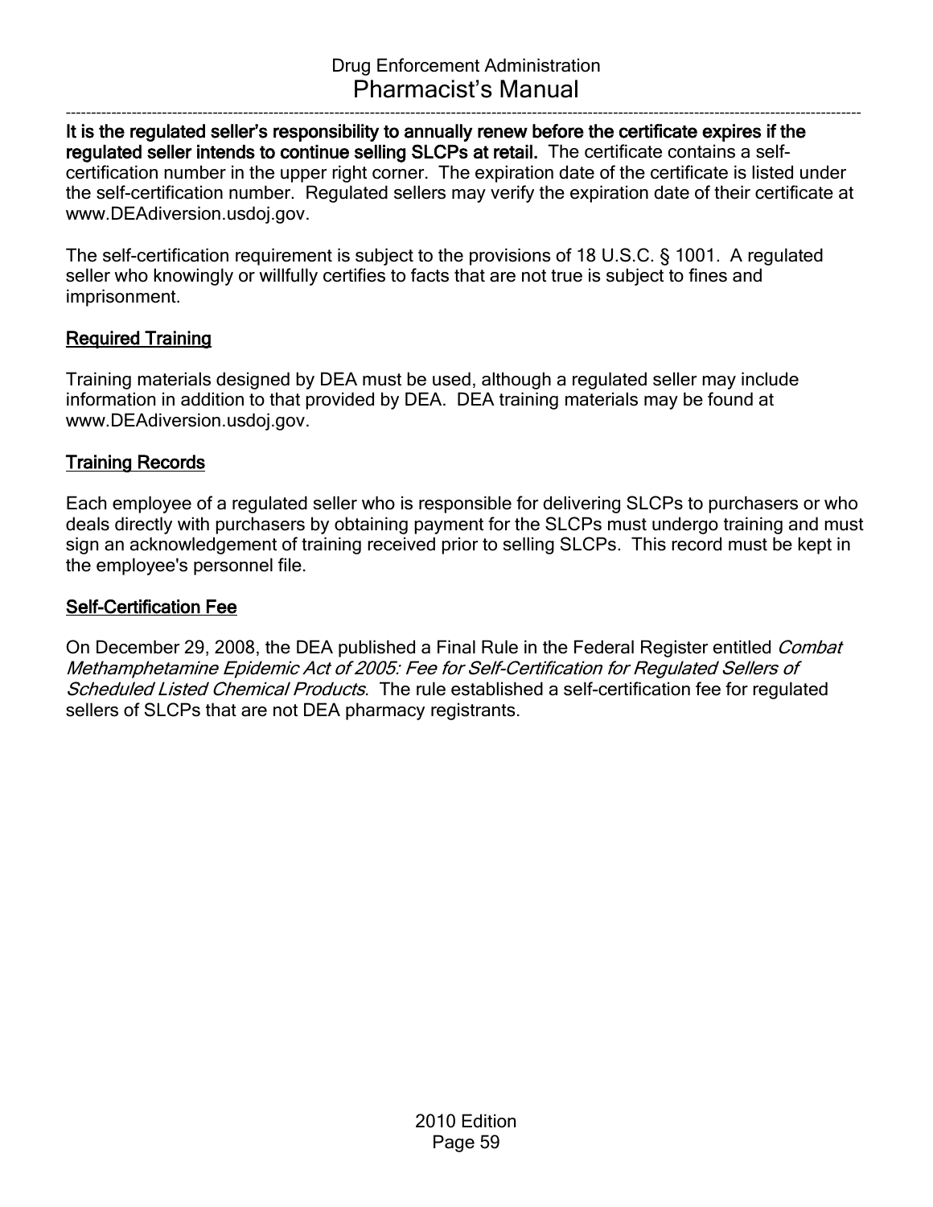**It is the regulated seller's responsibility to annually renew before the certificate expires if the regulated seller intends to continue selling SLCPs at retail.** The certificate contains a self-certification number in the upper right corner. The expiration date of the certificate is listed under the self-certification number. Regulated sellers may verify the expiration date of their certificate at www.DEAdiversion.usdoj.gov.

The self-certification requirement is subject to the provisions of 18 U.S.C. § 1001. A regulated seller who knowingly or willfully certifies to facts that are not true is subject to fines and imprisonment.

### Required Training

Training materials designed by DEA must be used, although a regulated seller may include information in addition to that provided by DEA. DEA training materials may be found at www.DEAdiversion.usdoj.gov.

### Training Records

Each employee of a regulated seller who is responsible for delivering SLCPs to purchasers or who deals directly with purchasers by obtaining payment for the SLCPs must undergo training and must sign an acknowledgement of training received prior to selling SLCPs. This record must be kept in the employee's personnel file.

### Self-Certification Fee

On December 29, 2008, the DEA published a Final Rule in the Federal Register entitled *Combat Methamphetamine Epidemic Act of 2005: Fee for Self-Certification for Regulated Sellers of Scheduled Listed Chemical Products*. The rule established a self-certification fee for regulated sellers of SLCPs that are not DEA pharmacy registrants.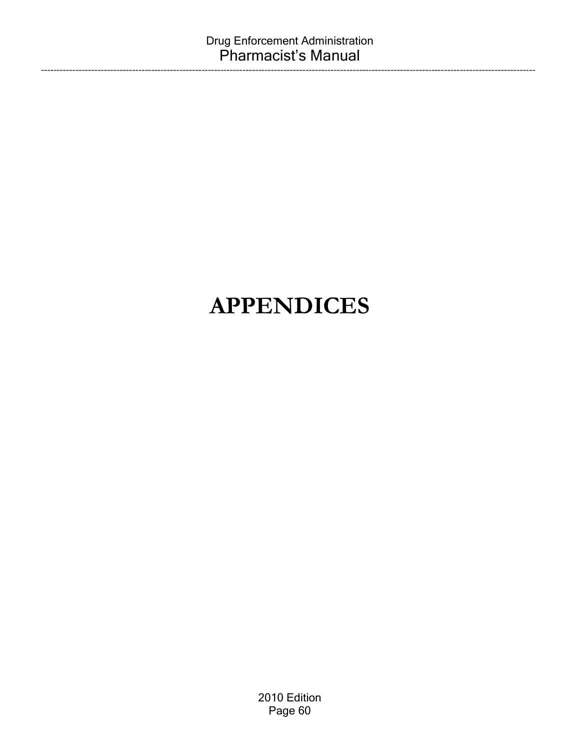# APPENDICES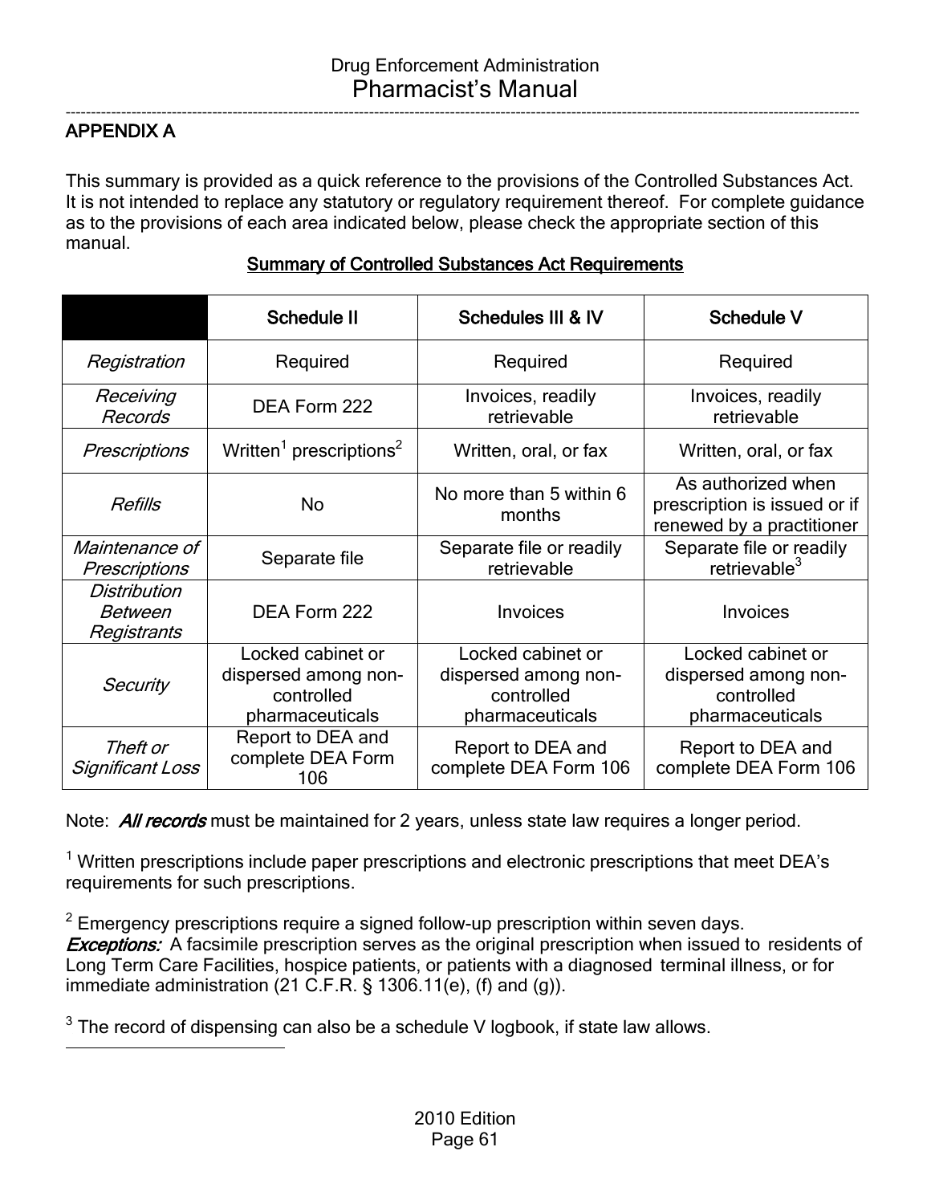## APPENDIX A

This summary is provided as a quick reference to the provisions of the Controlled Substances Act. It is not intended to replace any statutory or regulatory requirement thereof. For complete guidance as to the provisions of each area indicated below, please check the appropriate section of this manual.

**Summary of Controlled Substances Act Requirements**

| | Schedule II | Schedules III & IV | Schedule V |
|---|---|---|---|
| *Registration* | Required | Required | Required |
| *Receiving Records* | DEA Form 222 | Invoices, readily retrievable | Invoices, readily retrievable |
| *Prescriptions* | Written[1] prescriptions[2] | Written, oral, or fax | Written, oral, or fax |
| *Refills* | No | No more than 5 within 6 months | As authorized when prescription is issued or if renewed by a practitioner |
| *Maintenance of Prescriptions* | Separate file | Separate file or readily retrievable | Separate file or readily retrievable[3] |
| *Distribution Between Registrants* | DEA Form 222 | Invoices | Invoices |
| *Security* | Locked cabinet or dispersed among non-controlled pharmaceuticals | Locked cabinet or dispersed among non-controlled pharmaceuticals | Locked cabinet or dispersed among non-controlled pharmaceuticals |
| *Theft or Significant Loss* | Report to DEA and complete DEA Form 106 | Report to DEA and complete DEA Form 106 | Report to DEA and complete DEA Form 106 |

Note: ***All records*** must be maintained for 2 years, unless state law requires a longer period.

[1] Written prescriptions include paper prescriptions and electronic prescriptions that meet DEA's requirements for such prescriptions.

[2] Emergency prescriptions require a signed follow-up prescription within seven days.
***Exceptions:*** A facsimile prescription serves as the original prescription when issued to residents of Long Term Care Facilities, hospice patients, or patients with a diagnosed terminal illness, or for immediate administration (21 C.F.R. § 1306.11(e), (f) and (g)).

[3] The record of dispensing can also be a schedule V logbook, if state law allows.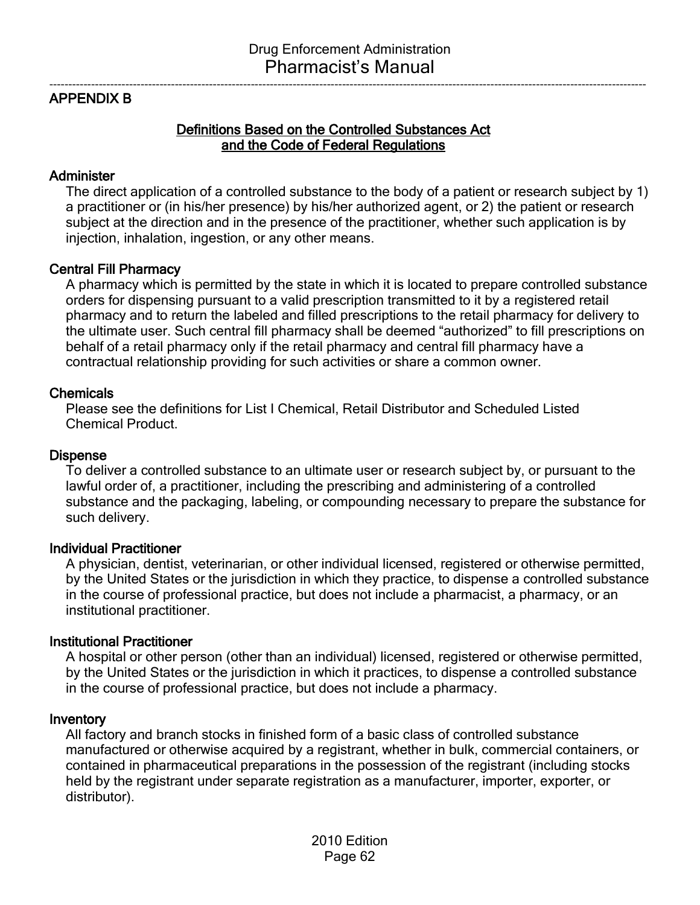## APPENDIX B

### Definitions Based on the Controlled Substances Act and the Code of Federal Regulations

**Administer**

The direct application of a controlled substance to the body of a patient or research subject by 1) a practitioner or (in his/her presence) by his/her authorized agent, or 2) the patient or research subject at the direction and in the presence of the practitioner, whether such application is by injection, inhalation, ingestion, or any other means.

**Central Fill Pharmacy**

A pharmacy which is permitted by the state in which it is located to prepare controlled substance orders for dispensing pursuant to a valid prescription transmitted to it by a registered retail pharmacy and to return the labeled and filled prescriptions to the retail pharmacy for delivery to the ultimate user. Such central fill pharmacy shall be deemed "authorized" to fill prescriptions on behalf of a retail pharmacy only if the retail pharmacy and central fill pharmacy have a contractual relationship providing for such activities or share a common owner.

**Chemicals**

Please see the definitions for List I Chemical, Retail Distributor and Scheduled Listed Chemical Product.

**Dispense**

To deliver a controlled substance to an ultimate user or research subject by, or pursuant to the lawful order of, a practitioner, including the prescribing and administering of a controlled substance and the packaging, labeling, or compounding necessary to prepare the substance for such delivery.

**Individual Practitioner**

A physician, dentist, veterinarian, or other individual licensed, registered or otherwise permitted, by the United States or the jurisdiction in which they practice, to dispense a controlled substance in the course of professional practice, but does not include a pharmacist, a pharmacy, or an institutional practitioner.

**Institutional Practitioner**

A hospital or other person (other than an individual) licensed, registered or otherwise permitted, by the United States or the jurisdiction in which it practices, to dispense a controlled substance in the course of professional practice, but does not include a pharmacy.

**Inventory**

All factory and branch stocks in finished form of a basic class of controlled substance manufactured or otherwise acquired by a registrant, whether in bulk, commercial containers, or contained in pharmaceutical preparations in the possession of the registrant (including stocks held by the registrant under separate registration as a manufacturer, importer, exporter, or distributor).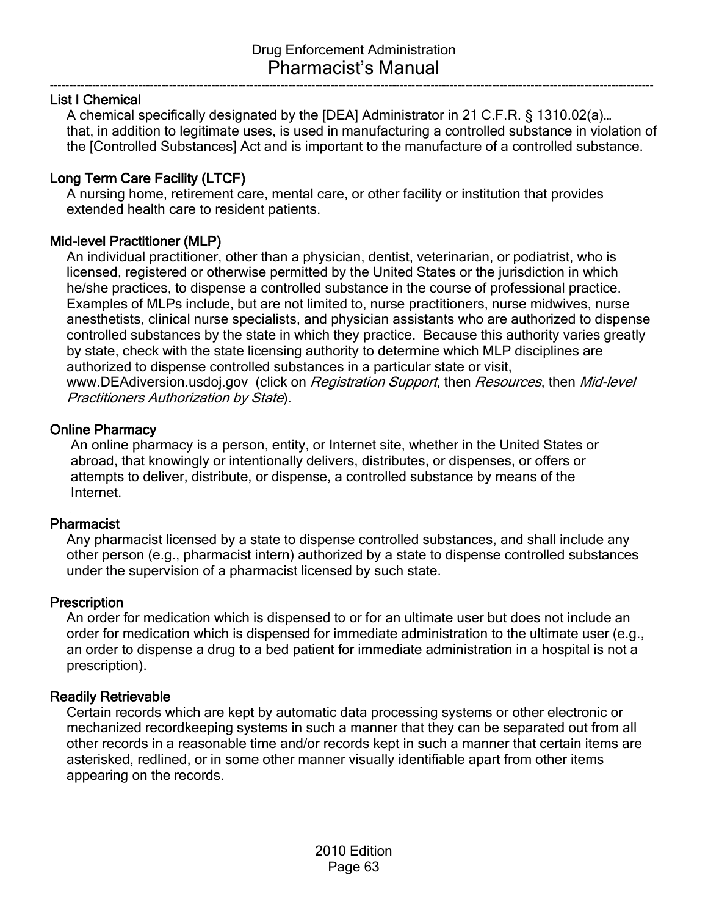**List I Chemical**

A chemical specifically designated by the [DEA] Administrator in 21 C.F.R. § 1310.02(a)… that, in addition to legitimate uses, is used in manufacturing a controlled substance in violation of the [Controlled Substances] Act and is important to the manufacture of a controlled substance.

**Long Term Care Facility (LTCF)**

A nursing home, retirement care, mental care, or other facility or institution that provides extended health care to resident patients.

**Mid-level Practitioner (MLP)**

An individual practitioner, other than a physician, dentist, veterinarian, or podiatrist, who is licensed, registered or otherwise permitted by the United States or the jurisdiction in which he/she practices, to dispense a controlled substance in the course of professional practice. Examples of MLPs include, but are not limited to, nurse practitioners, nurse midwives, nurse anesthetists, clinical nurse specialists, and physician assistants who are authorized to dispense controlled substances by the state in which they practice. Because this authority varies greatly by state, check with the state licensing authority to determine which MLP disciplines are authorized to dispense controlled substances in a particular state or visit, www.DEAdiversion.usdoj.gov (click on *Registration Support*, then *Resources*, then *Mid-level Practitioners Authorization by State*).

**Online Pharmacy**

An online pharmacy is a person, entity, or Internet site, whether in the United States or abroad, that knowingly or intentionally delivers, distributes, or dispenses, or offers or attempts to deliver, distribute, or dispense, a controlled substance by means of the Internet.

**Pharmacist**

Any pharmacist licensed by a state to dispense controlled substances, and shall include any other person (e.g., pharmacist intern) authorized by a state to dispense controlled substances under the supervision of a pharmacist licensed by such state.

**Prescription**

An order for medication which is dispensed to or for an ultimate user but does not include an order for medication which is dispensed for immediate administration to the ultimate user (e.g., an order to dispense a drug to a bed patient for immediate administration in a hospital is not a prescription).

**Readily Retrievable**

Certain records which are kept by automatic data processing systems or other electronic or mechanized recordkeeping systems in such a manner that they can be separated out from all other records in a reasonable time and/or records kept in such a manner that certain items are asterisked, redlined, or in some other manner visually identifiable apart from other items appearing on the records.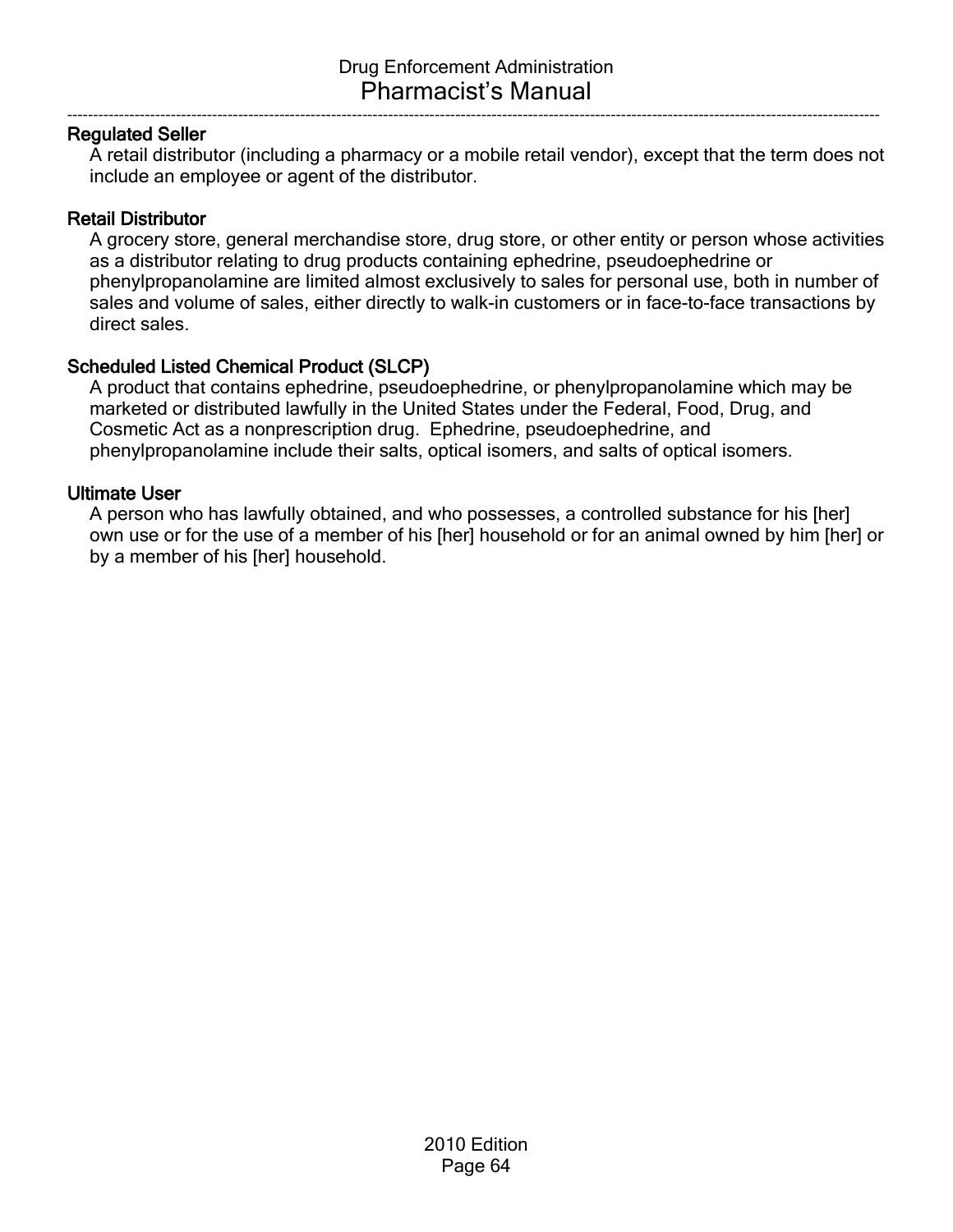**Regulated Seller**

A retail distributor (including a pharmacy or a mobile retail vendor), except that the term does not include an employee or agent of the distributor.

**Retail Distributor**

A grocery store, general merchandise store, drug store, or other entity or person whose activities as a distributor relating to drug products containing ephedrine, pseudoephedrine or phenylpropanolamine are limited almost exclusively to sales for personal use, both in number of sales and volume of sales, either directly to walk-in customers or in face-to-face transactions by direct sales.

**Scheduled Listed Chemical Product (SLCP)**

A product that contains ephedrine, pseudoephedrine, or phenylpropanolamine which may be marketed or distributed lawfully in the United States under the Federal, Food, Drug, and Cosmetic Act as a nonprescription drug. Ephedrine, pseudoephedrine, and phenylpropanolamine include their salts, optical isomers, and salts of optical isomers.

**Ultimate User**

A person who has lawfully obtained, and who possesses, a controlled substance for his [her] own use or for the use of a member of his [her] household or for an animal owned by him [her] or by a member of his [her] household.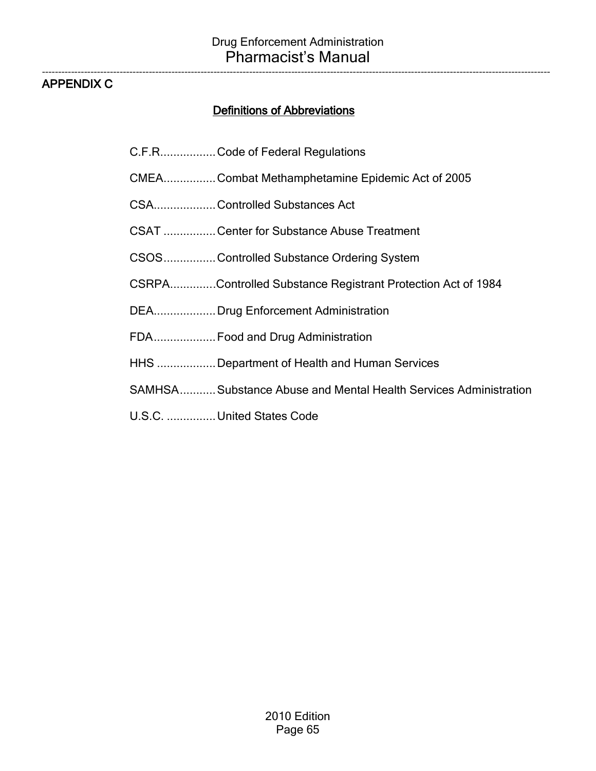## APPENDIX C

### Definitions of Abbreviations

C.F.R................. Code of Federal Regulations

CMEA................ Combat Methamphetamine Epidemic Act of 2005

CSA................... Controlled Substances Act

CSAT ................ Center for Substance Abuse Treatment

CSOS................ Controlled Substance Ordering System

CSRPA.............. Controlled Substance Registrant Protection Act of 1984

DEA................... Drug Enforcement Administration

FDA................... Food and Drug Administration

HHS .................. Department of Health and Human Services

SAMHSA........... Substance Abuse and Mental Health Services Administration

U.S.C. ............... United States Code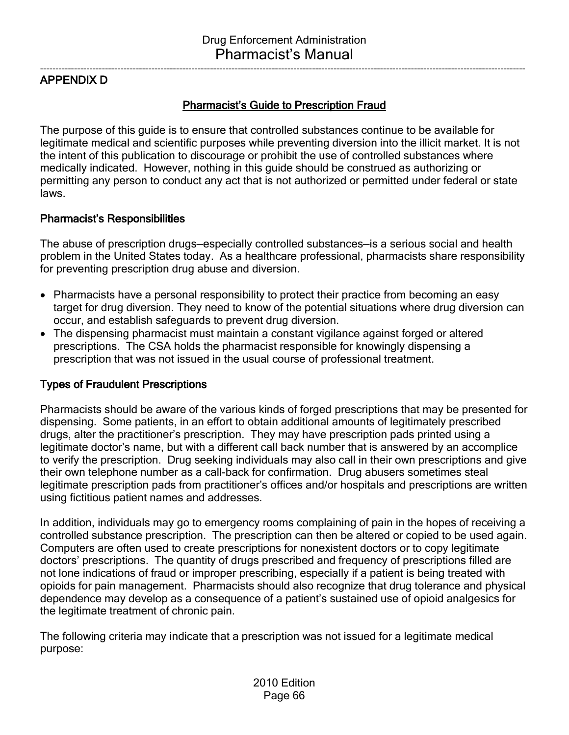## APPENDIX D

### Pharmacist's Guide to Prescription Fraud

The purpose of this guide is to ensure that controlled substances continue to be available for legitimate medical and scientific purposes while preventing diversion into the illicit market. It is not the intent of this publication to discourage or prohibit the use of controlled substances where medically indicated. However, nothing in this guide should be construed as authorizing or permitting any person to conduct any act that is not authorized or permitted under federal or state laws.

### Pharmacist's Responsibilities

The abuse of prescription drugs—especially controlled substances—is a serious social and health problem in the United States today. As a healthcare professional, pharmacists share responsibility for preventing prescription drug abuse and diversion.

- Pharmacists have a personal responsibility to protect their practice from becoming an easy target for drug diversion. They need to know of the potential situations where drug diversion can occur, and establish safeguards to prevent drug diversion.
- The dispensing pharmacist must maintain a constant vigilance against forged or altered prescriptions. The CSA holds the pharmacist responsible for knowingly dispensing a prescription that was not issued in the usual course of professional treatment.

### Types of Fraudulent Prescriptions

Pharmacists should be aware of the various kinds of forged prescriptions that may be presented for dispensing. Some patients, in an effort to obtain additional amounts of legitimately prescribed drugs, alter the practitioner's prescription. They may have prescription pads printed using a legitimate doctor's name, but with a different call back number that is answered by an accomplice to verify the prescription. Drug seeking individuals may also call in their own prescriptions and give their own telephone number as a call-back for confirmation. Drug abusers sometimes steal legitimate prescription pads from practitioner's offices and/or hospitals and prescriptions are written using fictitious patient names and addresses.

In addition, individuals may go to emergency rooms complaining of pain in the hopes of receiving a controlled substance prescription. The prescription can then be altered or copied to be used again. Computers are often used to create prescriptions for nonexistent doctors or to copy legitimate doctors' prescriptions. The quantity of drugs prescribed and frequency of prescriptions filled are not lone indications of fraud or improper prescribing, especially if a patient is being treated with opioids for pain management. Pharmacists should also recognize that drug tolerance and physical dependence may develop as a consequence of a patient's sustained use of opioid analgesics for the legitimate treatment of chronic pain.

The following criteria may indicate that a prescription was not issued for a legitimate medical purpose: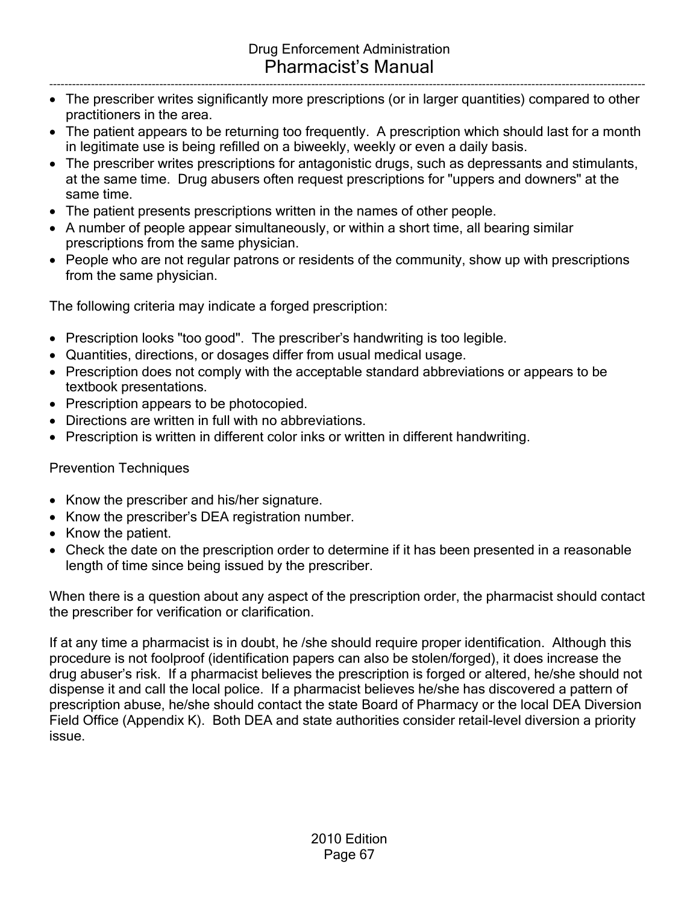- The prescriber writes significantly more prescriptions (or in larger quantities) compared to other practitioners in the area.
- The patient appears to be returning too frequently. A prescription which should last for a month in legitimate use is being refilled on a biweekly, weekly or even a daily basis.
- The prescriber writes prescriptions for antagonistic drugs, such as depressants and stimulants, at the same time. Drug abusers often request prescriptions for "uppers and downers" at the same time.
- The patient presents prescriptions written in the names of other people.
- A number of people appear simultaneously, or within a short time, all bearing similar prescriptions from the same physician.
- People who are not regular patrons or residents of the community, show up with prescriptions from the same physician.

The following criteria may indicate a forged prescription:

- Prescription looks "too good". The prescriber's handwriting is too legible.
- Quantities, directions, or dosages differ from usual medical usage.
- Prescription does not comply with the acceptable standard abbreviations or appears to be textbook presentations.
- Prescription appears to be photocopied.
- Directions are written in full with no abbreviations.
- Prescription is written in different color inks or written in different handwriting.

Prevention Techniques

- Know the prescriber and his/her signature.
- Know the prescriber's DEA registration number.
- Know the patient.
- Check the date on the prescription order to determine if it has been presented in a reasonable length of time since being issued by the prescriber.

When there is a question about any aspect of the prescription order, the pharmacist should contact the prescriber for verification or clarification.

If at any time a pharmacist is in doubt, he /she should require proper identification. Although this procedure is not foolproof (identification papers can also be stolen/forged), it does increase the drug abuser's risk. If a pharmacist believes the prescription is forged or altered, he/she should not dispense it and call the local police. If a pharmacist believes he/she has discovered a pattern of prescription abuse, he/she should contact the state Board of Pharmacy or the local DEA Diversion Field Office (Appendix K). Both DEA and state authorities consider retail-level diversion a priority issue.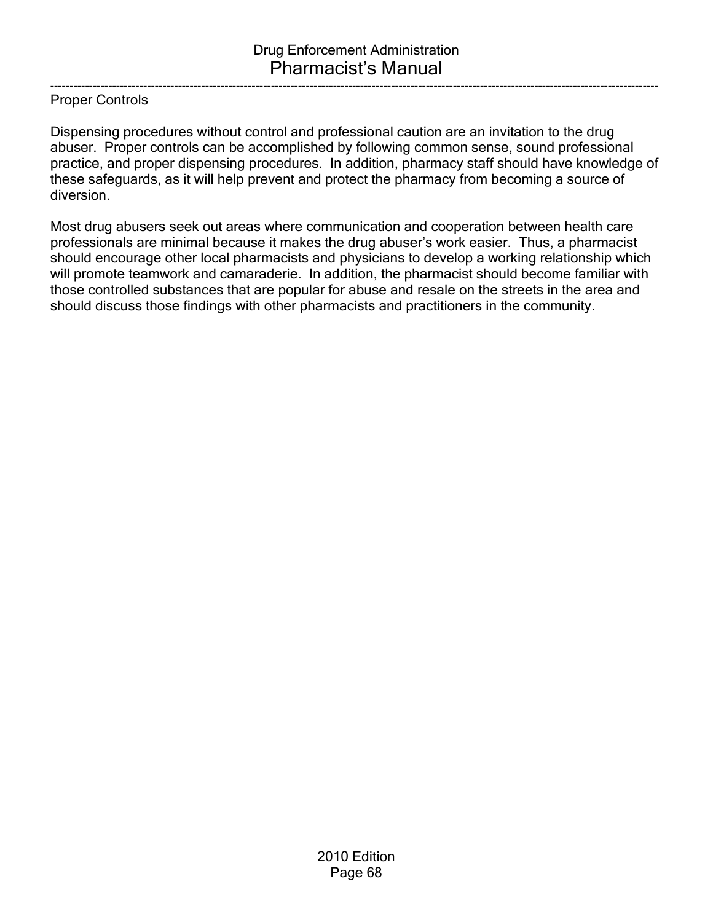## Proper Controls

Dispensing procedures without control and professional caution are an invitation to the drug abuser. Proper controls can be accomplished by following common sense, sound professional practice, and proper dispensing procedures. In addition, pharmacy staff should have knowledge of these safeguards, as it will help prevent and protect the pharmacy from becoming a source of diversion.

Most drug abusers seek out areas where communication and cooperation between health care professionals are minimal because it makes the drug abuser's work easier. Thus, a pharmacist should encourage other local pharmacists and physicians to develop a working relationship which will promote teamwork and camaraderie. In addition, the pharmacist should become familiar with those controlled substances that are popular for abuse and resale on the streets in the area and should discuss those findings with other pharmacists and practitioners in the community.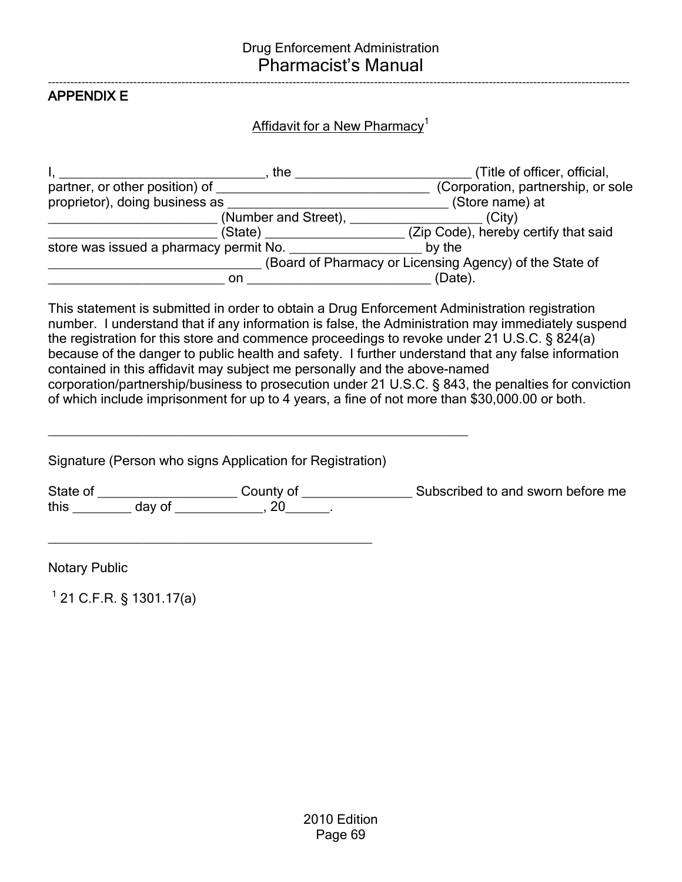## APPENDIX E

Affidavit for a New Pharmacy[1]

I, ______________________________, the ________________________ (Title of officer, official, partner, or other position) of ______________________________ (Corporation, partnership, or sole proprietor), doing business as ______________________________ (Store name) at ________________________ (Number and Street), __________________ (City) ________________________ (State) ___________________ (Zip Code), hereby certify that said store was issued a pharmacy permit No. __________________ by the ______________________________ (Board of Pharmacy or Licensing Agency) of the State of ________________________ on __________________________ (Date).

This statement is submitted in order to obtain a Drug Enforcement Administration registration number. I understand that if any information is false, the Administration may immediately suspend the registration for this store and commence proceedings to revoke under 21 U.S.C. § 824(a) because of the danger to public health and safety. I further understand that any false information contained in this affidavit may subject me personally and the above-named corporation/partnership/business to prosecution under 21 U.S.C. § 843, the penalties for conviction of which include imprisonment for up to 4 years, a fine of not more than $30,000.00 or both.

______________________________________________________________

Signature (Person who signs Application for Registration)

State of ____________________ County of ________________ Subscribed to and sworn before me this ________ day of ____________, 20______.

______________________________________________

Notary Public

[1] 21 C.F.R. § 1301.17(a)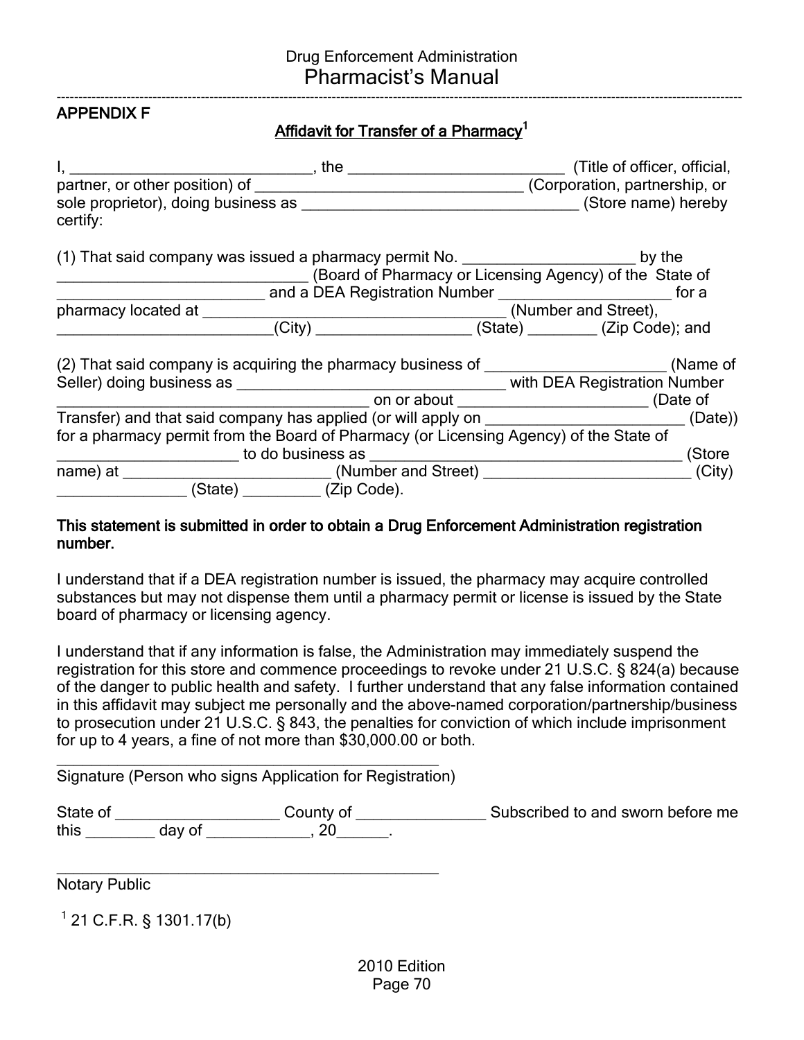## APPENDIX F

### Affidavit for Transfer of a Pharmacy[1]

I, ______________________________, the __________________________ (Title of officer, official, partner, or other position) of ________________________________ (Corporation, partnership, or sole proprietor), doing business as __________________________________ (Store name) hereby certify:

(1) That said company was issued a pharmacy permit No. _____________________ by the ______________________________ (Board of Pharmacy or Licensing Agency) of the State of _________________________ and a DEA Registration Number _____________________ for a pharmacy located at ____________________________________ (Number and Street), __________________________(City) ___________________ (State) ________ (Zip Code); and

(2) That said company is acquiring the pharmacy business of ______________________ (Name of Seller) doing business as ________________________________ with DEA Registration Number ______________________________________ on or about _______________________ (Date of Transfer) and that said company has applied (or will apply on ________________________ (Date)) for a pharmacy permit from the Board of Pharmacy (or Licensing Agency) of the State of ______________________ to do business as ______________________________________ (Store name) at _________________________ (Number and Street) _________________________ (City) ________________ (State) _________ (Zip Code).

**This statement is submitted in order to obtain a Drug Enforcement Administration registration number.**

I understand that if a DEA registration number is issued, the pharmacy may acquire controlled substances but may not dispense them until a pharmacy permit or license is issued by the State board of pharmacy or licensing agency.

I understand that if any information is false, the Administration may immediately suspend the registration for this store and commence proceedings to revoke under 21 U.S.C. § 824(a) because of the danger to public health and safety. I further understand that any false information contained in this affidavit may subject me personally and the above-named corporation/partnership/business to prosecution under 21 U.S.C. § 843, the penalties for conviction of which include imprisonment for up to 4 years, a fine of not more than $30,000.00 or both.

_______________________________________________
Signature (Person who signs Application for Registration)

State of ____________________ County of ________________ Subscribed to and sworn before me this ________ day of ____________, 20______.

_______________________________________________
Notary Public

[1] 21 C.F.R. § 1301.17(b)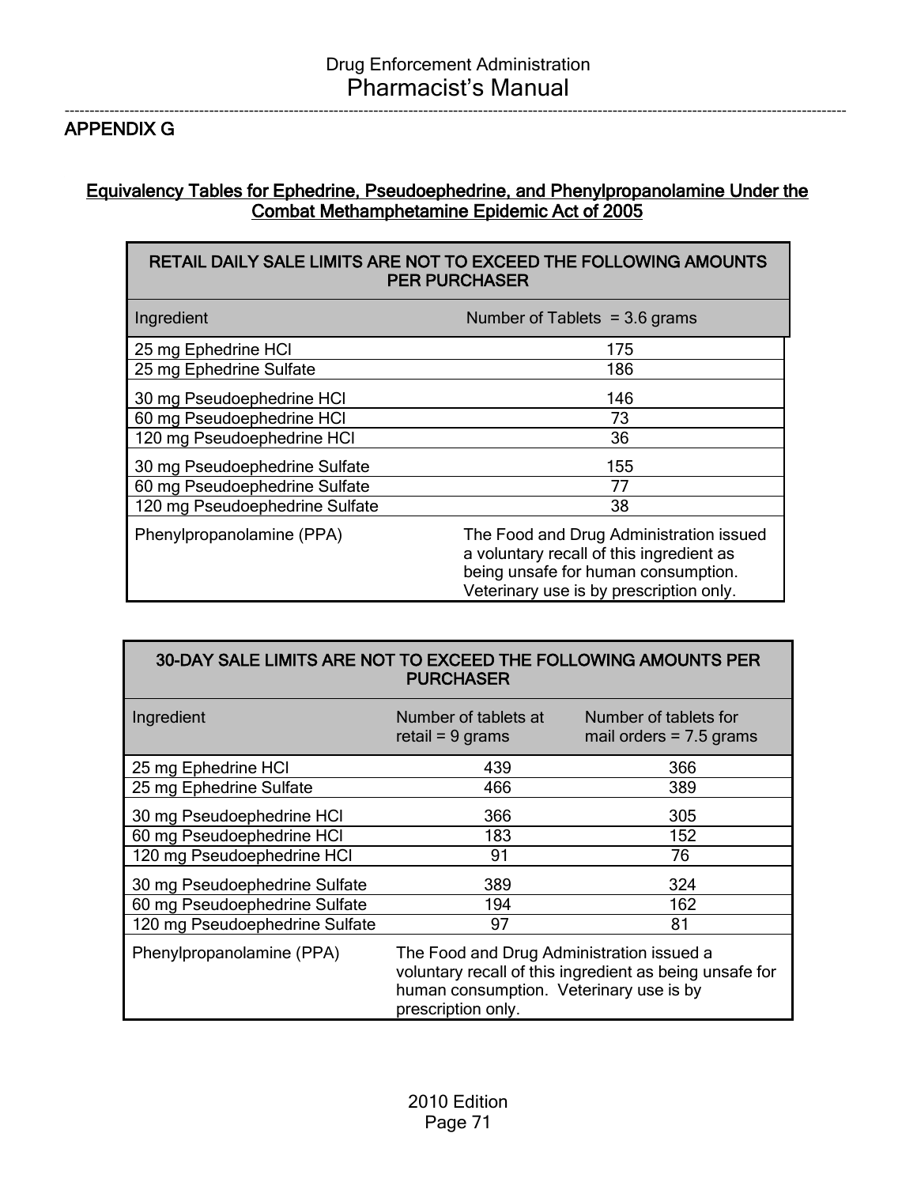## APPENDIX G

### Equivalency Tables for Ephedrine, Pseudoephedrine, and Phenylpropanolamine Under the Combat Methamphetamine Epidemic Act of 2005

| RETAIL DAILY SALE LIMITS ARE NOT TO EXCEED THE FOLLOWING AMOUNTS PER PURCHASER | |
|---|---|
| Ingredient | Number of Tablets = 3.6 grams |
| 25 mg Ephedrine HCl | 175 |
| 25 mg Ephedrine Sulfate | 186 |
| 30 mg Pseudoephedrine HCl | 146 |
| 60 mg Pseudoephedrine HCl | 73 |
| 120 mg Pseudoephedrine HCl | 36 |
| 30 mg Pseudoephedrine Sulfate | 155 |
| 60 mg Pseudoephedrine Sulfate | 77 |
| 120 mg Pseudoephedrine Sulfate | 38 |
| Phenylpropanolamine (PPA) | The Food and Drug Administration issued a voluntary recall of this ingredient as being unsafe for human consumption. Veterinary use is by prescription only. |

| 30-DAY SALE LIMITS ARE NOT TO EXCEED THE FOLLOWING AMOUNTS PER PURCHASER | | |
|---|---|---|
| Ingredient | Number of tablets at retail = 9 grams | Number of tablets for mail orders = 7.5 grams |
| 25 mg Ephedrine HCl | 439 | 366 |
| 25 mg Ephedrine Sulfate | 466 | 389 |
| 30 mg Pseudoephedrine HCl | 366 | 305 |
| 60 mg Pseudoephedrine HCl | 183 | 152 |
| 120 mg Pseudoephedrine HCl | 91 | 76 |
| 30 mg Pseudoephedrine Sulfate | 389 | 324 |
| 60 mg Pseudoephedrine Sulfate | 194 | 162 |
| 120 mg Pseudoephedrine Sulfate | 97 | 81 |
| Phenylpropanolamine (PPA) | The Food and Drug Administration issued a voluntary recall of this ingredient as being unsafe for human consumption. Veterinary use is by prescription only. | |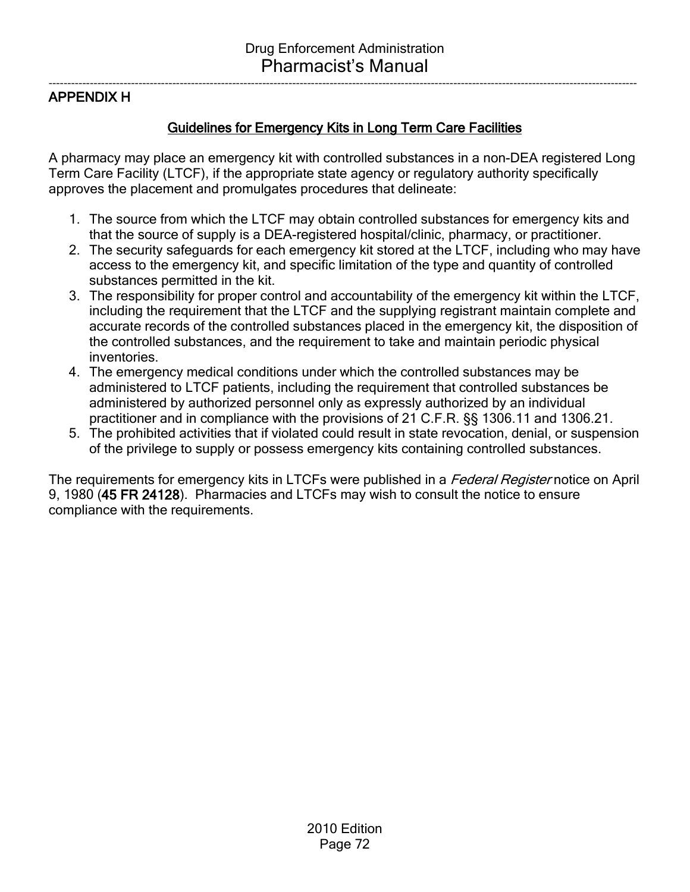## APPENDIX H

### Guidelines for Emergency Kits in Long Term Care Facilities

A pharmacy may place an emergency kit with controlled substances in a non-DEA registered Long Term Care Facility (LTCF), if the appropriate state agency or regulatory authority specifically approves the placement and promulgates procedures that delineate:

1. The source from which the LTCF may obtain controlled substances for emergency kits and that the source of supply is a DEA-registered hospital/clinic, pharmacy, or practitioner.
2. The security safeguards for each emergency kit stored at the LTCF, including who may have access to the emergency kit, and specific limitation of the type and quantity of controlled substances permitted in the kit.
3. The responsibility for proper control and accountability of the emergency kit within the LTCF, including the requirement that the LTCF and the supplying registrant maintain complete and accurate records of the controlled substances placed in the emergency kit, the disposition of the controlled substances, and the requirement to take and maintain periodic physical inventories.
4. The emergency medical conditions under which the controlled substances may be administered to LTCF patients, including the requirement that controlled substances be administered by authorized personnel only as expressly authorized by an individual practitioner and in compliance with the provisions of 21 C.F.R. §§ 1306.11 and 1306.21.
5. The prohibited activities that if violated could result in state revocation, denial, or suspension of the privilege to supply or possess emergency kits containing controlled substances.

The requirements for emergency kits in LTCFs were published in a *Federal Register* notice on April 9, 1980 (**45 FR 24128**). Pharmacies and LTCFs may wish to consult the notice to ensure compliance with the requirements.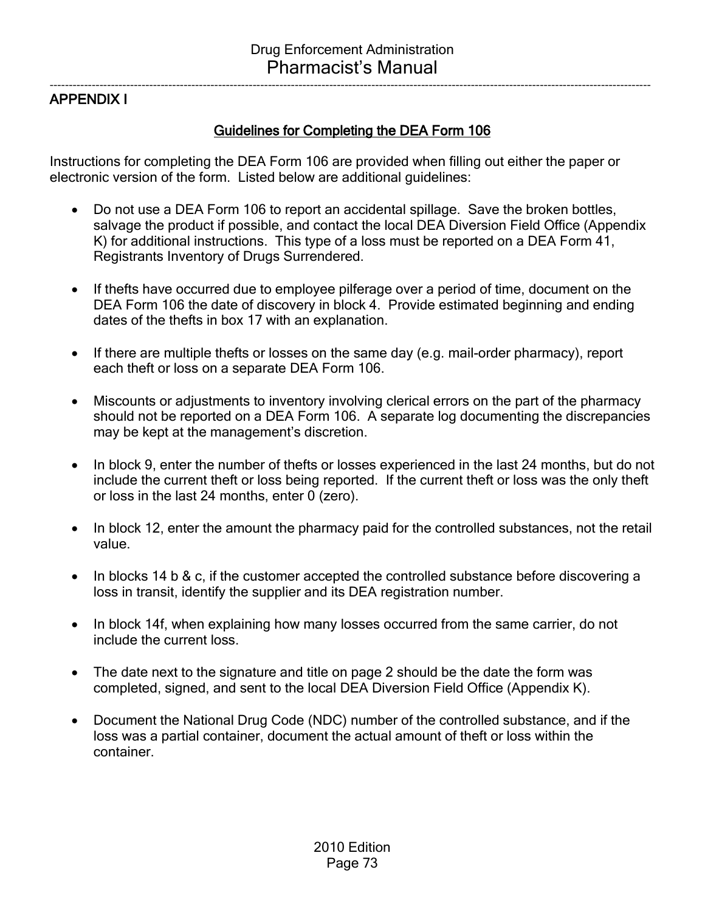## APPENDIX I

### Guidelines for Completing the DEA Form 106

Instructions for completing the DEA Form 106 are provided when filling out either the paper or electronic version of the form. Listed below are additional guidelines:

- Do not use a DEA Form 106 to report an accidental spillage. Save the broken bottles, salvage the product if possible, and contact the local DEA Diversion Field Office (Appendix K) for additional instructions. This type of a loss must be reported on a DEA Form 41, Registrants Inventory of Drugs Surrendered.

- If thefts have occurred due to employee pilferage over a period of time, document on the DEA Form 106 the date of discovery in block 4. Provide estimated beginning and ending dates of the thefts in box 17 with an explanation.

- If there are multiple thefts or losses on the same day (e.g. mail-order pharmacy), report each theft or loss on a separate DEA Form 106.

- Miscounts or adjustments to inventory involving clerical errors on the part of the pharmacy should not be reported on a DEA Form 106. A separate log documenting the discrepancies may be kept at the management's discretion.

- In block 9, enter the number of thefts or losses experienced in the last 24 months, but do not include the current theft or loss being reported. If the current theft or loss was the only theft or loss in the last 24 months, enter 0 (zero).

- In block 12, enter the amount the pharmacy paid for the controlled substances, not the retail value.

- In blocks 14 b & c, if the customer accepted the controlled substance before discovering a loss in transit, identify the supplier and its DEA registration number.

- In block 14f, when explaining how many losses occurred from the same carrier, do not include the current loss.

- The date next to the signature and title on page 2 should be the date the form was completed, signed, and sent to the local DEA Diversion Field Office (Appendix K).

- Document the National Drug Code (NDC) number of the controlled substance, and if the loss was a partial container, document the actual amount of theft or loss within the container.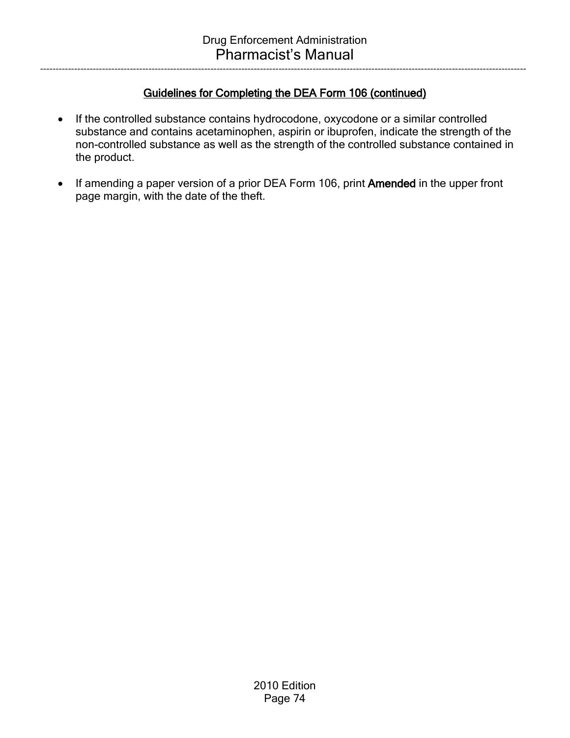## Guidelines for Completing the DEA Form 106 (continued)

- If the controlled substance contains hydrocodone, oxycodone or a similar controlled substance and contains acetaminophen, aspirin or ibuprofen, indicate the strength of the non-controlled substance as well as the strength of the controlled substance contained in the product.

- If amending a paper version of a prior DEA Form 106, print **Amended** in the upper front page margin, with the date of the theft.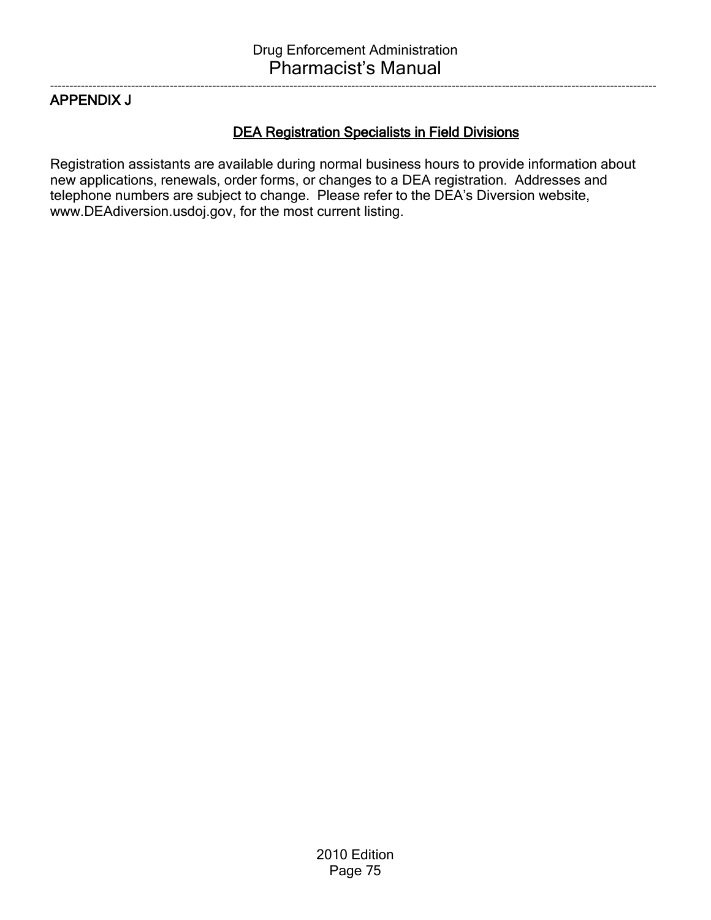## APPENDIX J

### DEA Registration Specialists in Field Divisions

Registration assistants are available during normal business hours to provide information about new applications, renewals, order forms, or changes to a DEA registration. Addresses and telephone numbers are subject to change. Please refer to the DEA's Diversion website, www.DEAdiversion.usdoj.gov, for the most current listing.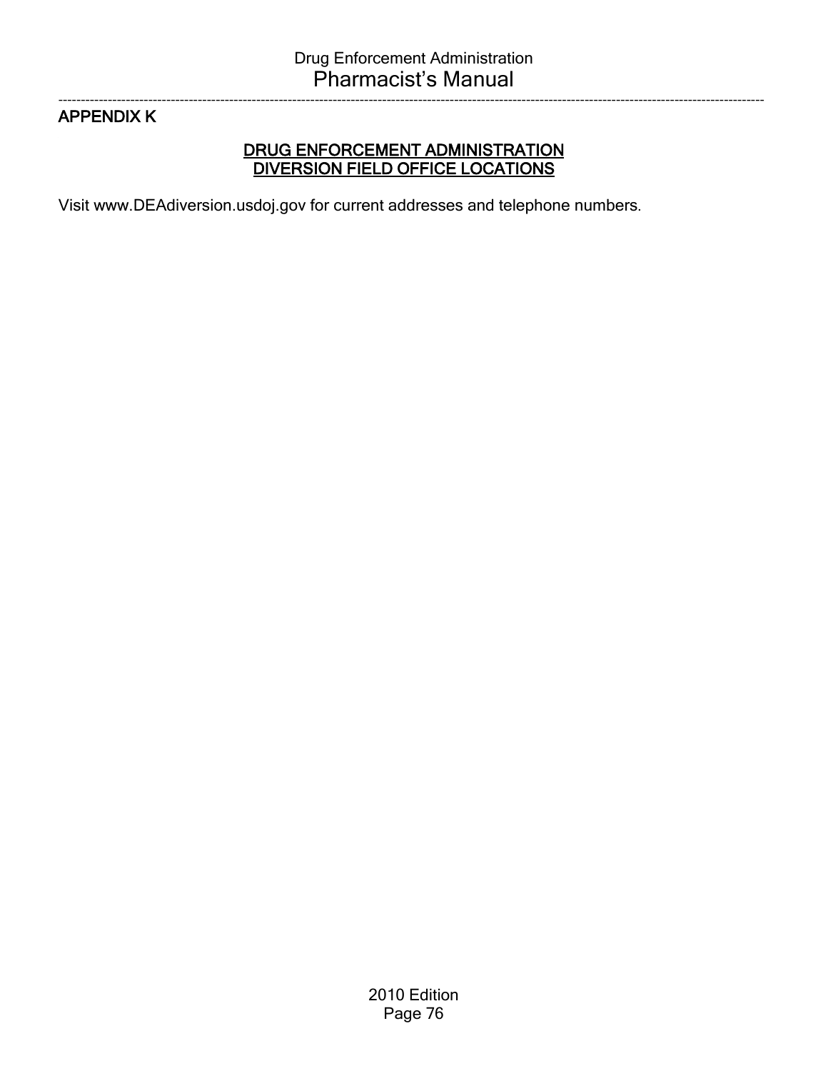## APPENDIX K

### DRUG ENFORCEMENT ADMINISTRATION
### DIVERSION FIELD OFFICE LOCATIONS

Visit www.DEAdiversion.usdoj.gov for current addresses and telephone numbers.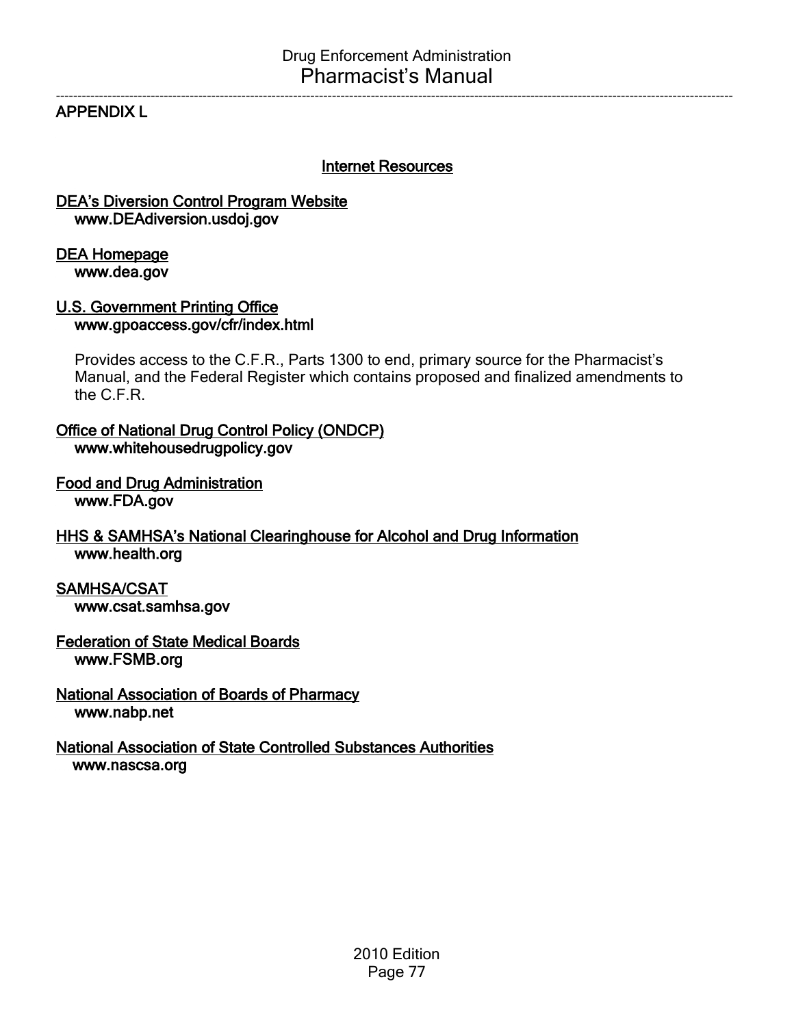## APPENDIX L

### Internet Resources

DEA's Diversion Control Program Website
**www.DEAdiversion.usdoj.gov**

DEA Homepage
**www.dea.gov**

U.S. Government Printing Office
**www.gpoaccess.gov/cfr/index.html**

Provides access to the C.F.R., Parts 1300 to end, primary source for the Pharmacist's Manual, and the Federal Register which contains proposed and finalized amendments to the C.F.R.

Office of National Drug Control Policy (ONDCP)
**www.whitehousedrugpolicy.gov**

Food and Drug Administration
**www.FDA.gov**

HHS & SAMHSA's National Clearinghouse for Alcohol and Drug Information
**www.health.org**

SAMHSA/CSAT
**www.csat.samhsa.gov**

Federation of State Medical Boards
**www.FSMB.org**

National Association of Boards of Pharmacy
**www.nabp.net**

National Association of State Controlled Substances Authorities
**www.nascsa.org**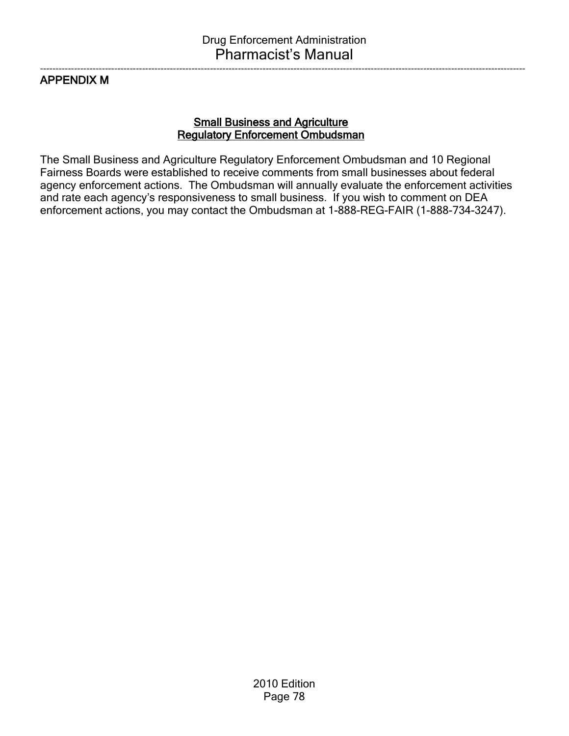## APPENDIX M

### Small Business and Agriculture Regulatory Enforcement Ombudsman

The Small Business and Agriculture Regulatory Enforcement Ombudsman and 10 Regional Fairness Boards were established to receive comments from small businesses about federal agency enforcement actions. The Ombudsman will annually evaluate the enforcement activities and rate each agency's responsiveness to small business. If you wish to comment on DEA enforcement actions, you may contact the Ombudsman at 1-888-REG-FAIR (1-888-734-3247).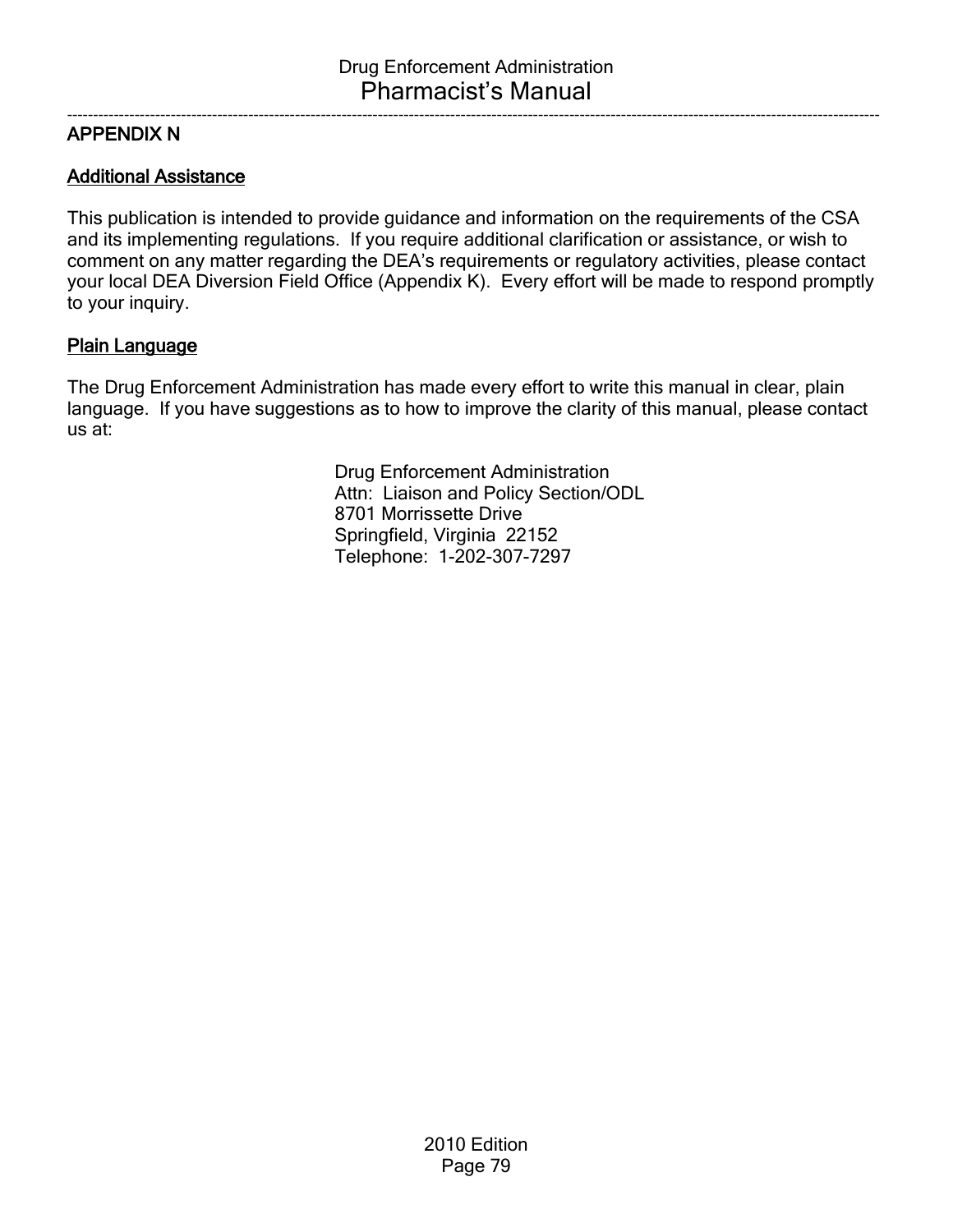## APPENDIX N

### Additional Assistance

This publication is intended to provide guidance and information on the requirements of the CSA and its implementing regulations. If you require additional clarification or assistance, or wish to comment on any matter regarding the DEA's requirements or regulatory activities, please contact your local DEA Diversion Field Office (Appendix K). Every effort will be made to respond promptly to your inquiry.

### Plain Language

The Drug Enforcement Administration has made every effort to write this manual in clear, plain language. If you have suggestions as to how to improve the clarity of this manual, please contact us at:

Drug Enforcement Administration
Attn: Liaison and Policy Section/ODL
8701 Morrissette Drive
Springfield, Virginia 22152
Telephone: 1-202-307-7297